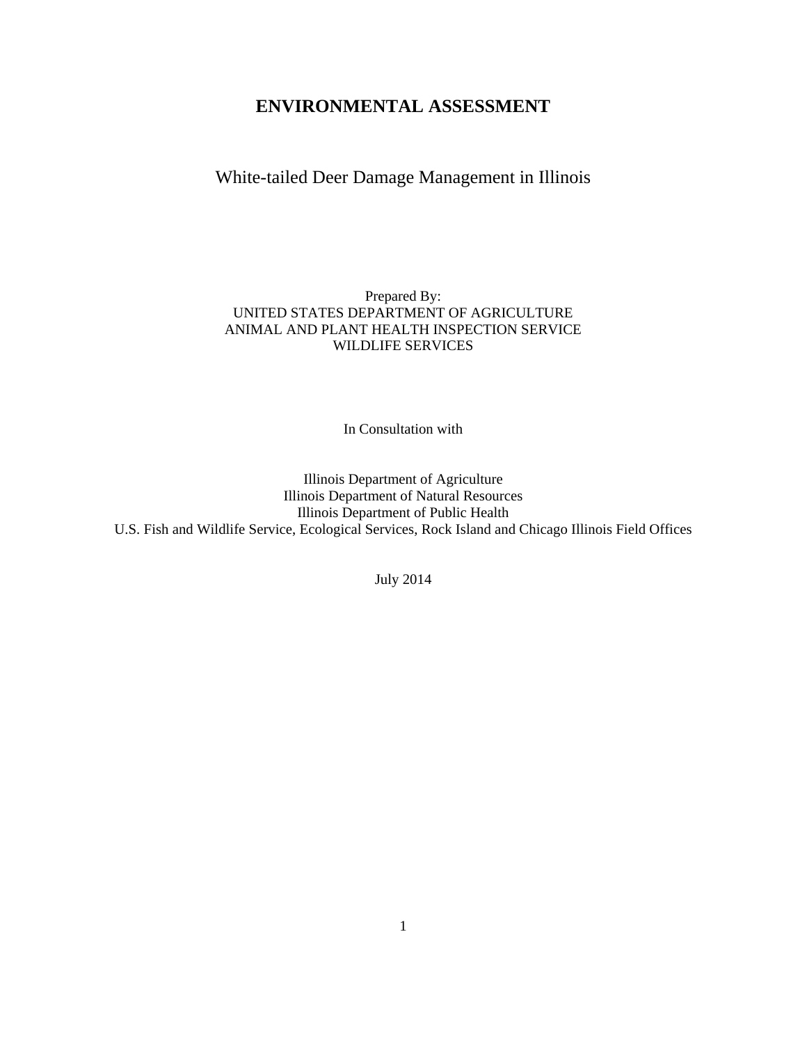# ENVIRONMENTAL ASSESSMENT

## White-tailed Deer Damage Management in Illinois

Prepared By:
UNITED STATES DEPARTMENT OF AGRICULTURE
ANIMAL AND PLANT HEALTH INSPECTION SERVICE
WILDLIFE SERVICES

In Consultation with

Illinois Department of Agriculture
Illinois Department of Natural Resources
Illinois Department of Public Health
U.S. Fish and Wildlife Service, Ecological Services, Rock Island and Chicago Illinois Field Offices

July 2014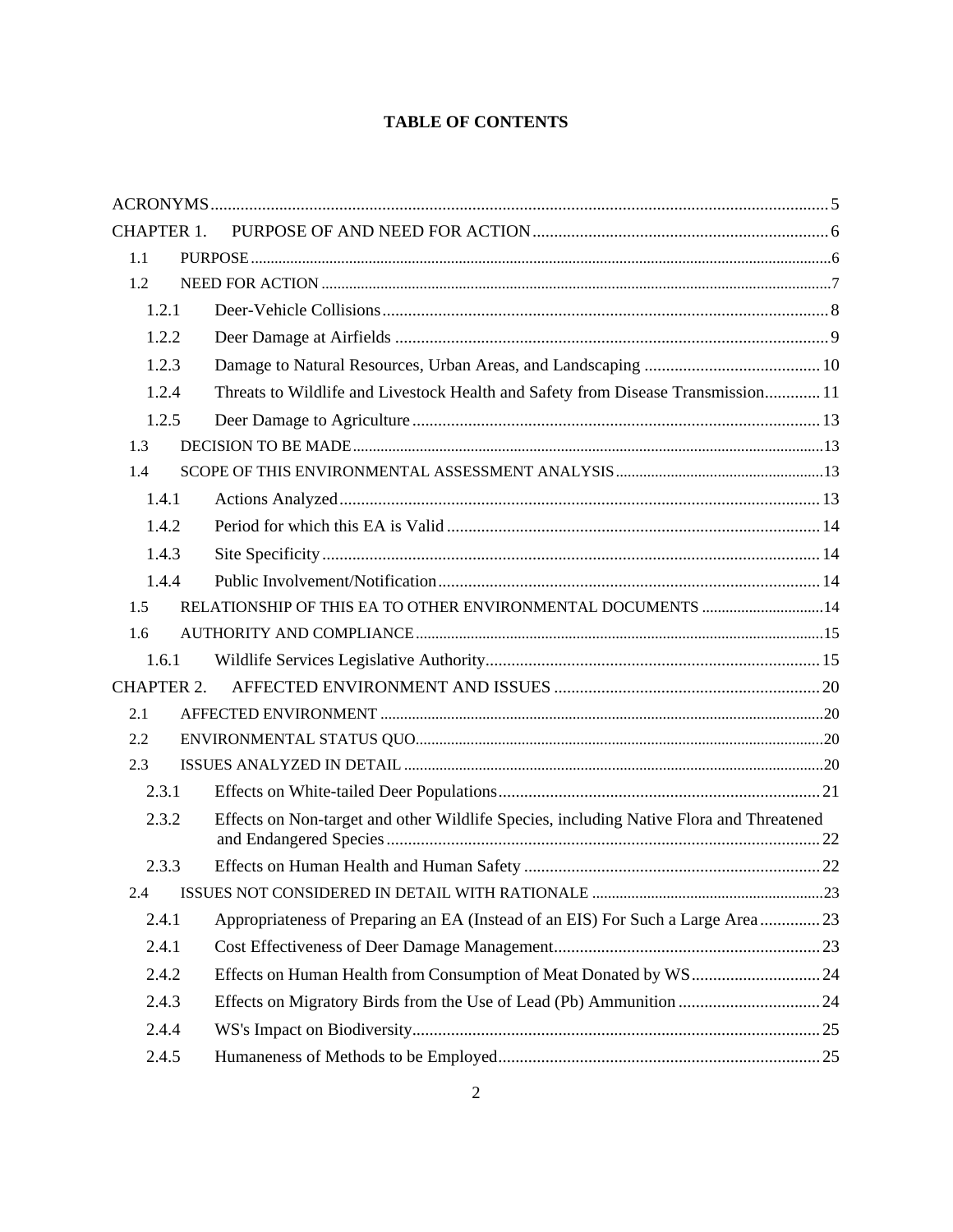# TABLE OF CONTENTS

ACRONYMS ..... 5

CHAPTER 1. PURPOSE OF AND NEED FOR ACTION ..... 6

- 1.1 PURPOSE ..... 6
- 1.2 NEED FOR ACTION ..... 7
  - 1.2.1 Deer-Vehicle Collisions ..... 8
  - 1.2.2 Deer Damage at Airfields ..... 9
  - 1.2.3 Damage to Natural Resources, Urban Areas, and Landscaping ..... 10
  - 1.2.4 Threats to Wildlife and Livestock Health and Safety from Disease Transmission ..... 11
  - 1.2.5 Deer Damage to Agriculture ..... 13
- 1.3 DECISION TO BE MADE ..... 13
- 1.4 SCOPE OF THIS ENVIRONMENTAL ASSESSMENT ANALYSIS ..... 13
  - 1.4.1 Actions Analyzed ..... 13
  - 1.4.2 Period for which this EA is Valid ..... 14
  - 1.4.3 Site Specificity ..... 14
  - 1.4.4 Public Involvement/Notification ..... 14
- 1.5 RELATIONSHIP OF THIS EA TO OTHER ENVIRONMENTAL DOCUMENTS ..... 14
- 1.6 AUTHORITY AND COMPLIANCE ..... 15
  - 1.6.1 Wildlife Services Legislative Authority ..... 15

CHAPTER 2. AFFECTED ENVIRONMENT AND ISSUES ..... 20

- 2.1 AFFECTED ENVIRONMENT ..... 20
- 2.2 ENVIRONMENTAL STATUS QUO ..... 20
- 2.3 ISSUES ANALYZED IN DETAIL ..... 20
  - 2.3.1 Effects on White-tailed Deer Populations ..... 21
  - 2.3.2 Effects on Non-target and other Wildlife Species, including Native Flora and Threatened and Endangered Species ..... 22
  - 2.3.3 Effects on Human Health and Human Safety ..... 22
- 2.4 ISSUES NOT CONSIDERED IN DETAIL WITH RATIONALE ..... 23
  - 2.4.1 Appropriateness of Preparing an EA (Instead of an EIS) For Such a Large Area ..... 23
  - 2.4.1 Cost Effectiveness of Deer Damage Management ..... 23
  - 2.4.2 Effects on Human Health from Consumption of Meat Donated by WS ..... 24
  - 2.4.3 Effects on Migratory Birds from the Use of Lead (Pb) Ammunition ..... 24
  - 2.4.4 WS's Impact on Biodiversity ..... 25
  - 2.4.5 Humaneness of Methods to be Employed ..... 25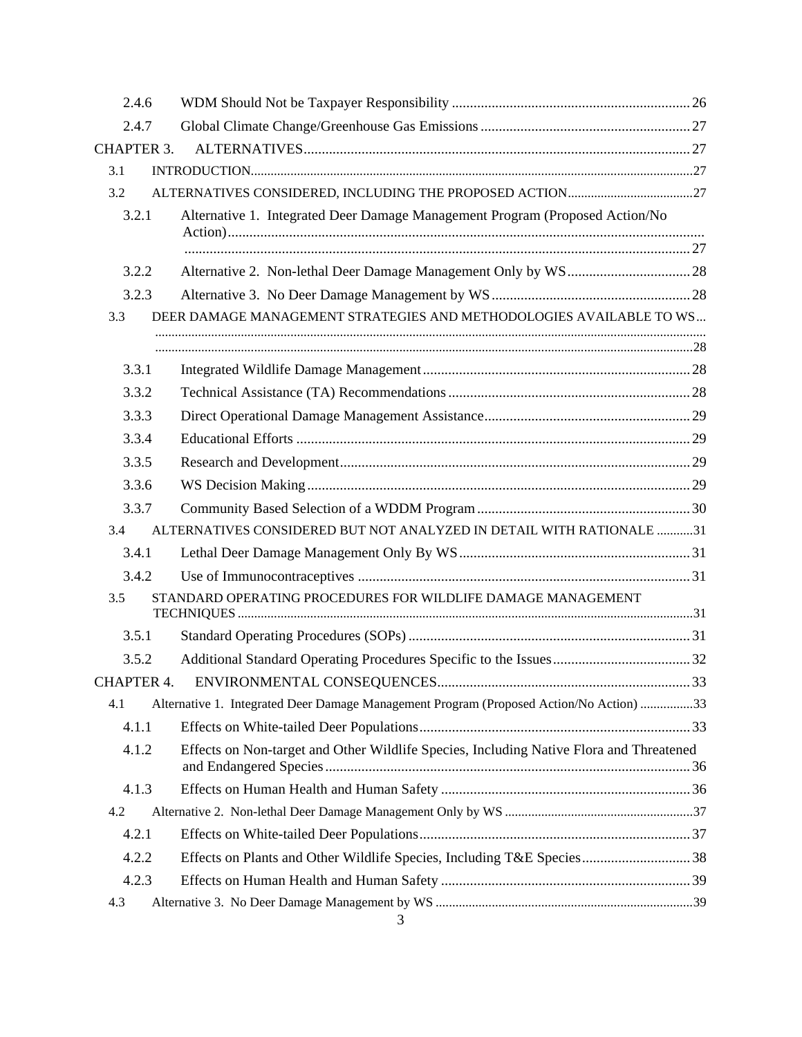2.4.6 WDM Should Not be Taxpayer Responsibility ..... 26

2.4.7 Global Climate Change/Greenhouse Gas Emissions ..... 27

CHAPTER 3. ALTERNATIVES ..... 27

3.1 INTRODUCTION ..... 27

3.2 ALTERNATIVES CONSIDERED, INCLUDING THE PROPOSED ACTION ..... 27

3.2.1 Alternative 1. Integrated Deer Damage Management Program (Proposed Action/No Action) ..... 27

3.2.2 Alternative 2. Non-lethal Deer Damage Management Only by WS ..... 28

3.2.3 Alternative 3. No Deer Damage Management by WS ..... 28

3.3 DEER DAMAGE MANAGEMENT STRATEGIES AND METHODOLOGIES AVAILABLE TO WS ..... 28

3.3.1 Integrated Wildlife Damage Management ..... 28

3.3.2 Technical Assistance (TA) Recommendations ..... 28

3.3.3 Direct Operational Damage Management Assistance ..... 29

3.3.4 Educational Efforts ..... 29

3.3.5 Research and Development ..... 29

3.3.6 WS Decision Making ..... 29

3.3.7 Community Based Selection of a WDDM Program ..... 30

3.4 ALTERNATIVES CONSIDERED BUT NOT ANALYZED IN DETAIL WITH RATIONALE ..... 31

3.4.1 Lethal Deer Damage Management Only By WS ..... 31

3.4.2 Use of Immunocontraceptives ..... 31

3.5 STANDARD OPERATING PROCEDURES FOR WILDLIFE DAMAGE MANAGEMENT TECHNIQUES ..... 31

3.5.1 Standard Operating Procedures (SOPs) ..... 31

3.5.2 Additional Standard Operating Procedures Specific to the Issues ..... 32

CHAPTER 4. ENVIRONMENTAL CONSEQUENCES ..... 33

4.1 Alternative 1. Integrated Deer Damage Management Program (Proposed Action/No Action) ..... 33

4.1.1 Effects on White-tailed Deer Populations ..... 33

4.1.2 Effects on Non-target and Other Wildlife Species, Including Native Flora and Threatened and Endangered Species ..... 36

4.1.3 Effects on Human Health and Human Safety ..... 36

4.2 Alternative 2. Non-lethal Deer Damage Management Only by WS ..... 37

4.2.1 Effects on White-tailed Deer Populations ..... 37

4.2.2 Effects on Plants and Other Wildlife Species, Including T&E Species ..... 38

4.2.3 Effects on Human Health and Human Safety ..... 39

4.3 Alternative 3. No Deer Damage Management by WS ..... 39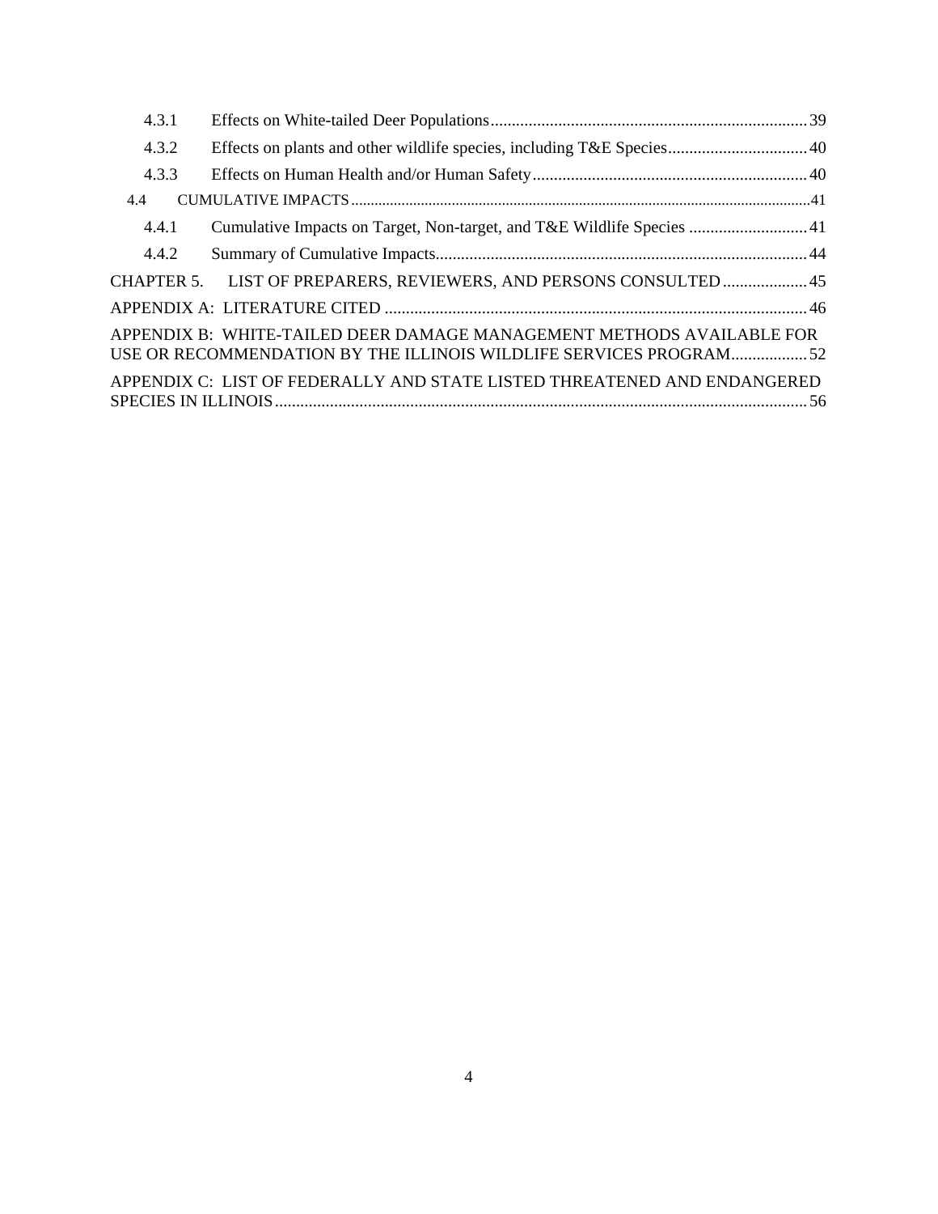4.3.1 Effects on White-tailed Deer Populations ........................................................................... 39

4.3.2 Effects on plants and other wildlife species, including T&E Species ................................. 40

4.3.3 Effects on Human Health and/or Human Safety ................................................................. 40

4.4 CUMULATIVE IMPACTS ......................................................................................................................... 41

4.4.1 Cumulative Impacts on Target, Non-target, and T&E Wildlife Species ............................ 41

4.4.2 Summary of Cumulative Impacts ........................................................................................ 44

CHAPTER 5. LIST OF PREPARERS, REVIEWERS, AND PERSONS CONSULTED .................... 45

APPENDIX A: LITERATURE CITED ................................................................................................... 46

APPENDIX B: WHITE-TAILED DEER DAMAGE MANAGEMENT METHODS AVAILABLE FOR USE OR RECOMMENDATION BY THE ILLINOIS WILDLIFE SERVICES PROGRAM .................. 52

APPENDIX C: LIST OF FEDERALLY AND STATE LISTED THREATENED AND ENDANGERED SPECIES IN ILLINOIS ............................................................................................................................. 56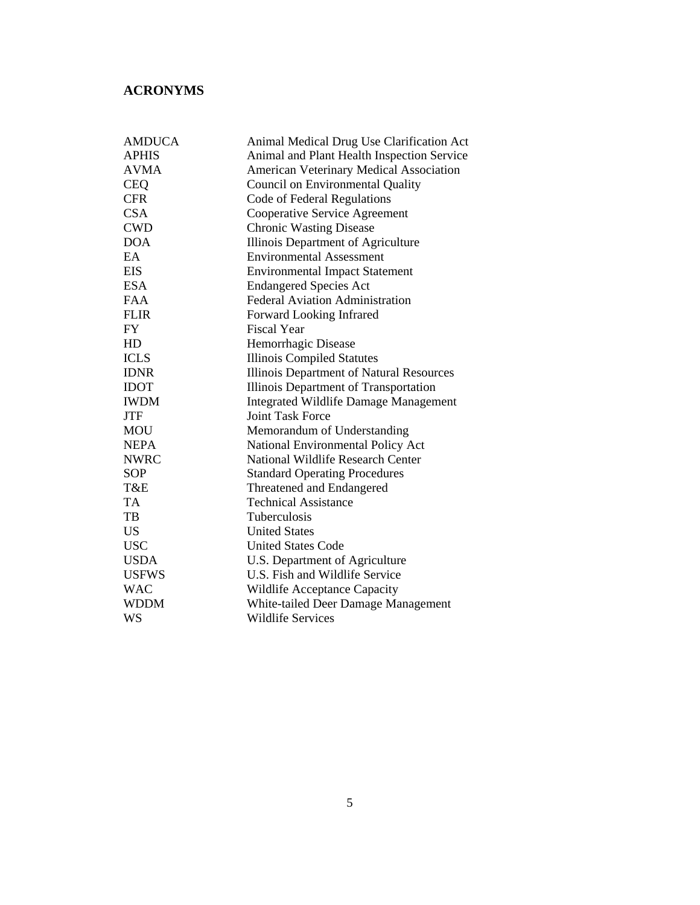## ACRONYMS

| | |
|---|---|
| AMDUCA | Animal Medical Drug Use Clarification Act |
| APHIS | Animal and Plant Health Inspection Service |
| AVMA | American Veterinary Medical Association |
| CEQ | Council on Environmental Quality |
| CFR | Code of Federal Regulations |
| CSA | Cooperative Service Agreement |
| CWD | Chronic Wasting Disease |
| DOA | Illinois Department of Agriculture |
| EA | Environmental Assessment |
| EIS | Environmental Impact Statement |
| ESA | Endangered Species Act |
| FAA | Federal Aviation Administration |
| FLIR | Forward Looking Infrared |
| FY | Fiscal Year |
| HD | Hemorrhagic Disease |
| ICLS | Illinois Compiled Statutes |
| IDNR | Illinois Department of Natural Resources |
| IDOT | Illinois Department of Transportation |
| IWDM | Integrated Wildlife Damage Management |
| JTF | Joint Task Force |
| MOU | Memorandum of Understanding |
| NEPA | National Environmental Policy Act |
| NWRC | National Wildlife Research Center |
| SOP | Standard Operating Procedures |
| T&E | Threatened and Endangered |
| TA | Technical Assistance |
| TB | Tuberculosis |
| US | United States |
| USC | United States Code |
| USDA | U.S. Department of Agriculture |
| USFWS | U.S. Fish and Wildlife Service |
| WAC | Wildlife Acceptance Capacity |
| WDDM | White-tailed Deer Damage Management |
| WS | Wildlife Services |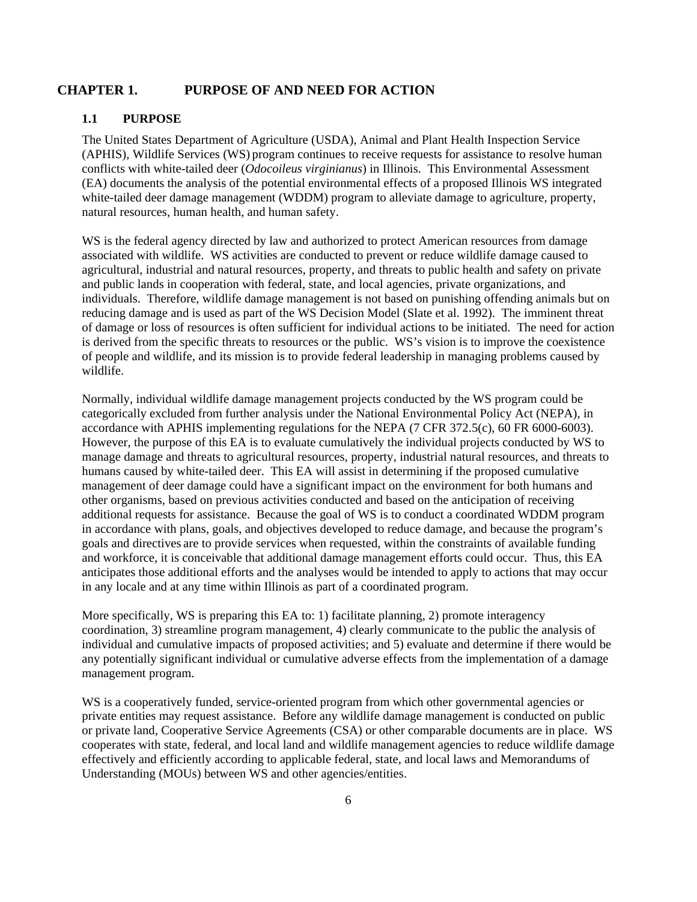# CHAPTER 1. PURPOSE OF AND NEED FOR ACTION

## 1.1 PURPOSE

The United States Department of Agriculture (USDA), Animal and Plant Health Inspection Service (APHIS), Wildlife Services (WS) program continues to receive requests for assistance to resolve human conflicts with white-tailed deer (*Odocoileus virginianus*) in Illinois. This Environmental Assessment (EA) documents the analysis of the potential environmental effects of a proposed Illinois WS integrated white-tailed deer damage management (WDDM) program to alleviate damage to agriculture, property, natural resources, human health, and human safety.

WS is the federal agency directed by law and authorized to protect American resources from damage associated with wildlife. WS activities are conducted to prevent or reduce wildlife damage caused to agricultural, industrial and natural resources, property, and threats to public health and safety on private and public lands in cooperation with federal, state, and local agencies, private organizations, and individuals. Therefore, wildlife damage management is not based on punishing offending animals but on reducing damage and is used as part of the WS Decision Model (Slate et al. 1992). The imminent threat of damage or loss of resources is often sufficient for individual actions to be initiated. The need for action is derived from the specific threats to resources or the public. WS's vision is to improve the coexistence of people and wildlife, and its mission is to provide federal leadership in managing problems caused by wildlife.

Normally, individual wildlife damage management projects conducted by the WS program could be categorically excluded from further analysis under the National Environmental Policy Act (NEPA), in accordance with APHIS implementing regulations for the NEPA (7 CFR 372.5(c), 60 FR 6000-6003). However, the purpose of this EA is to evaluate cumulatively the individual projects conducted by WS to manage damage and threats to agricultural resources, property, industrial natural resources, and threats to humans caused by white-tailed deer. This EA will assist in determining if the proposed cumulative management of deer damage could have a significant impact on the environment for both humans and other organisms, based on previous activities conducted and based on the anticipation of receiving additional requests for assistance. Because the goal of WS is to conduct a coordinated WDDM program in accordance with plans, goals, and objectives developed to reduce damage, and because the program's goals and directives are to provide services when requested, within the constraints of available funding and workforce, it is conceivable that additional damage management efforts could occur. Thus, this EA anticipates those additional efforts and the analyses would be intended to apply to actions that may occur in any locale and at any time within Illinois as part of a coordinated program.

More specifically, WS is preparing this EA to: 1) facilitate planning, 2) promote interagency coordination, 3) streamline program management, 4) clearly communicate to the public the analysis of individual and cumulative impacts of proposed activities; and 5) evaluate and determine if there would be any potentially significant individual or cumulative adverse effects from the implementation of a damage management program.

WS is a cooperatively funded, service-oriented program from which other governmental agencies or private entities may request assistance. Before any wildlife damage management is conducted on public or private land, Cooperative Service Agreements (CSA) or other comparable documents are in place. WS cooperates with state, federal, and local land and wildlife management agencies to reduce wildlife damage effectively and efficiently according to applicable federal, state, and local laws and Memorandums of Understanding (MOUs) between WS and other agencies/entities.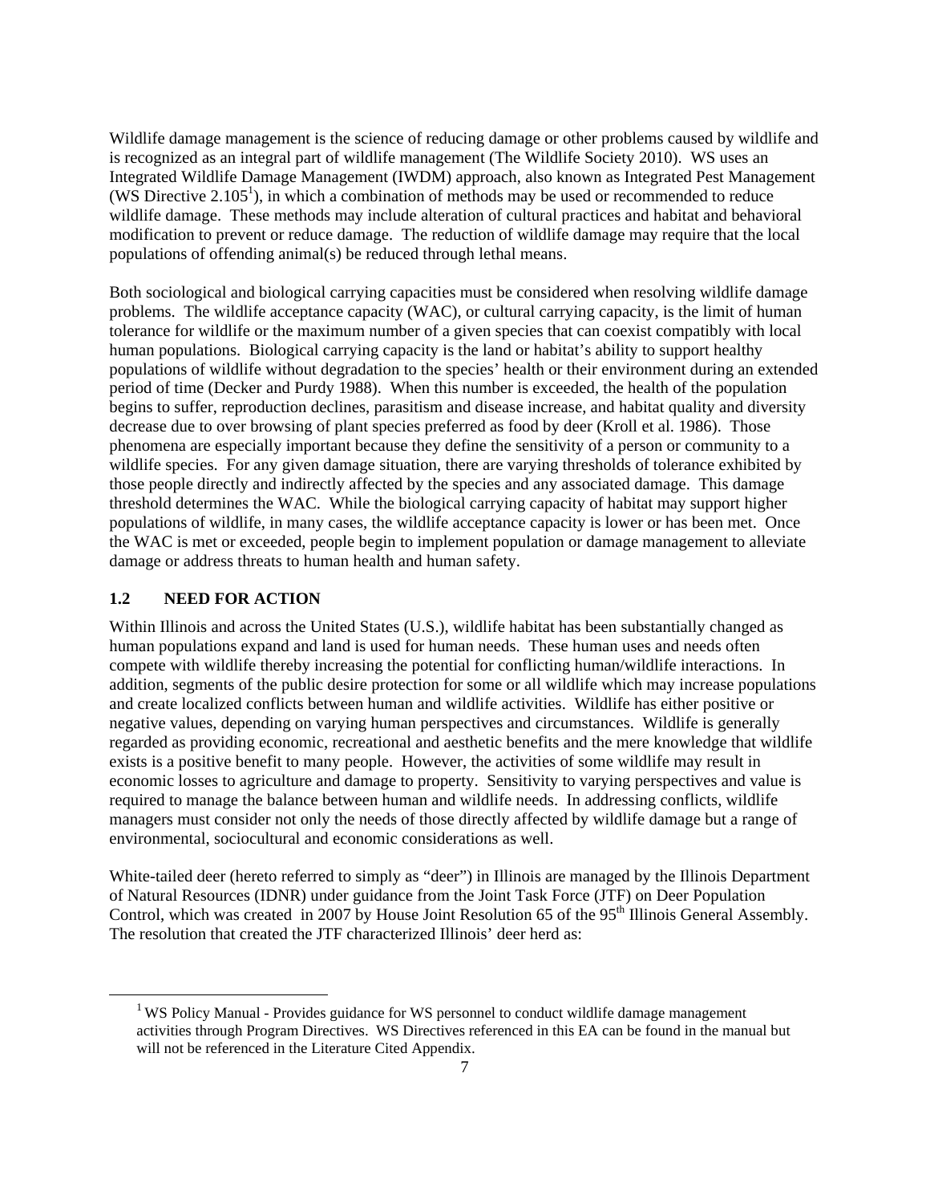Wildlife damage management is the science of reducing damage or other problems caused by wildlife and is recognized as an integral part of wildlife management (The Wildlife Society 2010). WS uses an Integrated Wildlife Damage Management (IWDM) approach, also known as Integrated Pest Management (WS Directive 2.105[1]), in which a combination of methods may be used or recommended to reduce wildlife damage. These methods may include alteration of cultural practices and habitat and behavioral modification to prevent or reduce damage. The reduction of wildlife damage may require that the local populations of offending animal(s) be reduced through lethal means.

Both sociological and biological carrying capacities must be considered when resolving wildlife damage problems. The wildlife acceptance capacity (WAC), or cultural carrying capacity, is the limit of human tolerance for wildlife or the maximum number of a given species that can coexist compatibly with local human populations. Biological carrying capacity is the land or habitat's ability to support healthy populations of wildlife without degradation to the species' health or their environment during an extended period of time (Decker and Purdy 1988). When this number is exceeded, the health of the population begins to suffer, reproduction declines, parasitism and disease increase, and habitat quality and diversity decrease due to over browsing of plant species preferred as food by deer (Kroll et al. 1986). Those phenomena are especially important because they define the sensitivity of a person or community to a wildlife species. For any given damage situation, there are varying thresholds of tolerance exhibited by those people directly and indirectly affected by the species and any associated damage. This damage threshold determines the WAC. While the biological carrying capacity of habitat may support higher populations of wildlife, in many cases, the wildlife acceptance capacity is lower or has been met. Once the WAC is met or exceeded, people begin to implement population or damage management to alleviate damage or address threats to human health and human safety.

## 1.2 NEED FOR ACTION

Within Illinois and across the United States (U.S.), wildlife habitat has been substantially changed as human populations expand and land is used for human needs. These human uses and needs often compete with wildlife thereby increasing the potential for conflicting human/wildlife interactions. In addition, segments of the public desire protection for some or all wildlife which may increase populations and create localized conflicts between human and wildlife activities. Wildlife has either positive or negative values, depending on varying human perspectives and circumstances. Wildlife is generally regarded as providing economic, recreational and aesthetic benefits and the mere knowledge that wildlife exists is a positive benefit to many people. However, the activities of some wildlife may result in economic losses to agriculture and damage to property. Sensitivity to varying perspectives and value is required to manage the balance between human and wildlife needs. In addressing conflicts, wildlife managers must consider not only the needs of those directly affected by wildlife damage but a range of environmental, sociocultural and economic considerations as well.

White-tailed deer (hereto referred to simply as "deer") in Illinois are managed by the Illinois Department of Natural Resources (IDNR) under guidance from the Joint Task Force (JTF) on Deer Population Control, which was created in 2007 by House Joint Resolution 65 of the 95th Illinois General Assembly. The resolution that created the JTF characterized Illinois' deer herd as:

[1] WS Policy Manual - Provides guidance for WS personnel to conduct wildlife damage management activities through Program Directives. WS Directives referenced in this EA can be found in the manual but will not be referenced in the Literature Cited Appendix.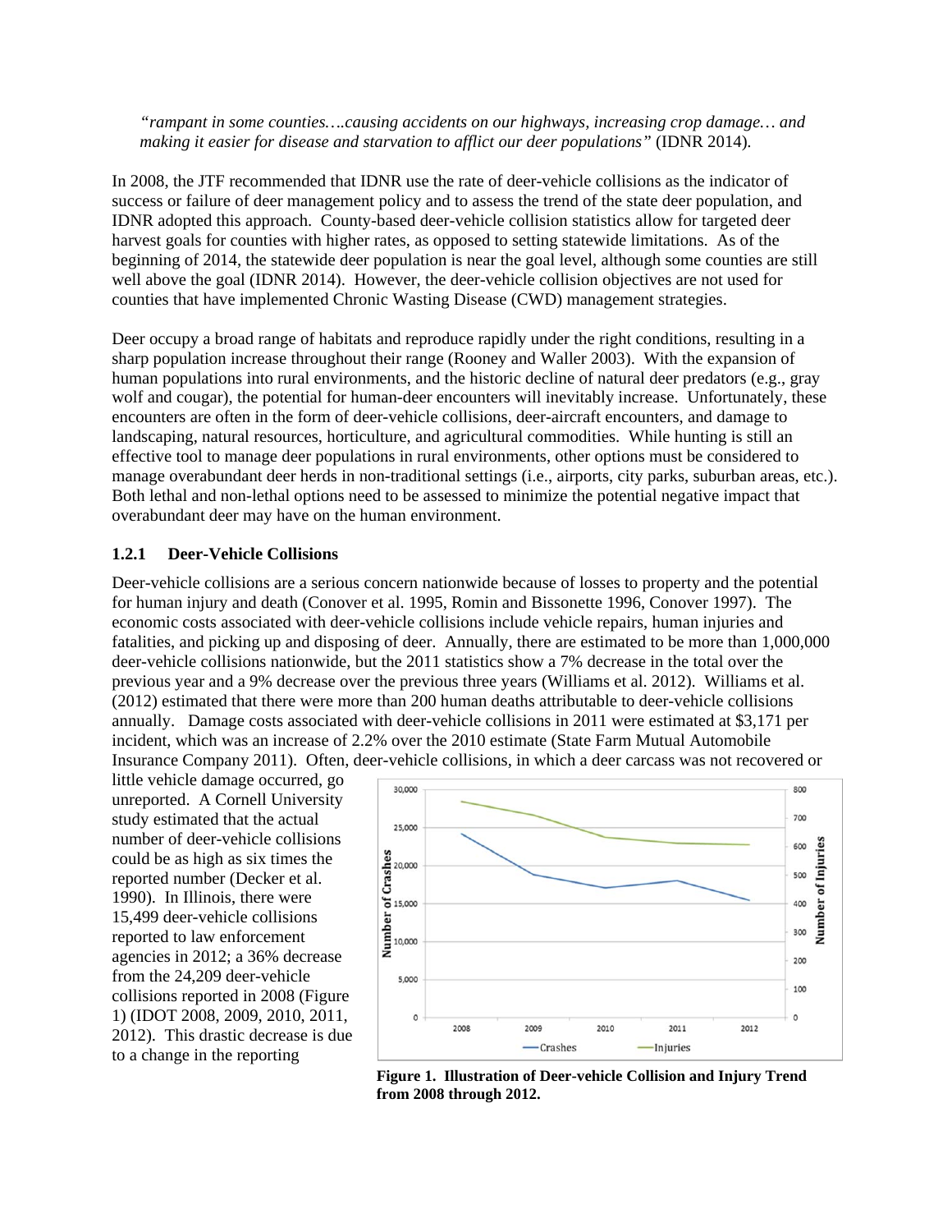*"rampant in some counties….causing accidents on our highways, increasing crop damage… and making it easier for disease and starvation to afflict our deer populations"* (IDNR 2014).

In 2008, the JTF recommended that IDNR use the rate of deer-vehicle collisions as the indicator of success or failure of deer management policy and to assess the trend of the state deer population, and IDNR adopted this approach. County-based deer-vehicle collision statistics allow for targeted deer harvest goals for counties with higher rates, as opposed to setting statewide limitations. As of the beginning of 2014, the statewide deer population is near the goal level, although some counties are still well above the goal (IDNR 2014). However, the deer-vehicle collision objectives are not used for counties that have implemented Chronic Wasting Disease (CWD) management strategies.

Deer occupy a broad range of habitats and reproduce rapidly under the right conditions, resulting in a sharp population increase throughout their range (Rooney and Waller 2003). With the expansion of human populations into rural environments, and the historic decline of natural deer predators (e.g., gray wolf and cougar), the potential for human-deer encounters will inevitably increase. Unfortunately, these encounters are often in the form of deer-vehicle collisions, deer-aircraft encounters, and damage to landscaping, natural resources, horticulture, and agricultural commodities. While hunting is still an effective tool to manage deer populations in rural environments, other options must be considered to manage overabundant deer herds in non-traditional settings (i.e., airports, city parks, suburban areas, etc.). Both lethal and non-lethal options need to be assessed to minimize the potential negative impact that overabundant deer may have on the human environment.

### 1.2.1 Deer-Vehicle Collisions

Deer-vehicle collisions are a serious concern nationwide because of losses to property and the potential for human injury and death (Conover et al. 1995, Romin and Bissonette 1996, Conover 1997). The economic costs associated with deer-vehicle collisions include vehicle repairs, human injuries and fatalities, and picking up and disposing of deer. Annually, there are estimated to be more than 1,000,000 deer-vehicle collisions nationwide, but the 2011 statistics show a 7% decrease in the total over the previous year and a 9% decrease over the previous three years (Williams et al. 2012). Williams et al. (2012) estimated that there were more than 200 human deaths attributable to deer-vehicle collisions annually. Damage costs associated with deer-vehicle collisions in 2011 were estimated at $3,171 per incident, which was an increase of 2.2% over the 2010 estimate (State Farm Mutual Automobile Insurance Company 2011). Often, deer-vehicle collisions, in which a deer carcass was not recovered or little vehicle damage occurred, go unreported. A Cornell University study estimated that the actual number of deer-vehicle collisions could be as high as six times the reported number (Decker et al. 1990). In Illinois, there were 15,499 deer-vehicle collisions reported to law enforcement agencies in 2012; a 36% decrease from the 24,209 deer-vehicle collisions reported in 2008 (Figure 1) (IDOT 2008, 2009, 2010, 2011, 2012). This drastic decrease is due to a change in the reporting

**Figure 1. Illustration of Deer-vehicle Collision and Injury Trend from 2008 through 2012.**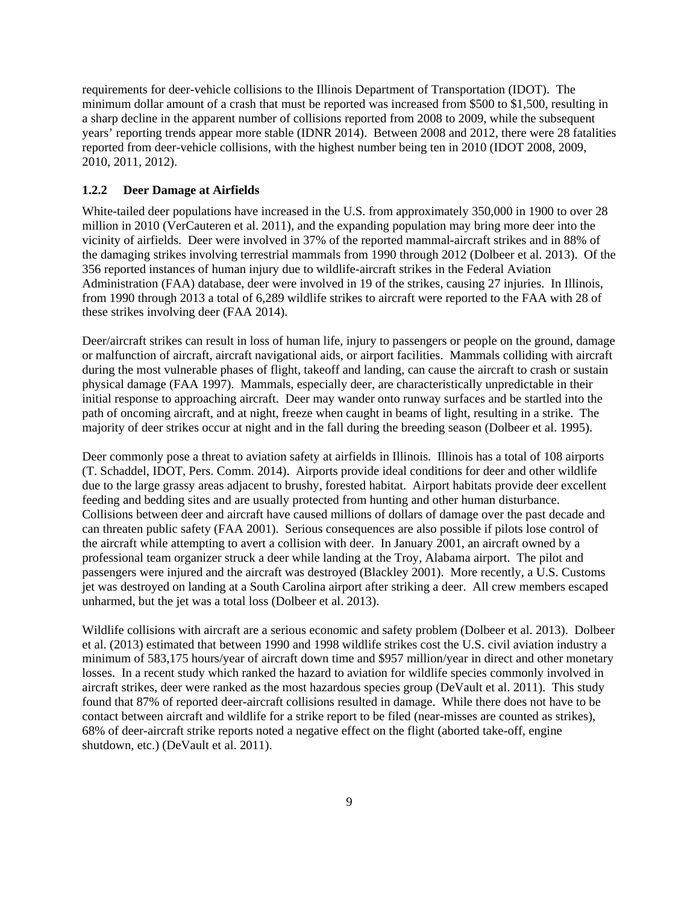requirements for deer-vehicle collisions to the Illinois Department of Transportation (IDOT). The minimum dollar amount of a crash that must be reported was increased from $500 to $1,500, resulting in a sharp decline in the apparent number of collisions reported from 2008 to 2009, while the subsequent years' reporting trends appear more stable (IDNR 2014). Between 2008 and 2012, there were 28 fatalities reported from deer-vehicle collisions, with the highest number being ten in 2010 (IDOT 2008, 2009, 2010, 2011, 2012).

### 1.2.2 Deer Damage at Airfields

White-tailed deer populations have increased in the U.S. from approximately 350,000 in 1900 to over 28 million in 2010 (VerCauteren et al. 2011), and the expanding population may bring more deer into the vicinity of airfields. Deer were involved in 37% of the reported mammal-aircraft strikes and in 88% of the damaging strikes involving terrestrial mammals from 1990 through 2012 (Dolbeer et al. 2013). Of the 356 reported instances of human injury due to wildlife-aircraft strikes in the Federal Aviation Administration (FAA) database, deer were involved in 19 of the strikes, causing 27 injuries. In Illinois, from 1990 through 2013 a total of 6,289 wildlife strikes to aircraft were reported to the FAA with 28 of these strikes involving deer (FAA 2014).

Deer/aircraft strikes can result in loss of human life, injury to passengers or people on the ground, damage or malfunction of aircraft, aircraft navigational aids, or airport facilities. Mammals colliding with aircraft during the most vulnerable phases of flight, takeoff and landing, can cause the aircraft to crash or sustain physical damage (FAA 1997). Mammals, especially deer, are characteristically unpredictable in their initial response to approaching aircraft. Deer may wander onto runway surfaces and be startled into the path of oncoming aircraft, and at night, freeze when caught in beams of light, resulting in a strike. The majority of deer strikes occur at night and in the fall during the breeding season (Dolbeer et al. 1995).

Deer commonly pose a threat to aviation safety at airfields in Illinois. Illinois has a total of 108 airports (T. Schaddel, IDOT, Pers. Comm. 2014). Airports provide ideal conditions for deer and other wildlife due to the large grassy areas adjacent to brushy, forested habitat. Airport habitats provide deer excellent feeding and bedding sites and are usually protected from hunting and other human disturbance. Collisions between deer and aircraft have caused millions of dollars of damage over the past decade and can threaten public safety (FAA 2001). Serious consequences are also possible if pilots lose control of the aircraft while attempting to avert a collision with deer. In January 2001, an aircraft owned by a professional team organizer struck a deer while landing at the Troy, Alabama airport. The pilot and passengers were injured and the aircraft was destroyed (Blackley 2001). More recently, a U.S. Customs jet was destroyed on landing at a South Carolina airport after striking a deer. All crew members escaped unharmed, but the jet was a total loss (Dolbeer et al. 2013).

Wildlife collisions with aircraft are a serious economic and safety problem (Dolbeer et al. 2013). Dolbeer et al. (2013) estimated that between 1990 and 1998 wildlife strikes cost the U.S. civil aviation industry a minimum of 583,175 hours/year of aircraft down time and $957 million/year in direct and other monetary losses. In a recent study which ranked the hazard to aviation for wildlife species commonly involved in aircraft strikes, deer were ranked as the most hazardous species group (DeVault et al. 2011). This study found that 87% of reported deer-aircraft collisions resulted in damage. While there does not have to be contact between aircraft and wildlife for a strike report to be filed (near-misses are counted as strikes), 68% of deer-aircraft strike reports noted a negative effect on the flight (aborted take-off, engine shutdown, etc.) (DeVault et al. 2011).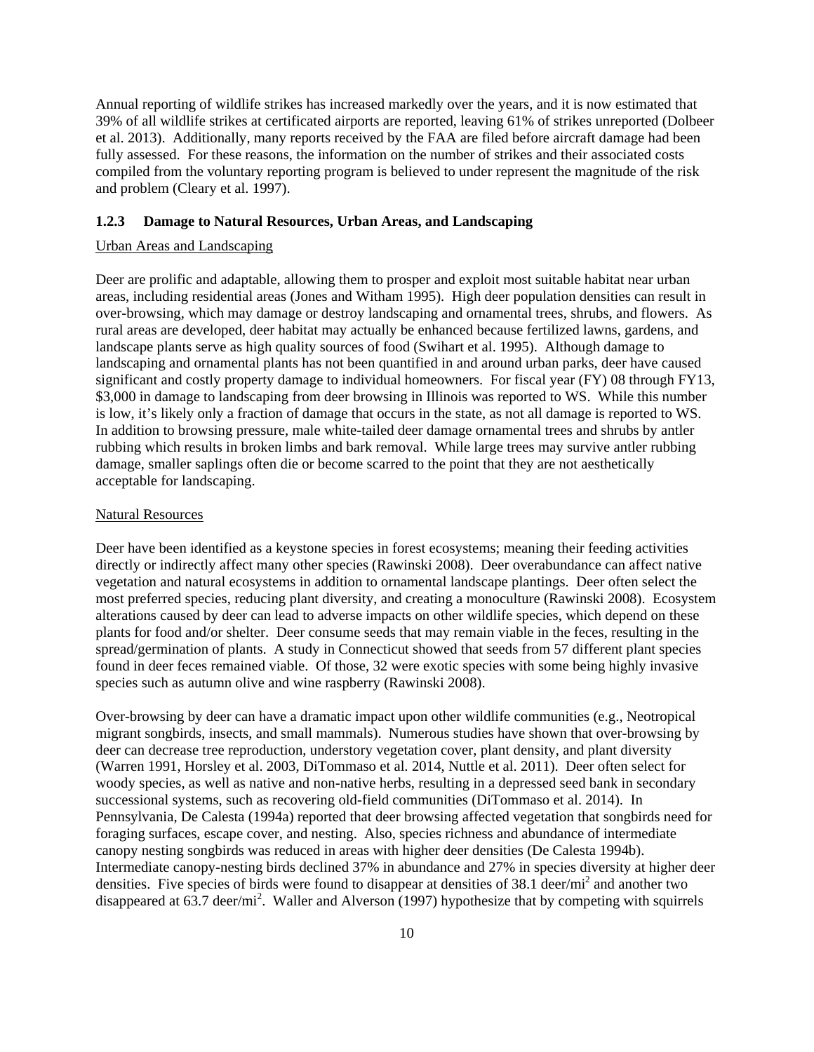Annual reporting of wildlife strikes has increased markedly over the years, and it is now estimated that 39% of all wildlife strikes at certificated airports are reported, leaving 61% of strikes unreported (Dolbeer et al. 2013). Additionally, many reports received by the FAA are filed before aircraft damage had been fully assessed. For these reasons, the information on the number of strikes and their associated costs compiled from the voluntary reporting program is believed to under represent the magnitude of the risk and problem (Cleary et al. 1997).

### 1.2.3 Damage to Natural Resources, Urban Areas, and Landscaping

Urban Areas and Landscaping

Deer are prolific and adaptable, allowing them to prosper and exploit most suitable habitat near urban areas, including residential areas (Jones and Witham 1995). High deer population densities can result in over-browsing, which may damage or destroy landscaping and ornamental trees, shrubs, and flowers. As rural areas are developed, deer habitat may actually be enhanced because fertilized lawns, gardens, and landscape plants serve as high quality sources of food (Swihart et al. 1995). Although damage to landscaping and ornamental plants has not been quantified in and around urban parks, deer have caused significant and costly property damage to individual homeowners. For fiscal year (FY) 08 through FY13, \$3,000 in damage to landscaping from deer browsing in Illinois was reported to WS. While this number is low, it's likely only a fraction of damage that occurs in the state, as not all damage is reported to WS. In addition to browsing pressure, male white-tailed deer damage ornamental trees and shrubs by antler rubbing which results in broken limbs and bark removal. While large trees may survive antler rubbing damage, smaller saplings often die or become scarred to the point that they are not aesthetically acceptable for landscaping.

Natural Resources

Deer have been identified as a keystone species in forest ecosystems; meaning their feeding activities directly or indirectly affect many other species (Rawinski 2008). Deer overabundance can affect native vegetation and natural ecosystems in addition to ornamental landscape plantings. Deer often select the most preferred species, reducing plant diversity, and creating a monoculture (Rawinski 2008). Ecosystem alterations caused by deer can lead to adverse impacts on other wildlife species, which depend on these plants for food and/or shelter. Deer consume seeds that may remain viable in the feces, resulting in the spread/germination of plants. A study in Connecticut showed that seeds from 57 different plant species found in deer feces remained viable. Of those, 32 were exotic species with some being highly invasive species such as autumn olive and wine raspberry (Rawinski 2008).

Over-browsing by deer can have a dramatic impact upon other wildlife communities (e.g., Neotropical migrant songbirds, insects, and small mammals). Numerous studies have shown that over-browsing by deer can decrease tree reproduction, understory vegetation cover, plant density, and plant diversity (Warren 1991, Horsley et al. 2003, DiTommaso et al. 2014, Nuttle et al. 2011). Deer often select for woody species, as well as native and non-native herbs, resulting in a depressed seed bank in secondary successional systems, such as recovering old-field communities (DiTommaso et al. 2014). In Pennsylvania, De Calesta (1994a) reported that deer browsing affected vegetation that songbirds need for foraging surfaces, escape cover, and nesting. Also, species richness and abundance of intermediate canopy nesting songbirds was reduced in areas with higher deer densities (De Calesta 1994b). Intermediate canopy-nesting birds declined 37% in abundance and 27% in species diversity at higher deer densities. Five species of birds were found to disappear at densities of 38.1 deer/mi$^2$ and another two disappeared at 63.7 deer/mi$^2$. Waller and Alverson (1997) hypothesize that by competing with squirrels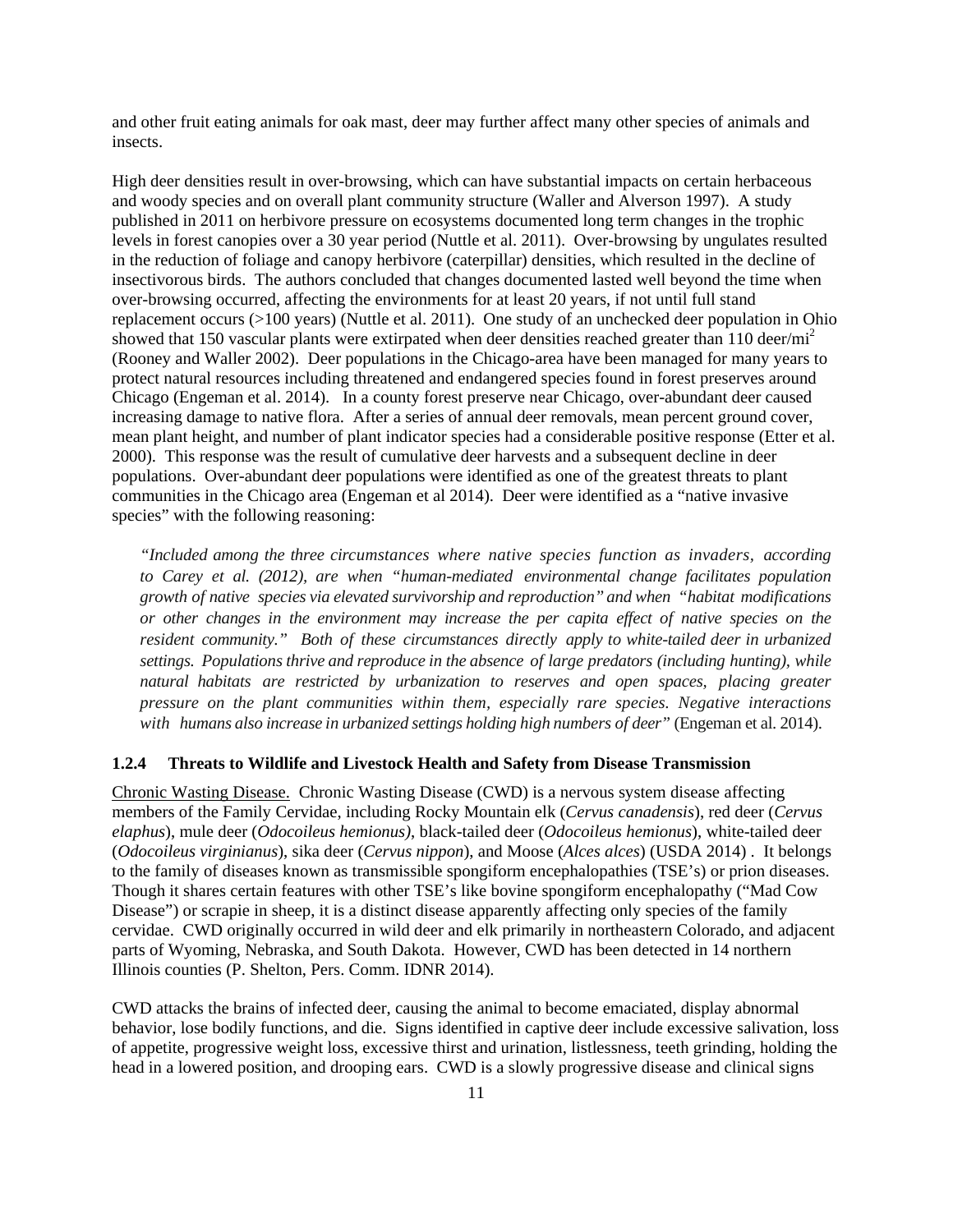and other fruit eating animals for oak mast, deer may further affect many other species of animals and insects.

High deer densities result in over-browsing, which can have substantial impacts on certain herbaceous and woody species and on overall plant community structure (Waller and Alverson 1997). A study published in 2011 on herbivore pressure on ecosystems documented long term changes in the trophic levels in forest canopies over a 30 year period (Nuttle et al. 2011). Over-browsing by ungulates resulted in the reduction of foliage and canopy herbivore (caterpillar) densities, which resulted in the decline of insectivorous birds. The authors concluded that changes documented lasted well beyond the time when over-browsing occurred, affecting the environments for at least 20 years, if not until full stand replacement occurs (>100 years) (Nuttle et al. 2011). One study of an unchecked deer population in Ohio showed that 150 vascular plants were extirpated when deer densities reached greater than 110 deer/mi$^2$ (Rooney and Waller 2002). Deer populations in the Chicago-area have been managed for many years to protect natural resources including threatened and endangered species found in forest preserves around Chicago (Engeman et al. 2014). In a county forest preserve near Chicago, over-abundant deer caused increasing damage to native flora. After a series of annual deer removals, mean percent ground cover, mean plant height, and number of plant indicator species had a considerable positive response (Etter et al. 2000). This response was the result of cumulative deer harvests and a subsequent decline in deer populations. Over-abundant deer populations were identified as one of the greatest threats to plant communities in the Chicago area (Engeman et al 2014). Deer were identified as a "native invasive species" with the following reasoning:

> *"Included among the three circumstances where native species function as invaders, according to Carey et al. (2012), are when "human-mediated environmental change facilitates population growth of native species via elevated survivorship and reproduction" and when "habitat modifications or other changes in the environment may increase the per capita effect of native species on the resident community." Both of these circumstances directly apply to white-tailed deer in urbanized settings. Populations thrive and reproduce in the absence of large predators (including hunting), while natural habitats are restricted by urbanization to reserves and open spaces, placing greater pressure on the plant communities within them, especially rare species. Negative interactions with humans also increase in urbanized settings holding high numbers of deer"* (Engeman et al. 2014).

### 1.2.4 Threats to Wildlife and Livestock Health and Safety from Disease Transmission

Chronic Wasting Disease. Chronic Wasting Disease (CWD) is a nervous system disease affecting members of the Family Cervidae, including Rocky Mountain elk (*Cervus canadensis*), red deer (*Cervus elaphus*), mule deer (*Odocoileus hemionus*), black-tailed deer (*Odocoileus hemionus*), white-tailed deer (*Odocoileus virginianus*), sika deer (*Cervus nippon*), and Moose (*Alces alces*) (USDA 2014) . It belongs to the family of diseases known as transmissible spongiform encephalopathies (TSE's) or prion diseases. Though it shares certain features with other TSE's like bovine spongiform encephalopathy ("Mad Cow Disease") or scrapie in sheep, it is a distinct disease apparently affecting only species of the family cervidae. CWD originally occurred in wild deer and elk primarily in northeastern Colorado, and adjacent parts of Wyoming, Nebraska, and South Dakota. However, CWD has been detected in 14 northern Illinois counties (P. Shelton, Pers. Comm. IDNR 2014).

CWD attacks the brains of infected deer, causing the animal to become emaciated, display abnormal behavior, lose bodily functions, and die. Signs identified in captive deer include excessive salivation, loss of appetite, progressive weight loss, excessive thirst and urination, listlessness, teeth grinding, holding the head in a lowered position, and drooping ears. CWD is a slowly progressive disease and clinical signs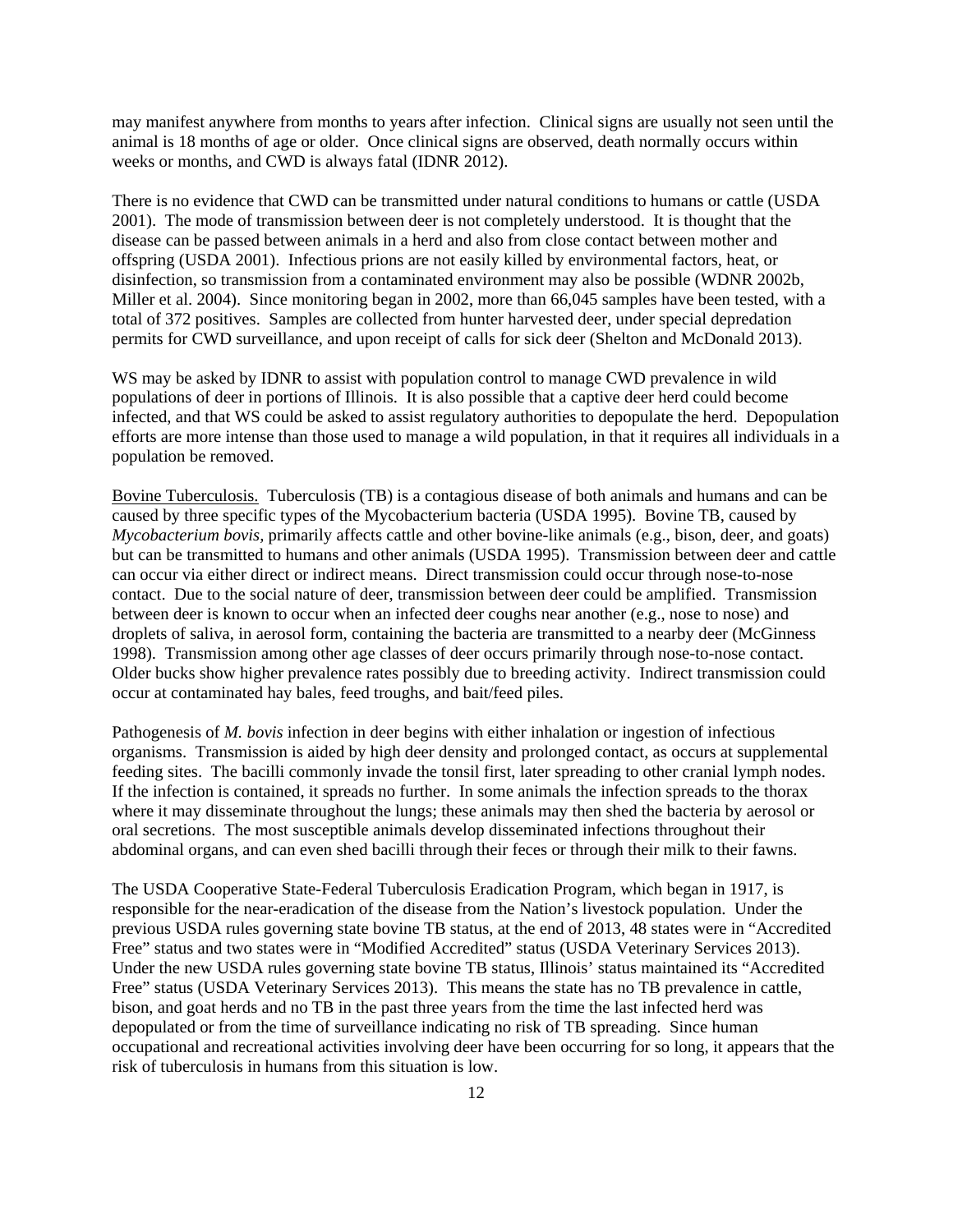may manifest anywhere from months to years after infection. Clinical signs are usually not seen until the animal is 18 months of age or older. Once clinical signs are observed, death normally occurs within weeks or months, and CWD is always fatal (IDNR 2012).

There is no evidence that CWD can be transmitted under natural conditions to humans or cattle (USDA 2001). The mode of transmission between deer is not completely understood. It is thought that the disease can be passed between animals in a herd and also from close contact between mother and offspring (USDA 2001). Infectious prions are not easily killed by environmental factors, heat, or disinfection, so transmission from a contaminated environment may also be possible (WDNR 2002b, Miller et al. 2004). Since monitoring began in 2002, more than 66,045 samples have been tested, with a total of 372 positives. Samples are collected from hunter harvested deer, under special depredation permits for CWD surveillance, and upon receipt of calls for sick deer (Shelton and McDonald 2013).

WS may be asked by IDNR to assist with population control to manage CWD prevalence in wild populations of deer in portions of Illinois. It is also possible that a captive deer herd could become infected, and that WS could be asked to assist regulatory authorities to depopulate the herd. Depopulation efforts are more intense than those used to manage a wild population, in that it requires all individuals in a population be removed.

<u>Bovine Tuberculosis.</u> Tuberculosis (TB) is a contagious disease of both animals and humans and can be caused by three specific types of the Mycobacterium bacteria (USDA 1995). Bovine TB, caused by *Mycobacterium bovis*, primarily affects cattle and other bovine-like animals (e.g., bison, deer, and goats) but can be transmitted to humans and other animals (USDA 1995). Transmission between deer and cattle can occur via either direct or indirect means. Direct transmission could occur through nose-to-nose contact. Due to the social nature of deer, transmission between deer could be amplified. Transmission between deer is known to occur when an infected deer coughs near another (e.g., nose to nose) and droplets of saliva, in aerosol form, containing the bacteria are transmitted to a nearby deer (McGinness 1998). Transmission among other age classes of deer occurs primarily through nose-to-nose contact. Older bucks show higher prevalence rates possibly due to breeding activity. Indirect transmission could occur at contaminated hay bales, feed troughs, and bait/feed piles.

Pathogenesis of *M. bovis* infection in deer begins with either inhalation or ingestion of infectious organisms. Transmission is aided by high deer density and prolonged contact, as occurs at supplemental feeding sites. The bacilli commonly invade the tonsil first, later spreading to other cranial lymph nodes. If the infection is contained, it spreads no further. In some animals the infection spreads to the thorax where it may disseminate throughout the lungs; these animals may then shed the bacteria by aerosol or oral secretions. The most susceptible animals develop disseminated infections throughout their abdominal organs, and can even shed bacilli through their feces or through their milk to their fawns.

The USDA Cooperative State-Federal Tuberculosis Eradication Program, which began in 1917, is responsible for the near-eradication of the disease from the Nation's livestock population. Under the previous USDA rules governing state bovine TB status, at the end of 2013, 48 states were in "Accredited Free" status and two states were in "Modified Accredited" status (USDA Veterinary Services 2013). Under the new USDA rules governing state bovine TB status, Illinois' status maintained its "Accredited Free" status (USDA Veterinary Services 2013). This means the state has no TB prevalence in cattle, bison, and goat herds and no TB in the past three years from the time the last infected herd was depopulated or from the time of surveillance indicating no risk of TB spreading. Since human occupational and recreational activities involving deer have been occurring for so long, it appears that the risk of tuberculosis in humans from this situation is low.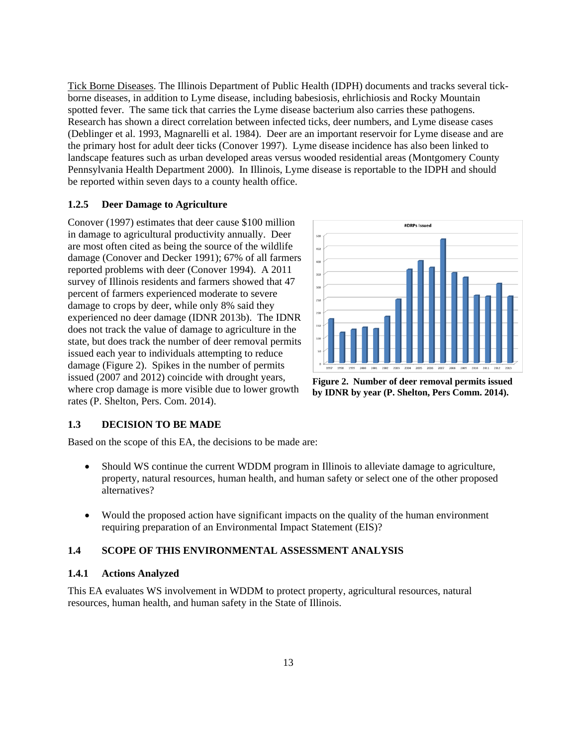Tick Borne Diseases. The Illinois Department of Public Health (IDPH) documents and tracks several tick-borne diseases, in addition to Lyme disease, including babesiosis, ehrlichiosis and Rocky Mountain spotted fever. The same tick that carries the Lyme disease bacterium also carries these pathogens. Research has shown a direct correlation between infected ticks, deer numbers, and Lyme disease cases (Deblinger et al. 1993, Magnarelli et al. 1984). Deer are an important reservoir for Lyme disease and are the primary host for adult deer ticks (Conover 1997). Lyme disease incidence has also been linked to landscape features such as urban developed areas versus wooded residential areas (Montgomery County Pennsylvania Health Department 2000). In Illinois, Lyme disease is reportable to the IDPH and should be reported within seven days to a county health office.

### 1.2.5 Deer Damage to Agriculture

Conover (1997) estimates that deer cause $100 million in damage to agricultural productivity annually. Deer are most often cited as being the source of the wildlife damage (Conover and Decker 1991); 67% of all farmers reported problems with deer (Conover 1994). A 2011 survey of Illinois residents and farmers showed that 47 percent of farmers experienced moderate to severe damage to crops by deer, while only 8% said they experienced no deer damage (IDNR 2013b). The IDNR does not track the value of damage to agriculture in the state, but does track the number of deer removal permits issued each year to individuals attempting to reduce damage (Figure 2). Spikes in the number of permits issued (2007 and 2012) coincide with drought years, where crop damage is more visible due to lower growth rates (P. Shelton, Pers. Com. 2014).

**Figure 2. Number of deer removal permits issued by IDNR by year (P. Shelton, Pers Comm. 2014).**

## 1.3 DECISION TO BE MADE

Based on the scope of this EA, the decisions to be made are:

- Should WS continue the current WDDM program in Illinois to alleviate damage to agriculture, property, natural resources, human health, and human safety or select one of the other proposed alternatives?
- Would the proposed action have significant impacts on the quality of the human environment requiring preparation of an Environmental Impact Statement (EIS)?

## 1.4 SCOPE OF THIS ENVIRONMENTAL ASSESSMENT ANALYSIS

### 1.4.1 Actions Analyzed

This EA evaluates WS involvement in WDDM to protect property, agricultural resources, natural resources, human health, and human safety in the State of Illinois.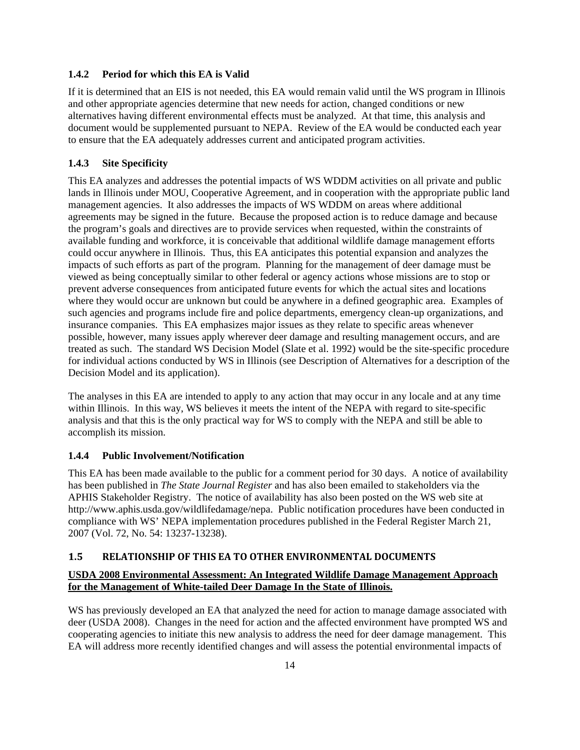### 1.4.2 Period for which this EA is Valid

If it is determined that an EIS is not needed, this EA would remain valid until the WS program in Illinois and other appropriate agencies determine that new needs for action, changed conditions or new alternatives having different environmental effects must be analyzed. At that time, this analysis and document would be supplemented pursuant to NEPA. Review of the EA would be conducted each year to ensure that the EA adequately addresses current and anticipated program activities.

### 1.4.3 Site Specificity

This EA analyzes and addresses the potential impacts of WS WDDM activities on all private and public lands in Illinois under MOU, Cooperative Agreement, and in cooperation with the appropriate public land management agencies. It also addresses the impacts of WS WDDM on areas where additional agreements may be signed in the future. Because the proposed action is to reduce damage and because the program's goals and directives are to provide services when requested, within the constraints of available funding and workforce, it is conceivable that additional wildlife damage management efforts could occur anywhere in Illinois. Thus, this EA anticipates this potential expansion and analyzes the impacts of such efforts as part of the program. Planning for the management of deer damage must be viewed as being conceptually similar to other federal or agency actions whose missions are to stop or prevent adverse consequences from anticipated future events for which the actual sites and locations where they would occur are unknown but could be anywhere in a defined geographic area. Examples of such agencies and programs include fire and police departments, emergency clean-up organizations, and insurance companies. This EA emphasizes major issues as they relate to specific areas whenever possible, however, many issues apply wherever deer damage and resulting management occurs, and are treated as such. The standard WS Decision Model (Slate et al. 1992) would be the site-specific procedure for individual actions conducted by WS in Illinois (see Description of Alternatives for a description of the Decision Model and its application).

The analyses in this EA are intended to apply to any action that may occur in any locale and at any time within Illinois. In this way, WS believes it meets the intent of the NEPA with regard to site-specific analysis and that this is the only practical way for WS to comply with the NEPA and still be able to accomplish its mission.

### 1.4.4 Public Involvement/Notification

This EA has been made available to the public for a comment period for 30 days. A notice of availability has been published in *The State Journal Register* and has also been emailed to stakeholders via the APHIS Stakeholder Registry. The notice of availability has also been posted on the WS web site at http://www.aphis.usda.gov/wildlifedamage/nepa. Public notification procedures have been conducted in compliance with WS' NEPA implementation procedures published in the Federal Register March 21, 2007 (Vol. 72, No. 54: 13237-13238).

## 1.5 RELATIONSHIP OF THIS EA TO OTHER ENVIRONMENTAL DOCUMENTS

**USDA 2008 Environmental Assessment: An Integrated Wildlife Damage Management Approach for the Management of White-tailed Deer Damage In the State of Illinois.**

WS has previously developed an EA that analyzed the need for action to manage damage associated with deer (USDA 2008). Changes in the need for action and the affected environment have prompted WS and cooperating agencies to initiate this new analysis to address the need for deer damage management. This EA will address more recently identified changes and will assess the potential environmental impacts of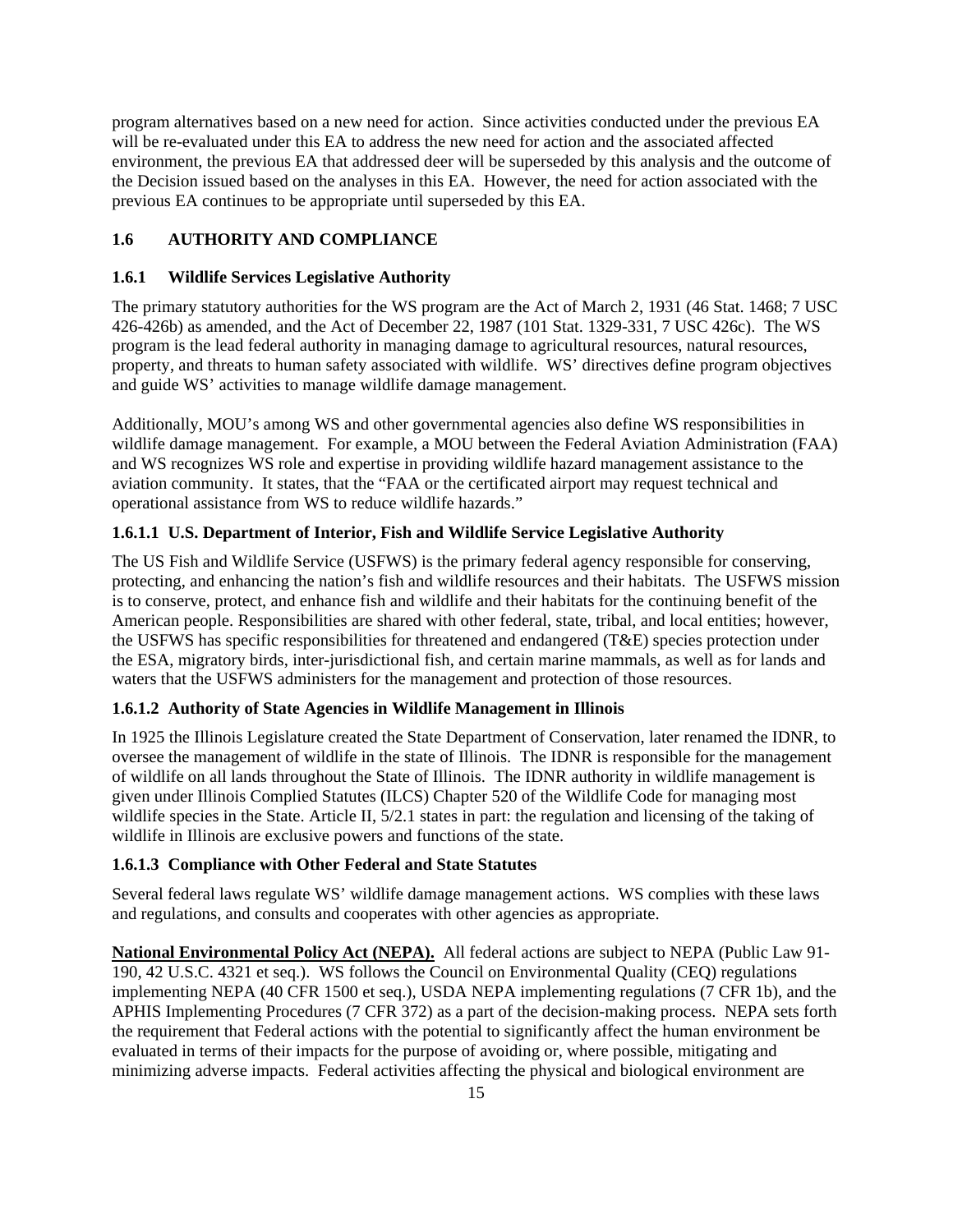program alternatives based on a new need for action. Since activities conducted under the previous EA will be re-evaluated under this EA to address the new need for action and the associated affected environment, the previous EA that addressed deer will be superseded by this analysis and the outcome of the Decision issued based on the analyses in this EA. However, the need for action associated with the previous EA continues to be appropriate until superseded by this EA.

## 1.6 AUTHORITY AND COMPLIANCE

### 1.6.1 Wildlife Services Legislative Authority

The primary statutory authorities for the WS program are the Act of March 2, 1931 (46 Stat. 1468; 7 USC 426-426b) as amended, and the Act of December 22, 1987 (101 Stat. 1329-331, 7 USC 426c). The WS program is the lead federal authority in managing damage to agricultural resources, natural resources, property, and threats to human safety associated with wildlife. WS' directives define program objectives and guide WS' activities to manage wildlife damage management.

Additionally, MOU's among WS and other governmental agencies also define WS responsibilities in wildlife damage management. For example, a MOU between the Federal Aviation Administration (FAA) and WS recognizes WS role and expertise in providing wildlife hazard management assistance to the aviation community. It states, that the "FAA or the certificated airport may request technical and operational assistance from WS to reduce wildlife hazards."

#### 1.6.1.1 U.S. Department of Interior, Fish and Wildlife Service Legislative Authority

The US Fish and Wildlife Service (USFWS) is the primary federal agency responsible for conserving, protecting, and enhancing the nation's fish and wildlife resources and their habitats. The USFWS mission is to conserve, protect, and enhance fish and wildlife and their habitats for the continuing benefit of the American people. Responsibilities are shared with other federal, state, tribal, and local entities; however, the USFWS has specific responsibilities for threatened and endangered (T&E) species protection under the ESA, migratory birds, inter-jurisdictional fish, and certain marine mammals, as well as for lands and waters that the USFWS administers for the management and protection of those resources.

#### 1.6.1.2 Authority of State Agencies in Wildlife Management in Illinois

In 1925 the Illinois Legislature created the State Department of Conservation, later renamed the IDNR, to oversee the management of wildlife in the state of Illinois. The IDNR is responsible for the management of wildlife on all lands throughout the State of Illinois. The IDNR authority in wildlife management is given under Illinois Complied Statutes (ILCS) Chapter 520 of the Wildlife Code for managing most wildlife species in the State. Article II, 5/2.1 states in part: the regulation and licensing of the taking of wildlife in Illinois are exclusive powers and functions of the state.

#### 1.6.1.3 Compliance with Other Federal and State Statutes

Several federal laws regulate WS' wildlife damage management actions. WS complies with these laws and regulations, and consults and cooperates with other agencies as appropriate.

**National Environmental Policy Act (NEPA).** All federal actions are subject to NEPA (Public Law 91-190, 42 U.S.C. 4321 et seq.). WS follows the Council on Environmental Quality (CEQ) regulations implementing NEPA (40 CFR 1500 et seq.), USDA NEPA implementing regulations (7 CFR 1b), and the APHIS Implementing Procedures (7 CFR 372) as a part of the decision-making process. NEPA sets forth the requirement that Federal actions with the potential to significantly affect the human environment be evaluated in terms of their impacts for the purpose of avoiding or, where possible, mitigating and minimizing adverse impacts. Federal activities affecting the physical and biological environment are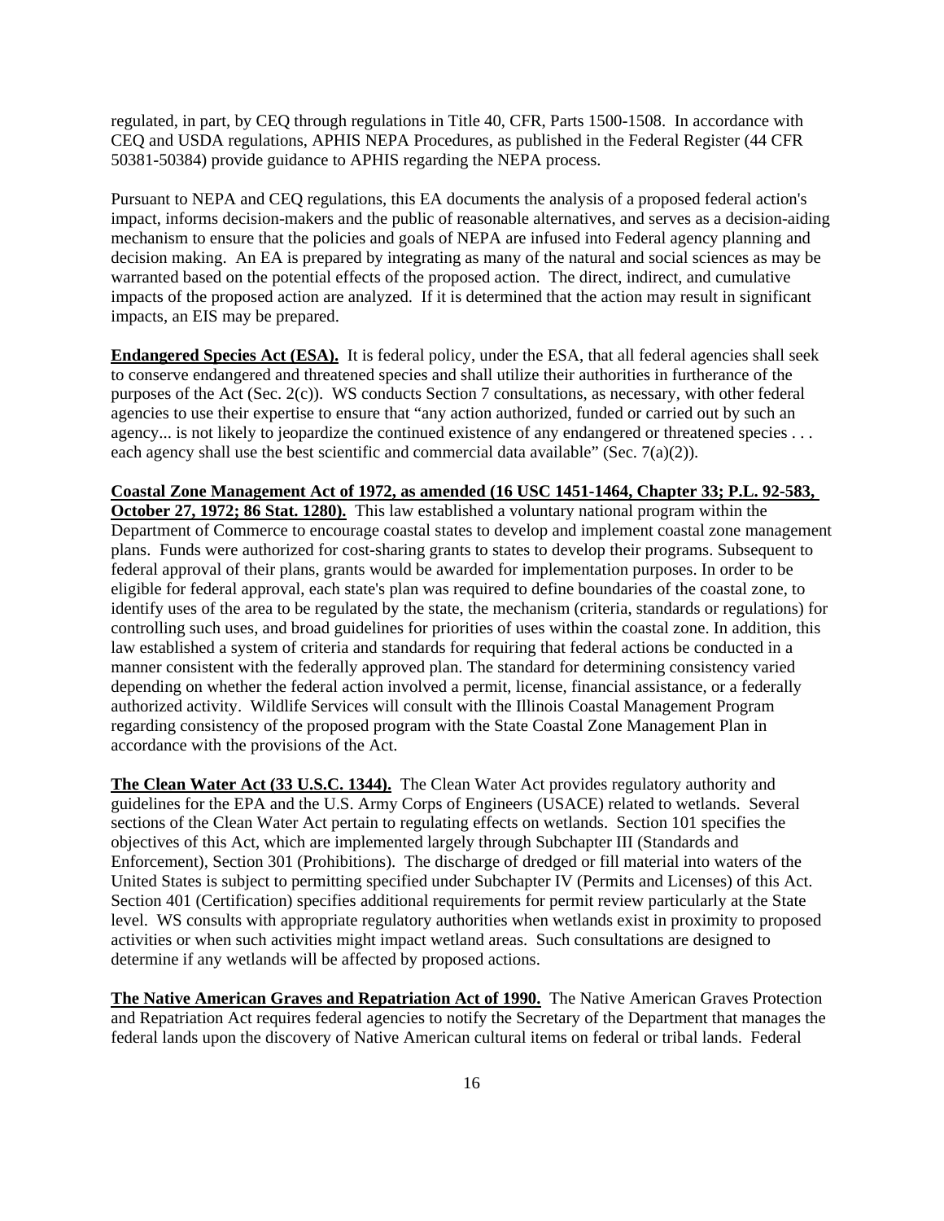regulated, in part, by CEQ through regulations in Title 40, CFR, Parts 1500-1508. In accordance with CEQ and USDA regulations, APHIS NEPA Procedures, as published in the Federal Register (44 CFR 50381-50384) provide guidance to APHIS regarding the NEPA process.

Pursuant to NEPA and CEQ regulations, this EA documents the analysis of a proposed federal action's impact, informs decision-makers and the public of reasonable alternatives, and serves as a decision-aiding mechanism to ensure that the policies and goals of NEPA are infused into Federal agency planning and decision making. An EA is prepared by integrating as many of the natural and social sciences as may be warranted based on the potential effects of the proposed action. The direct, indirect, and cumulative impacts of the proposed action are analyzed. If it is determined that the action may result in significant impacts, an EIS may be prepared.

**Endangered Species Act (ESA).** It is federal policy, under the ESA, that all federal agencies shall seek to conserve endangered and threatened species and shall utilize their authorities in furtherance of the purposes of the Act (Sec. 2(c)). WS conducts Section 7 consultations, as necessary, with other federal agencies to use their expertise to ensure that "any action authorized, funded or carried out by such an agency... is not likely to jeopardize the continued existence of any endangered or threatened species . . . each agency shall use the best scientific and commercial data available" (Sec. 7(a)(2)).

**Coastal Zone Management Act of 1972, as amended (16 USC 1451-1464, Chapter 33; P.L. 92-583, October 27, 1972; 86 Stat. 1280).** This law established a voluntary national program within the Department of Commerce to encourage coastal states to develop and implement coastal zone management plans. Funds were authorized for cost-sharing grants to states to develop their programs. Subsequent to federal approval of their plans, grants would be awarded for implementation purposes. In order to be eligible for federal approval, each state's plan was required to define boundaries of the coastal zone, to identify uses of the area to be regulated by the state, the mechanism (criteria, standards or regulations) for controlling such uses, and broad guidelines for priorities of uses within the coastal zone. In addition, this law established a system of criteria and standards for requiring that federal actions be conducted in a manner consistent with the federally approved plan. The standard for determining consistency varied depending on whether the federal action involved a permit, license, financial assistance, or a federally authorized activity. Wildlife Services will consult with the Illinois Coastal Management Program regarding consistency of the proposed program with the State Coastal Zone Management Plan in accordance with the provisions of the Act.

**The Clean Water Act (33 U.S.C. 1344).** The Clean Water Act provides regulatory authority and guidelines for the EPA and the U.S. Army Corps of Engineers (USACE) related to wetlands. Several sections of the Clean Water Act pertain to regulating effects on wetlands. Section 101 specifies the objectives of this Act, which are implemented largely through Subchapter III (Standards and Enforcement), Section 301 (Prohibitions). The discharge of dredged or fill material into waters of the United States is subject to permitting specified under Subchapter IV (Permits and Licenses) of this Act. Section 401 (Certification) specifies additional requirements for permit review particularly at the State level. WS consults with appropriate regulatory authorities when wetlands exist in proximity to proposed activities or when such activities might impact wetland areas. Such consultations are designed to determine if any wetlands will be affected by proposed actions.

**The Native American Graves and Repatriation Act of 1990.** The Native American Graves Protection and Repatriation Act requires federal agencies to notify the Secretary of the Department that manages the federal lands upon the discovery of Native American cultural items on federal or tribal lands. Federal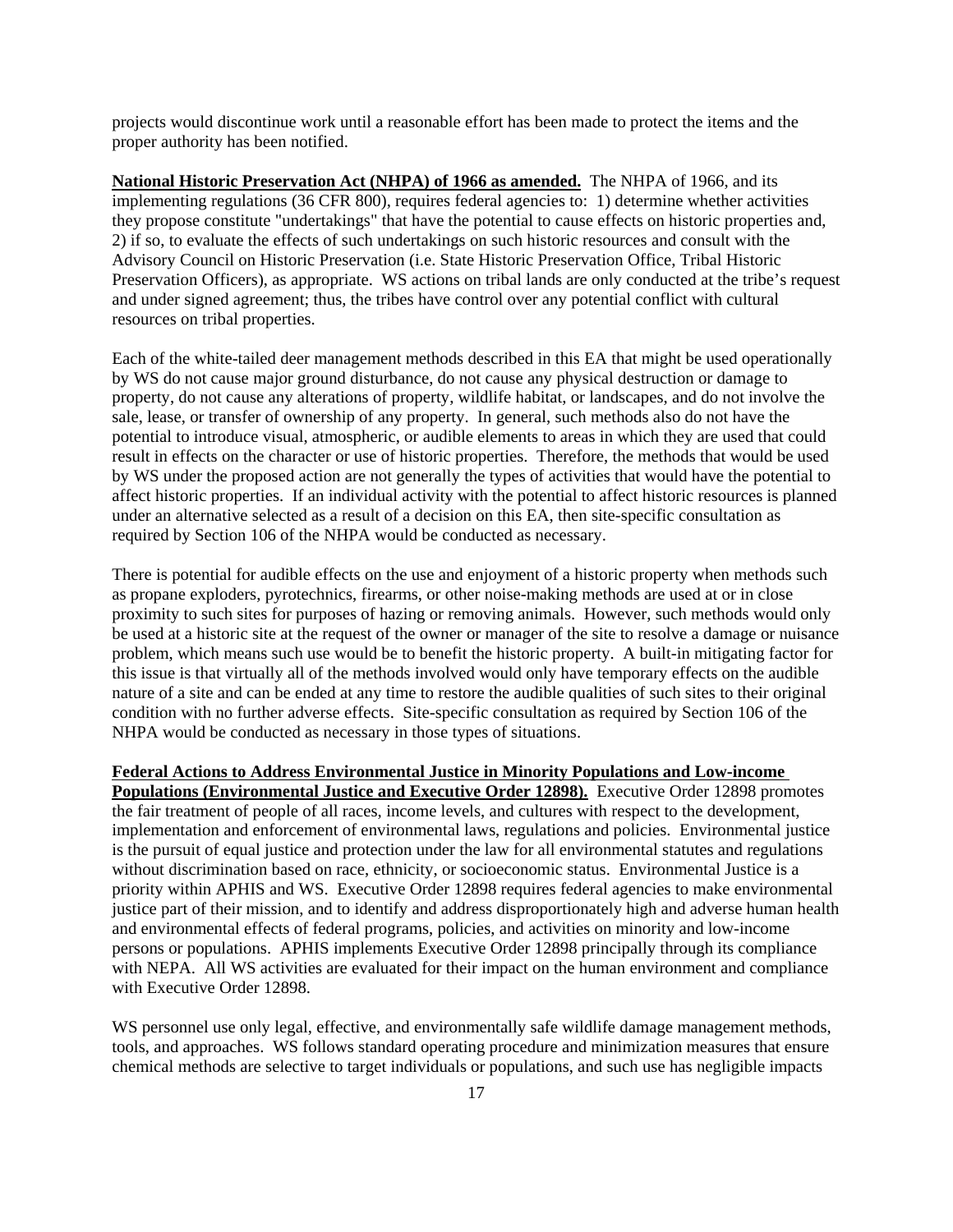projects would discontinue work until a reasonable effort has been made to protect the items and the proper authority has been notified.

**National Historic Preservation Act (NHPA) of 1966 as amended.** The NHPA of 1966, and its implementing regulations (36 CFR 800), requires federal agencies to: 1) determine whether activities they propose constitute "undertakings" that have the potential to cause effects on historic properties and, 2) if so, to evaluate the effects of such undertakings on such historic resources and consult with the Advisory Council on Historic Preservation (i.e. State Historic Preservation Office, Tribal Historic Preservation Officers), as appropriate. WS actions on tribal lands are only conducted at the tribe's request and under signed agreement; thus, the tribes have control over any potential conflict with cultural resources on tribal properties.

Each of the white-tailed deer management methods described in this EA that might be used operationally by WS do not cause major ground disturbance, do not cause any physical destruction or damage to property, do not cause any alterations of property, wildlife habitat, or landscapes, and do not involve the sale, lease, or transfer of ownership of any property. In general, such methods also do not have the potential to introduce visual, atmospheric, or audible elements to areas in which they are used that could result in effects on the character or use of historic properties. Therefore, the methods that would be used by WS under the proposed action are not generally the types of activities that would have the potential to affect historic properties. If an individual activity with the potential to affect historic resources is planned under an alternative selected as a result of a decision on this EA, then site-specific consultation as required by Section 106 of the NHPA would be conducted as necessary.

There is potential for audible effects on the use and enjoyment of a historic property when methods such as propane exploders, pyrotechnics, firearms, or other noise-making methods are used at or in close proximity to such sites for purposes of hazing or removing animals. However, such methods would only be used at a historic site at the request of the owner or manager of the site to resolve a damage or nuisance problem, which means such use would be to benefit the historic property. A built-in mitigating factor for this issue is that virtually all of the methods involved would only have temporary effects on the audible nature of a site and can be ended at any time to restore the audible qualities of such sites to their original condition with no further adverse effects. Site-specific consultation as required by Section 106 of the NHPA would be conducted as necessary in those types of situations.

**Federal Actions to Address Environmental Justice in Minority Populations and Low-income Populations (Environmental Justice and Executive Order 12898).** Executive Order 12898 promotes the fair treatment of people of all races, income levels, and cultures with respect to the development, implementation and enforcement of environmental laws, regulations and policies. Environmental justice is the pursuit of equal justice and protection under the law for all environmental statutes and regulations without discrimination based on race, ethnicity, or socioeconomic status. Environmental Justice is a priority within APHIS and WS. Executive Order 12898 requires federal agencies to make environmental justice part of their mission, and to identify and address disproportionately high and adverse human health and environmental effects of federal programs, policies, and activities on minority and low-income persons or populations. APHIS implements Executive Order 12898 principally through its compliance with NEPA. All WS activities are evaluated for their impact on the human environment and compliance with Executive Order 12898.

WS personnel use only legal, effective, and environmentally safe wildlife damage management methods, tools, and approaches. WS follows standard operating procedure and minimization measures that ensure chemical methods are selective to target individuals or populations, and such use has negligible impacts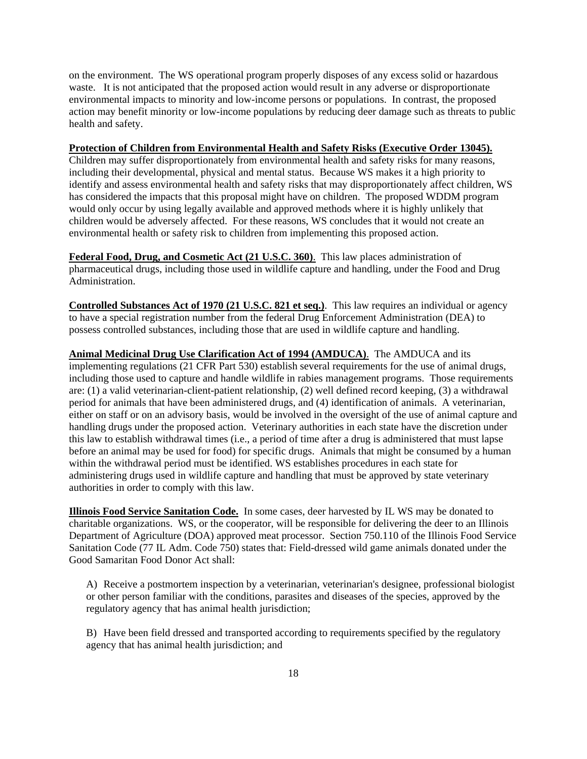on the environment. The WS operational program properly disposes of any excess solid or hazardous waste. It is not anticipated that the proposed action would result in any adverse or disproportionate environmental impacts to minority and low-income persons or populations. In contrast, the proposed action may benefit minority or low-income populations by reducing deer damage such as threats to public health and safety.

**Protection of Children from Environmental Health and Safety Risks (Executive Order 13045).** Children may suffer disproportionately from environmental health and safety risks for many reasons, including their developmental, physical and mental status. Because WS makes it a high priority to identify and assess environmental health and safety risks that may disproportionately affect children, WS has considered the impacts that this proposal might have on children. The proposed WDDM program would only occur by using legally available and approved methods where it is highly unlikely that children would be adversely affected. For these reasons, WS concludes that it would not create an environmental health or safety risk to children from implementing this proposed action.

**Federal Food, Drug, and Cosmetic Act (21 U.S.C. 360)**. This law places administration of pharmaceutical drugs, including those used in wildlife capture and handling, under the Food and Drug Administration.

**Controlled Substances Act of 1970 (21 U.S.C. 821 et seq.)**. This law requires an individual or agency to have a special registration number from the federal Drug Enforcement Administration (DEA) to possess controlled substances, including those that are used in wildlife capture and handling.

**Animal Medicinal Drug Use Clarification Act of 1994 (AMDUCA)**. The AMDUCA and its implementing regulations (21 CFR Part 530) establish several requirements for the use of animal drugs, including those used to capture and handle wildlife in rabies management programs. Those requirements are: (1) a valid veterinarian-client-patient relationship, (2) well defined record keeping, (3) a withdrawal period for animals that have been administered drugs, and (4) identification of animals. A veterinarian, either on staff or on an advisory basis, would be involved in the oversight of the use of animal capture and handling drugs under the proposed action. Veterinary authorities in each state have the discretion under this law to establish withdrawal times (i.e., a period of time after a drug is administered that must lapse before an animal may be used for food) for specific drugs. Animals that might be consumed by a human within the withdrawal period must be identified. WS establishes procedures in each state for administering drugs used in wildlife capture and handling that must be approved by state veterinary authorities in order to comply with this law.

**Illinois Food Service Sanitation Code.** In some cases, deer harvested by IL WS may be donated to charitable organizations. WS, or the cooperator, will be responsible for delivering the deer to an Illinois Department of Agriculture (DOA) approved meat processor. Section 750.110 of the Illinois Food Service Sanitation Code (77 IL Adm. Code 750) states that: Field-dressed wild game animals donated under the Good Samaritan Food Donor Act shall:

A) Receive a postmortem inspection by a veterinarian, veterinarian's designee, professional biologist or other person familiar with the conditions, parasites and diseases of the species, approved by the regulatory agency that has animal health jurisdiction;

B) Have been field dressed and transported according to requirements specified by the regulatory agency that has animal health jurisdiction; and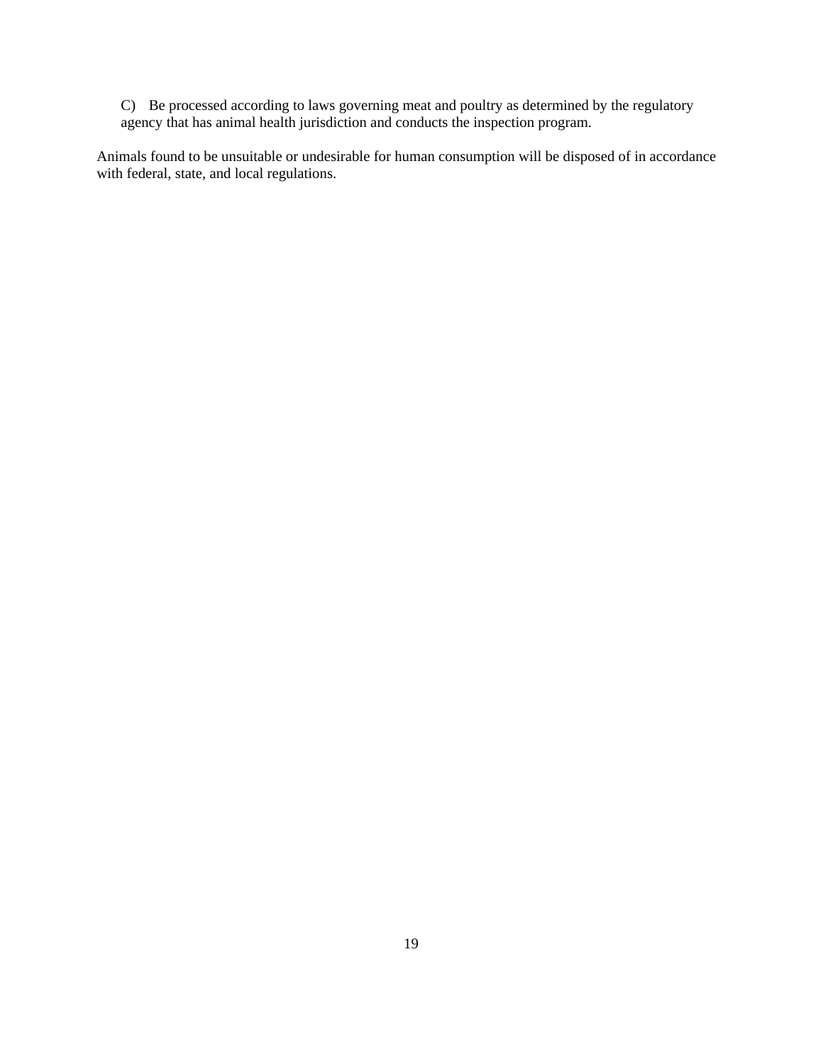C) Be processed according to laws governing meat and poultry as determined by the regulatory agency that has animal health jurisdiction and conducts the inspection program.

Animals found to be unsuitable or undesirable for human consumption will be disposed of in accordance with federal, state, and local regulations.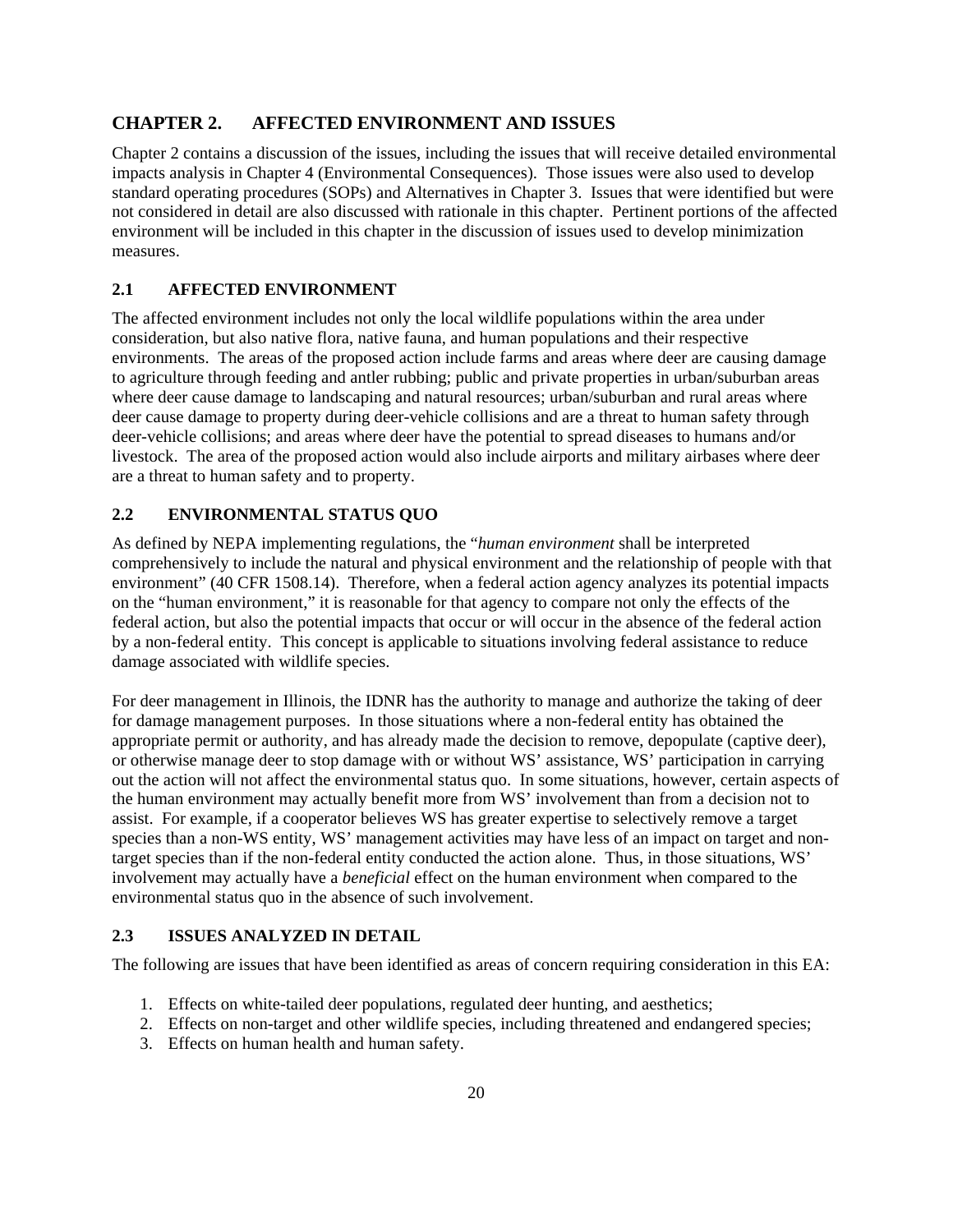# CHAPTER 2. AFFECTED ENVIRONMENT AND ISSUES

Chapter 2 contains a discussion of the issues, including the issues that will receive detailed environmental impacts analysis in Chapter 4 (Environmental Consequences). Those issues were also used to develop standard operating procedures (SOPs) and Alternatives in Chapter 3. Issues that were identified but were not considered in detail are also discussed with rationale in this chapter. Pertinent portions of the affected environment will be included in this chapter in the discussion of issues used to develop minimization measures.

## 2.1 AFFECTED ENVIRONMENT

The affected environment includes not only the local wildlife populations within the area under consideration, but also native flora, native fauna, and human populations and their respective environments. The areas of the proposed action include farms and areas where deer are causing damage to agriculture through feeding and antler rubbing; public and private properties in urban/suburban areas where deer cause damage to landscaping and natural resources; urban/suburban and rural areas where deer cause damage to property during deer-vehicle collisions and are a threat to human safety through deer-vehicle collisions; and areas where deer have the potential to spread diseases to humans and/or livestock. The area of the proposed action would also include airports and military airbases where deer are a threat to human safety and to property.

## 2.2 ENVIRONMENTAL STATUS QUO

As defined by NEPA implementing regulations, the "*human environment* shall be interpreted comprehensively to include the natural and physical environment and the relationship of people with that environment" (40 CFR 1508.14). Therefore, when a federal action agency analyzes its potential impacts on the "human environment," it is reasonable for that agency to compare not only the effects of the federal action, but also the potential impacts that occur or will occur in the absence of the federal action by a non-federal entity. This concept is applicable to situations involving federal assistance to reduce damage associated with wildlife species.

For deer management in Illinois, the IDNR has the authority to manage and authorize the taking of deer for damage management purposes. In those situations where a non-federal entity has obtained the appropriate permit or authority, and has already made the decision to remove, depopulate (captive deer), or otherwise manage deer to stop damage with or without WS' assistance, WS' participation in carrying out the action will not affect the environmental status quo. In some situations, however, certain aspects of the human environment may actually benefit more from WS' involvement than from a decision not to assist. For example, if a cooperator believes WS has greater expertise to selectively remove a target species than a non-WS entity, WS' management activities may have less of an impact on target and non-target species than if the non-federal entity conducted the action alone. Thus, in those situations, WS' involvement may actually have a *beneficial* effect on the human environment when compared to the environmental status quo in the absence of such involvement.

## 2.3 ISSUES ANALYZED IN DETAIL

The following are issues that have been identified as areas of concern requiring consideration in this EA:

1. Effects on white-tailed deer populations, regulated deer hunting, and aesthetics;
2. Effects on non-target and other wildlife species, including threatened and endangered species;
3. Effects on human health and human safety.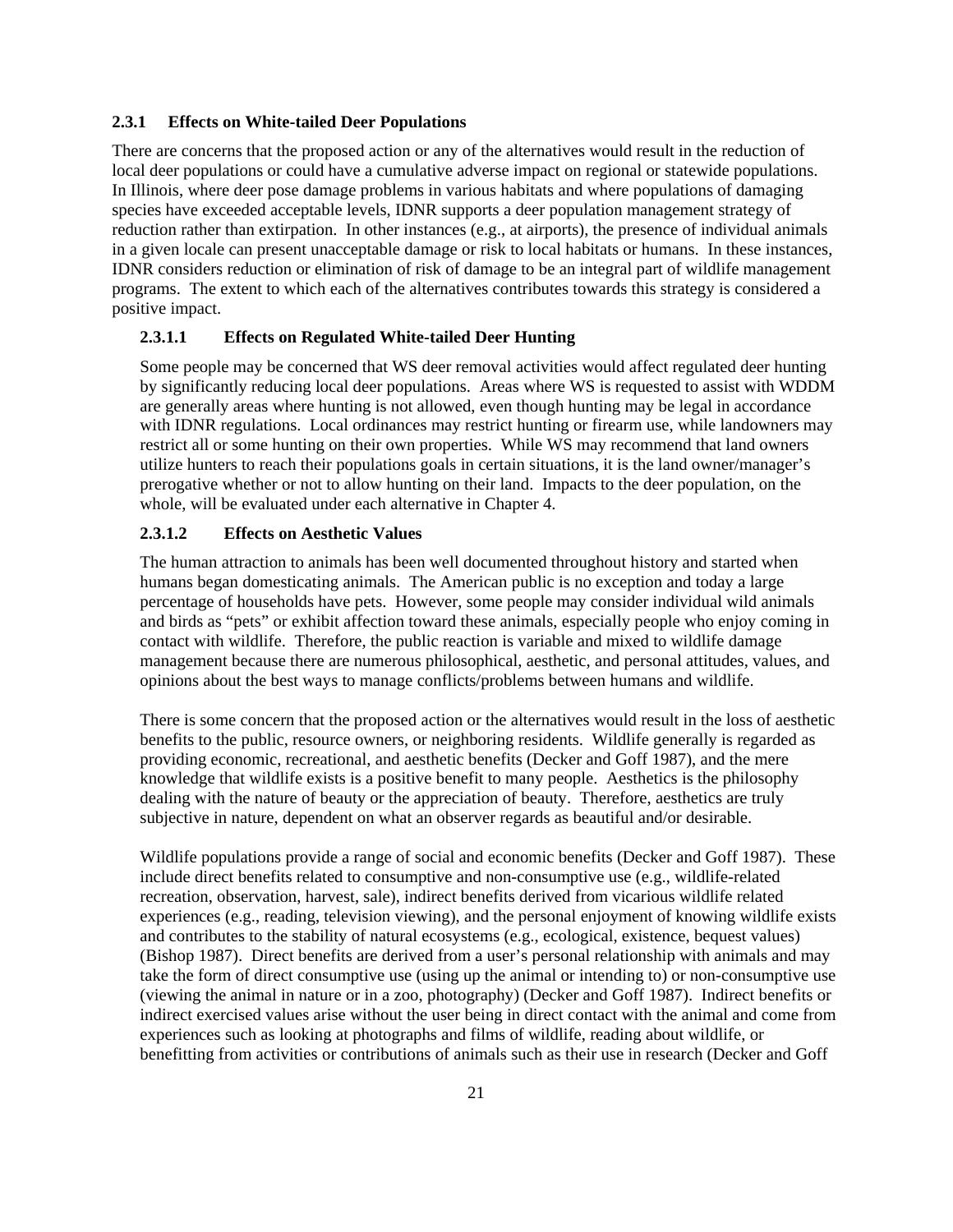### 2.3.1 Effects on White-tailed Deer Populations

There are concerns that the proposed action or any of the alternatives would result in the reduction of local deer populations or could have a cumulative adverse impact on regional or statewide populations. In Illinois, where deer pose damage problems in various habitats and where populations of damaging species have exceeded acceptable levels, IDNR supports a deer population management strategy of reduction rather than extirpation. In other instances (e.g., at airports), the presence of individual animals in a given locale can present unacceptable damage or risk to local habitats or humans. In these instances, IDNR considers reduction or elimination of risk of damage to be an integral part of wildlife management programs. The extent to which each of the alternatives contributes towards this strategy is considered a positive impact.

#### 2.3.1.1 Effects on Regulated White-tailed Deer Hunting

Some people may be concerned that WS deer removal activities would affect regulated deer hunting by significantly reducing local deer populations. Areas where WS is requested to assist with WDDM are generally areas where hunting is not allowed, even though hunting may be legal in accordance with IDNR regulations. Local ordinances may restrict hunting or firearm use, while landowners may restrict all or some hunting on their own properties. While WS may recommend that land owners utilize hunters to reach their populations goals in certain situations, it is the land owner/manager's prerogative whether or not to allow hunting on their land. Impacts to the deer population, on the whole, will be evaluated under each alternative in Chapter 4.

#### 2.3.1.2 Effects on Aesthetic Values

The human attraction to animals has been well documented throughout history and started when humans began domesticating animals. The American public is no exception and today a large percentage of households have pets. However, some people may consider individual wild animals and birds as "pets" or exhibit affection toward these animals, especially people who enjoy coming in contact with wildlife. Therefore, the public reaction is variable and mixed to wildlife damage management because there are numerous philosophical, aesthetic, and personal attitudes, values, and opinions about the best ways to manage conflicts/problems between humans and wildlife.

There is some concern that the proposed action or the alternatives would result in the loss of aesthetic benefits to the public, resource owners, or neighboring residents. Wildlife generally is regarded as providing economic, recreational, and aesthetic benefits (Decker and Goff 1987), and the mere knowledge that wildlife exists is a positive benefit to many people. Aesthetics is the philosophy dealing with the nature of beauty or the appreciation of beauty. Therefore, aesthetics are truly subjective in nature, dependent on what an observer regards as beautiful and/or desirable.

Wildlife populations provide a range of social and economic benefits (Decker and Goff 1987). These include direct benefits related to consumptive and non-consumptive use (e.g., wildlife-related recreation, observation, harvest, sale), indirect benefits derived from vicarious wildlife related experiences (e.g., reading, television viewing), and the personal enjoyment of knowing wildlife exists and contributes to the stability of natural ecosystems (e.g., ecological, existence, bequest values) (Bishop 1987). Direct benefits are derived from a user's personal relationship with animals and may take the form of direct consumptive use (using up the animal or intending to) or non-consumptive use (viewing the animal in nature or in a zoo, photography) (Decker and Goff 1987). Indirect benefits or indirect exercised values arise without the user being in direct contact with the animal and come from experiences such as looking at photographs and films of wildlife, reading about wildlife, or benefitting from activities or contributions of animals such as their use in research (Decker and Goff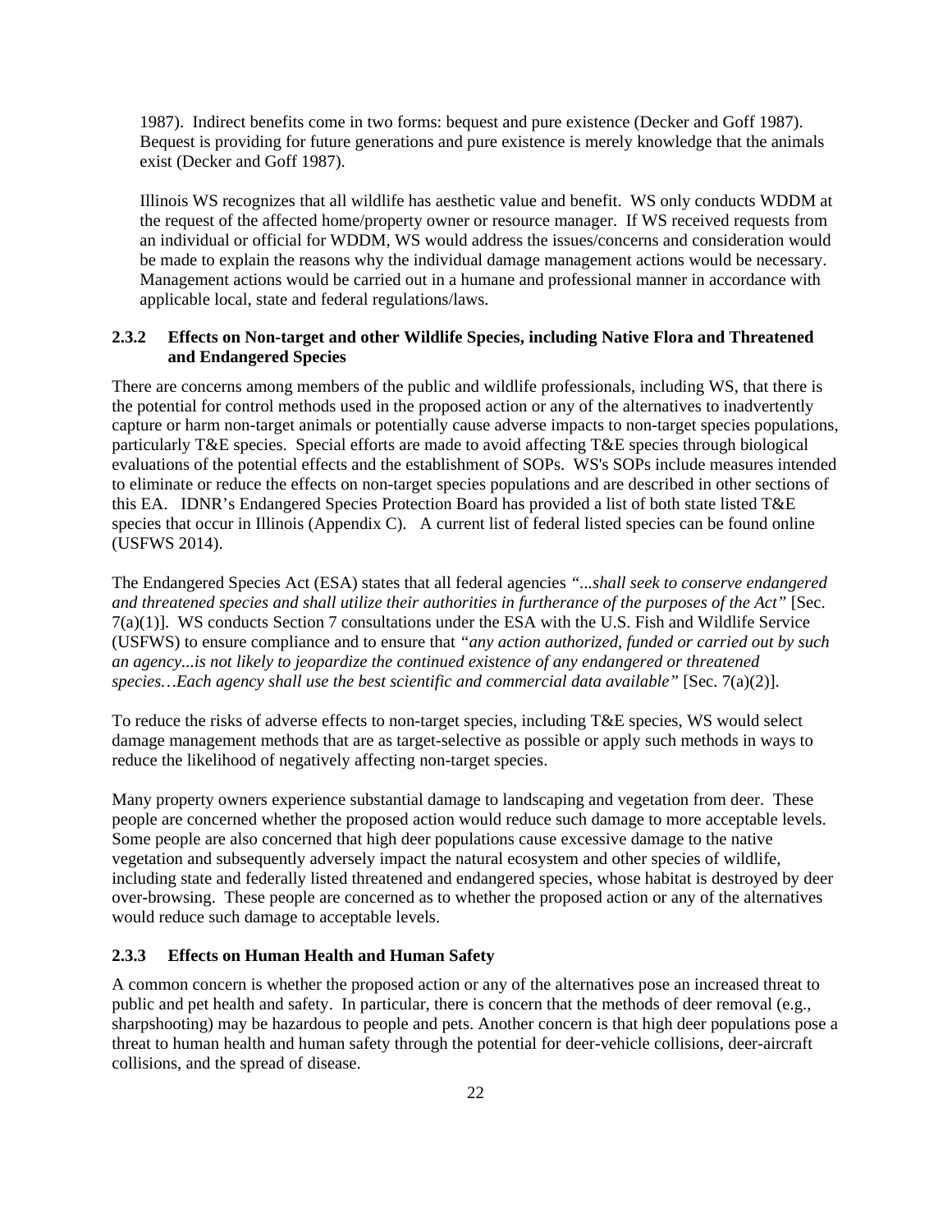1987). Indirect benefits come in two forms: bequest and pure existence (Decker and Goff 1987). Bequest is providing for future generations and pure existence is merely knowledge that the animals exist (Decker and Goff 1987).

Illinois WS recognizes that all wildlife has aesthetic value and benefit. WS only conducts WDDM at the request of the affected home/property owner or resource manager. If WS received requests from an individual or official for WDDM, WS would address the issues/concerns and consideration would be made to explain the reasons why the individual damage management actions would be necessary. Management actions would be carried out in a humane and professional manner in accordance with applicable local, state and federal regulations/laws.

### 2.3.2 Effects on Non-target and other Wildlife Species, including Native Flora and Threatened and Endangered Species

There are concerns among members of the public and wildlife professionals, including WS, that there is the potential for control methods used in the proposed action or any of the alternatives to inadvertently capture or harm non-target animals or potentially cause adverse impacts to non-target species populations, particularly T&E species. Special efforts are made to avoid affecting T&E species through biological evaluations of the potential effects and the establishment of SOPs. WS's SOPs include measures intended to eliminate or reduce the effects on non-target species populations and are described in other sections of this EA. IDNR's Endangered Species Protection Board has provided a list of both state listed T&E species that occur in Illinois (Appendix C). A current list of federal listed species can be found online (USFWS 2014).

The Endangered Species Act (ESA) states that all federal agencies *"...shall seek to conserve endangered and threatened species and shall utilize their authorities in furtherance of the purposes of the Act"* [Sec. 7(a)(1)]. WS conducts Section 7 consultations under the ESA with the U.S. Fish and Wildlife Service (USFWS) to ensure compliance and to ensure that *"any action authorized, funded or carried out by such an agency...is not likely to jeopardize the continued existence of any endangered or threatened species…Each agency shall use the best scientific and commercial data available"* [Sec. 7(a)(2)].

To reduce the risks of adverse effects to non-target species, including T&E species, WS would select damage management methods that are as target-selective as possible or apply such methods in ways to reduce the likelihood of negatively affecting non-target species.

Many property owners experience substantial damage to landscaping and vegetation from deer. These people are concerned whether the proposed action would reduce such damage to more acceptable levels. Some people are also concerned that high deer populations cause excessive damage to the native vegetation and subsequently adversely impact the natural ecosystem and other species of wildlife, including state and federally listed threatened and endangered species, whose habitat is destroyed by deer over-browsing. These people are concerned as to whether the proposed action or any of the alternatives would reduce such damage to acceptable levels.

### 2.3.3 Effects on Human Health and Human Safety

A common concern is whether the proposed action or any of the alternatives pose an increased threat to public and pet health and safety. In particular, there is concern that the methods of deer removal (e.g., sharpshooting) may be hazardous to people and pets. Another concern is that high deer populations pose a threat to human health and human safety through the potential for deer-vehicle collisions, deer-aircraft collisions, and the spread of disease.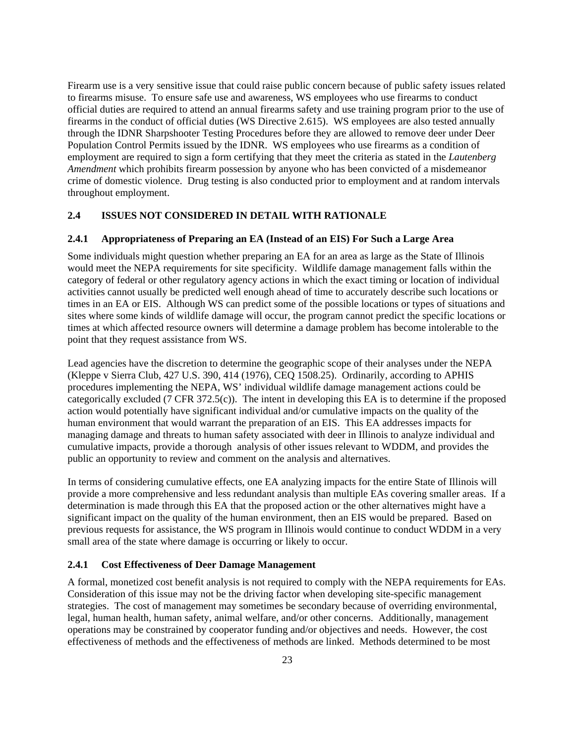Firearm use is a very sensitive issue that could raise public concern because of public safety issues related to firearms misuse. To ensure safe use and awareness, WS employees who use firearms to conduct official duties are required to attend an annual firearms safety and use training program prior to the use of firearms in the conduct of official duties (WS Directive 2.615). WS employees are also tested annually through the IDNR Sharpshooter Testing Procedures before they are allowed to remove deer under Deer Population Control Permits issued by the IDNR. WS employees who use firearms as a condition of employment are required to sign a form certifying that they meet the criteria as stated in the *Lautenberg Amendment* which prohibits firearm possession by anyone who has been convicted of a misdemeanor crime of domestic violence. Drug testing is also conducted prior to employment and at random intervals throughout employment.

## 2.4 ISSUES NOT CONSIDERED IN DETAIL WITH RATIONALE

### 2.4.1 Appropriateness of Preparing an EA (Instead of an EIS) For Such a Large Area

Some individuals might question whether preparing an EA for an area as large as the State of Illinois would meet the NEPA requirements for site specificity. Wildlife damage management falls within the category of federal or other regulatory agency actions in which the exact timing or location of individual activities cannot usually be predicted well enough ahead of time to accurately describe such locations or times in an EA or EIS. Although WS can predict some of the possible locations or types of situations and sites where some kinds of wildlife damage will occur, the program cannot predict the specific locations or times at which affected resource owners will determine a damage problem has become intolerable to the point that they request assistance from WS.

Lead agencies have the discretion to determine the geographic scope of their analyses under the NEPA (Kleppe v Sierra Club, 427 U.S. 390, 414 (1976), CEQ 1508.25). Ordinarily, according to APHIS procedures implementing the NEPA, WS' individual wildlife damage management actions could be categorically excluded (7 CFR 372.5(c)). The intent in developing this EA is to determine if the proposed action would potentially have significant individual and/or cumulative impacts on the quality of the human environment that would warrant the preparation of an EIS. This EA addresses impacts for managing damage and threats to human safety associated with deer in Illinois to analyze individual and cumulative impacts, provide a thorough analysis of other issues relevant to WDDM, and provides the public an opportunity to review and comment on the analysis and alternatives.

In terms of considering cumulative effects, one EA analyzing impacts for the entire State of Illinois will provide a more comprehensive and less redundant analysis than multiple EAs covering smaller areas. If a determination is made through this EA that the proposed action or the other alternatives might have a significant impact on the quality of the human environment, then an EIS would be prepared. Based on previous requests for assistance, the WS program in Illinois would continue to conduct WDDM in a very small area of the state where damage is occurring or likely to occur.

### 2.4.1 Cost Effectiveness of Deer Damage Management

A formal, monetized cost benefit analysis is not required to comply with the NEPA requirements for EAs. Consideration of this issue may not be the driving factor when developing site-specific management strategies. The cost of management may sometimes be secondary because of overriding environmental, legal, human health, human safety, animal welfare, and/or other concerns. Additionally, management operations may be constrained by cooperator funding and/or objectives and needs. However, the cost effectiveness of methods and the effectiveness of methods are linked. Methods determined to be most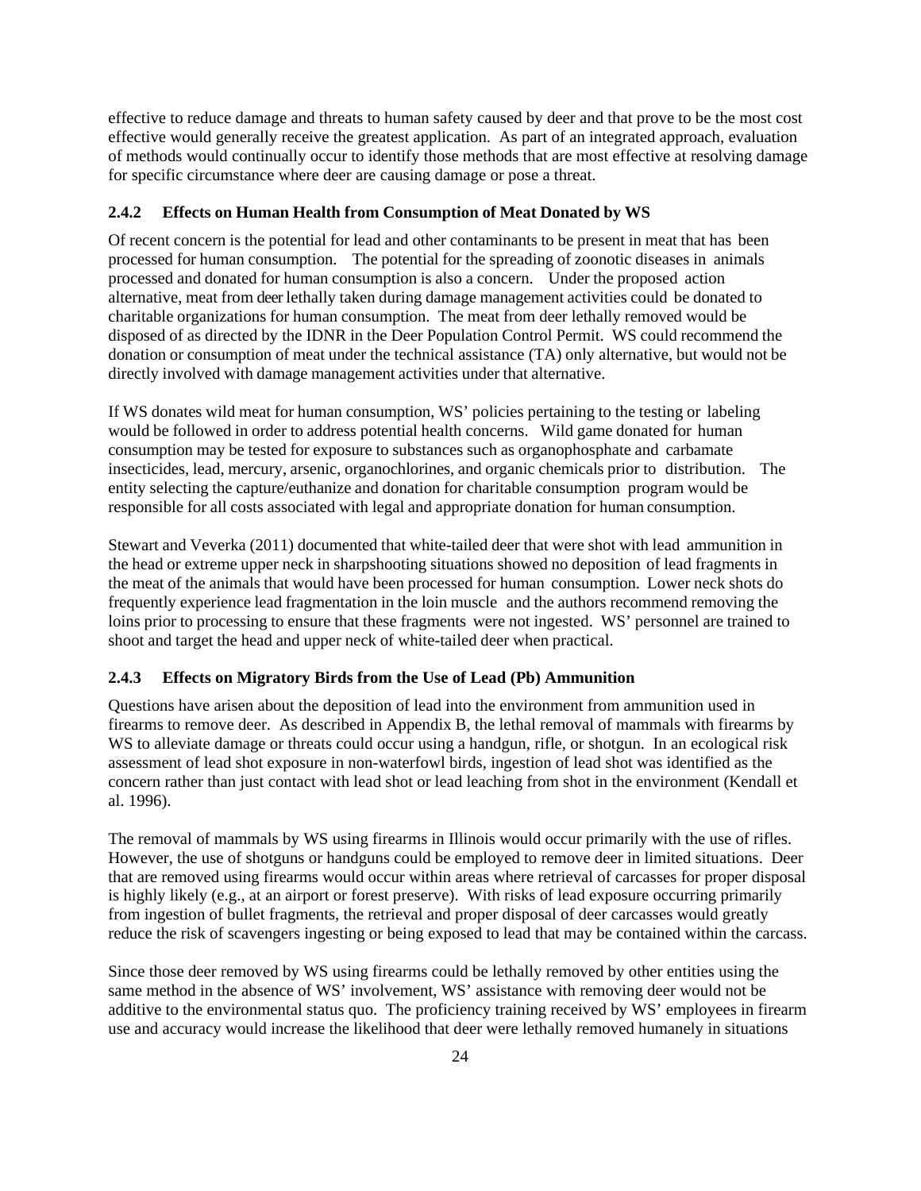effective to reduce damage and threats to human safety caused by deer and that prove to be the most cost effective would generally receive the greatest application. As part of an integrated approach, evaluation of methods would continually occur to identify those methods that are most effective at resolving damage for specific circumstance where deer are causing damage or pose a threat.

### 2.4.2 Effects on Human Health from Consumption of Meat Donated by WS

Of recent concern is the potential for lead and other contaminants to be present in meat that has been processed for human consumption. The potential for the spreading of zoonotic diseases in animals processed and donated for human consumption is also a concern. Under the proposed action alternative, meat from deer lethally taken during damage management activities could be donated to charitable organizations for human consumption. The meat from deer lethally removed would be disposed of as directed by the IDNR in the Deer Population Control Permit. WS could recommend the donation or consumption of meat under the technical assistance (TA) only alternative, but would not be directly involved with damage management activities under that alternative.

If WS donates wild meat for human consumption, WS' policies pertaining to the testing or labeling would be followed in order to address potential health concerns. Wild game donated for human consumption may be tested for exposure to substances such as organophosphate and carbamate insecticides, lead, mercury, arsenic, organochlorines, and organic chemicals prior to distribution. The entity selecting the capture/euthanize and donation for charitable consumption program would be responsible for all costs associated with legal and appropriate donation for human consumption.

Stewart and Veverka (2011) documented that white-tailed deer that were shot with lead ammunition in the head or extreme upper neck in sharpshooting situations showed no deposition of lead fragments in the meat of the animals that would have been processed for human consumption. Lower neck shots do frequently experience lead fragmentation in the loin muscle and the authors recommend removing the loins prior to processing to ensure that these fragments were not ingested. WS' personnel are trained to shoot and target the head and upper neck of white-tailed deer when practical.

### 2.4.3 Effects on Migratory Birds from the Use of Lead (Pb) Ammunition

Questions have arisen about the deposition of lead into the environment from ammunition used in firearms to remove deer. As described in Appendix B, the lethal removal of mammals with firearms by WS to alleviate damage or threats could occur using a handgun, rifle, or shotgun. In an ecological risk assessment of lead shot exposure in non-waterfowl birds, ingestion of lead shot was identified as the concern rather than just contact with lead shot or lead leaching from shot in the environment (Kendall et al. 1996).

The removal of mammals by WS using firearms in Illinois would occur primarily with the use of rifles. However, the use of shotguns or handguns could be employed to remove deer in limited situations. Deer that are removed using firearms would occur within areas where retrieval of carcasses for proper disposal is highly likely (e.g., at an airport or forest preserve). With risks of lead exposure occurring primarily from ingestion of bullet fragments, the retrieval and proper disposal of deer carcasses would greatly reduce the risk of scavengers ingesting or being exposed to lead that may be contained within the carcass.

Since those deer removed by WS using firearms could be lethally removed by other entities using the same method in the absence of WS' involvement, WS' assistance with removing deer would not be additive to the environmental status quo. The proficiency training received by WS' employees in firearm use and accuracy would increase the likelihood that deer were lethally removed humanely in situations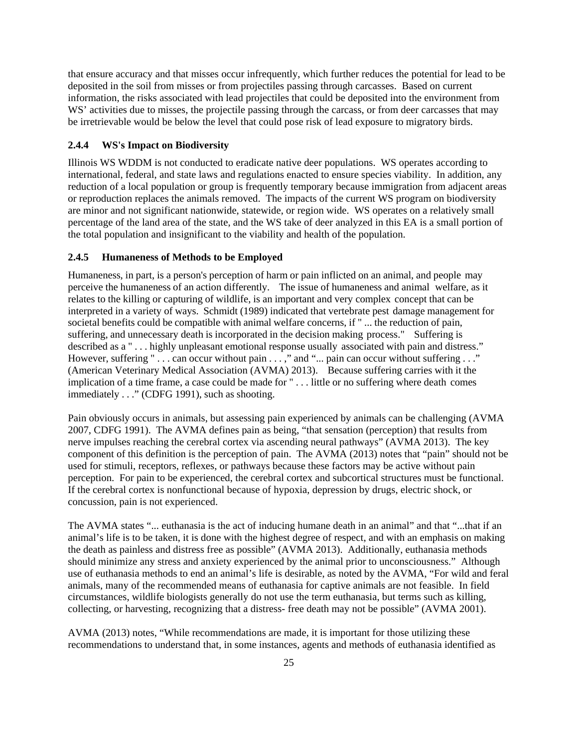that ensure accuracy and that misses occur infrequently, which further reduces the potential for lead to be deposited in the soil from misses or from projectiles passing through carcasses. Based on current information, the risks associated with lead projectiles that could be deposited into the environment from WS' activities due to misses, the projectile passing through the carcass, or from deer carcasses that may be irretrievable would be below the level that could pose risk of lead exposure to migratory birds.

### 2.4.4 WS's Impact on Biodiversity

Illinois WS WDDM is not conducted to eradicate native deer populations. WS operates according to international, federal, and state laws and regulations enacted to ensure species viability. In addition, any reduction of a local population or group is frequently temporary because immigration from adjacent areas or reproduction replaces the animals removed. The impacts of the current WS program on biodiversity are minor and not significant nationwide, statewide, or region wide. WS operates on a relatively small percentage of the land area of the state, and the WS take of deer analyzed in this EA is a small portion of the total population and insignificant to the viability and health of the population.

### 2.4.5 Humaneness of Methods to be Employed

Humaneness, in part, is a person's perception of harm or pain inflicted on an animal, and people may perceive the humaneness of an action differently. The issue of humaneness and animal welfare, as it relates to the killing or capturing of wildlife, is an important and very complex concept that can be interpreted in a variety of ways. Schmidt (1989) indicated that vertebrate pest damage management for societal benefits could be compatible with animal welfare concerns, if " ... the reduction of pain, suffering, and unnecessary death is incorporated in the decision making process." Suffering is described as a " . . . highly unpleasant emotional response usually associated with pain and distress." However, suffering " . . . can occur without pain . . . ," and "... pain can occur without suffering . . ." (American Veterinary Medical Association (AVMA) 2013). Because suffering carries with it the implication of a time frame, a case could be made for " . . . little or no suffering where death comes immediately . . ." (CDFG 1991), such as shooting.

Pain obviously occurs in animals, but assessing pain experienced by animals can be challenging (AVMA 2007, CDFG 1991). The AVMA defines pain as being, "that sensation (perception) that results from nerve impulses reaching the cerebral cortex via ascending neural pathways" (AVMA 2013). The key component of this definition is the perception of pain. The AVMA (2013) notes that "pain" should not be used for stimuli, receptors, reflexes, or pathways because these factors may be active without pain perception. For pain to be experienced, the cerebral cortex and subcortical structures must be functional. If the cerebral cortex is nonfunctional because of hypoxia, depression by drugs, electric shock, or concussion, pain is not experienced.

The AVMA states "... euthanasia is the act of inducing humane death in an animal" and that "...that if an animal's life is to be taken, it is done with the highest degree of respect, and with an emphasis on making the death as painless and distress free as possible" (AVMA 2013). Additionally, euthanasia methods should minimize any stress and anxiety experienced by the animal prior to unconsciousness." Although use of euthanasia methods to end an animal's life is desirable, as noted by the AVMA, "For wild and feral animals, many of the recommended means of euthanasia for captive animals are not feasible. In field circumstances, wildlife biologists generally do not use the term euthanasia, but terms such as killing, collecting, or harvesting, recognizing that a distress- free death may not be possible" (AVMA 2001).

AVMA (2013) notes, "While recommendations are made, it is important for those utilizing these recommendations to understand that, in some instances, agents and methods of euthanasia identified as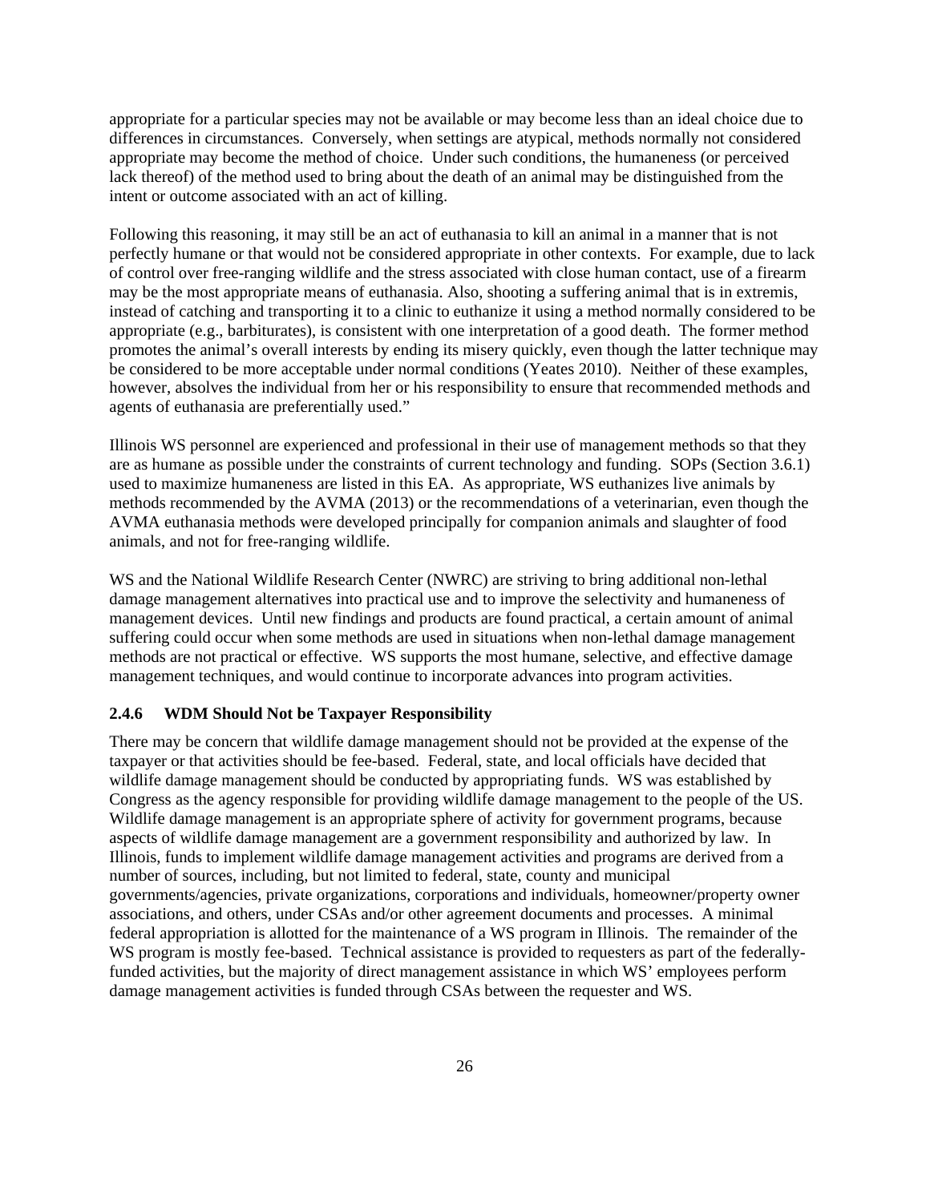appropriate for a particular species may not be available or may become less than an ideal choice due to differences in circumstances. Conversely, when settings are atypical, methods normally not considered appropriate may become the method of choice. Under such conditions, the humaneness (or perceived lack thereof) of the method used to bring about the death of an animal may be distinguished from the intent or outcome associated with an act of killing.

Following this reasoning, it may still be an act of euthanasia to kill an animal in a manner that is not perfectly humane or that would not be considered appropriate in other contexts. For example, due to lack of control over free-ranging wildlife and the stress associated with close human contact, use of a firearm may be the most appropriate means of euthanasia. Also, shooting a suffering animal that is in extremis, instead of catching and transporting it to a clinic to euthanize it using a method normally considered to be appropriate (e.g., barbiturates), is consistent with one interpretation of a good death. The former method promotes the animal's overall interests by ending its misery quickly, even though the latter technique may be considered to be more acceptable under normal conditions (Yeates 2010). Neither of these examples, however, absolves the individual from her or his responsibility to ensure that recommended methods and agents of euthanasia are preferentially used."

Illinois WS personnel are experienced and professional in their use of management methods so that they are as humane as possible under the constraints of current technology and funding. SOPs (Section 3.6.1) used to maximize humaneness are listed in this EA. As appropriate, WS euthanizes live animals by methods recommended by the AVMA (2013) or the recommendations of a veterinarian, even though the AVMA euthanasia methods were developed principally for companion animals and slaughter of food animals, and not for free-ranging wildlife.

WS and the National Wildlife Research Center (NWRC) are striving to bring additional non-lethal damage management alternatives into practical use and to improve the selectivity and humaneness of management devices. Until new findings and products are found practical, a certain amount of animal suffering could occur when some methods are used in situations when non-lethal damage management methods are not practical or effective. WS supports the most humane, selective, and effective damage management techniques, and would continue to incorporate advances into program activities.

### 2.4.6 WDM Should Not be Taxpayer Responsibility

There may be concern that wildlife damage management should not be provided at the expense of the taxpayer or that activities should be fee-based. Federal, state, and local officials have decided that wildlife damage management should be conducted by appropriating funds. WS was established by Congress as the agency responsible for providing wildlife damage management to the people of the US. Wildlife damage management is an appropriate sphere of activity for government programs, because aspects of wildlife damage management are a government responsibility and authorized by law. In Illinois, funds to implement wildlife damage management activities and programs are derived from a number of sources, including, but not limited to federal, state, county and municipal governments/agencies, private organizations, corporations and individuals, homeowner/property owner associations, and others, under CSAs and/or other agreement documents and processes. A minimal federal appropriation is allotted for the maintenance of a WS program in Illinois. The remainder of the WS program is mostly fee-based. Technical assistance is provided to requesters as part of the federally-funded activities, but the majority of direct management assistance in which WS' employees perform damage management activities is funded through CSAs between the requester and WS.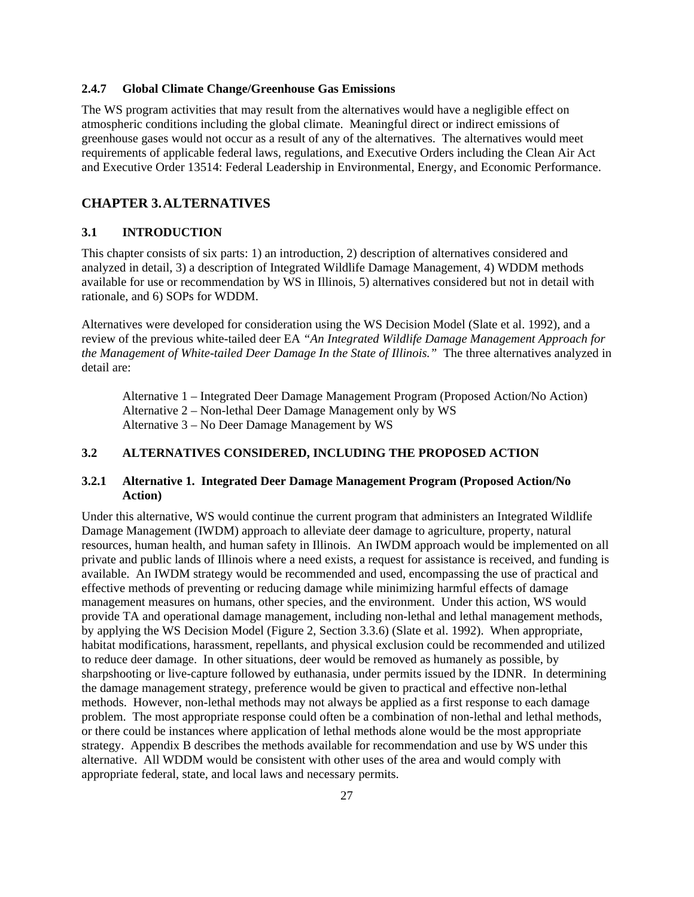### 2.4.7 Global Climate Change/Greenhouse Gas Emissions

The WS program activities that may result from the alternatives would have a negligible effect on atmospheric conditions including the global climate. Meaningful direct or indirect emissions of greenhouse gases would not occur as a result of any of the alternatives. The alternatives would meet requirements of applicable federal laws, regulations, and Executive Orders including the Clean Air Act and Executive Order 13514: Federal Leadership in Environmental, Energy, and Economic Performance.

## CHAPTER 3. ALTERNATIVES

### 3.1 INTRODUCTION

This chapter consists of six parts: 1) an introduction, 2) description of alternatives considered and analyzed in detail, 3) a description of Integrated Wildlife Damage Management, 4) WDDM methods available for use or recommendation by WS in Illinois, 5) alternatives considered but not in detail with rationale, and 6) SOPs for WDDM.

Alternatives were developed for consideration using the WS Decision Model (Slate et al. 1992), and a review of the previous white-tailed deer EA *"An Integrated Wildlife Damage Management Approach for the Management of White-tailed Deer Damage In the State of Illinois."* The three alternatives analyzed in detail are:

Alternative 1 – Integrated Deer Damage Management Program (Proposed Action/No Action)
Alternative 2 – Non-lethal Deer Damage Management only by WS
Alternative 3 – No Deer Damage Management by WS

### 3.2 ALTERNATIVES CONSIDERED, INCLUDING THE PROPOSED ACTION

#### 3.2.1 Alternative 1. Integrated Deer Damage Management Program (Proposed Action/No Action)

Under this alternative, WS would continue the current program that administers an Integrated Wildlife Damage Management (IWDM) approach to alleviate deer damage to agriculture, property, natural resources, human health, and human safety in Illinois. An IWDM approach would be implemented on all private and public lands of Illinois where a need exists, a request for assistance is received, and funding is available. An IWDM strategy would be recommended and used, encompassing the use of practical and effective methods of preventing or reducing damage while minimizing harmful effects of damage management measures on humans, other species, and the environment. Under this action, WS would provide TA and operational damage management, including non-lethal and lethal management methods, by applying the WS Decision Model (Figure 2, Section 3.3.6) (Slate et al. 1992). When appropriate, habitat modifications, harassment, repellants, and physical exclusion could be recommended and utilized to reduce deer damage. In other situations, deer would be removed as humanely as possible, by sharpshooting or live-capture followed by euthanasia, under permits issued by the IDNR. In determining the damage management strategy, preference would be given to practical and effective non-lethal methods. However, non-lethal methods may not always be applied as a first response to each damage problem. The most appropriate response could often be a combination of non-lethal and lethal methods, or there could be instances where application of lethal methods alone would be the most appropriate strategy. Appendix B describes the methods available for recommendation and use by WS under this alternative. All WDDM would be consistent with other uses of the area and would comply with appropriate federal, state, and local laws and necessary permits.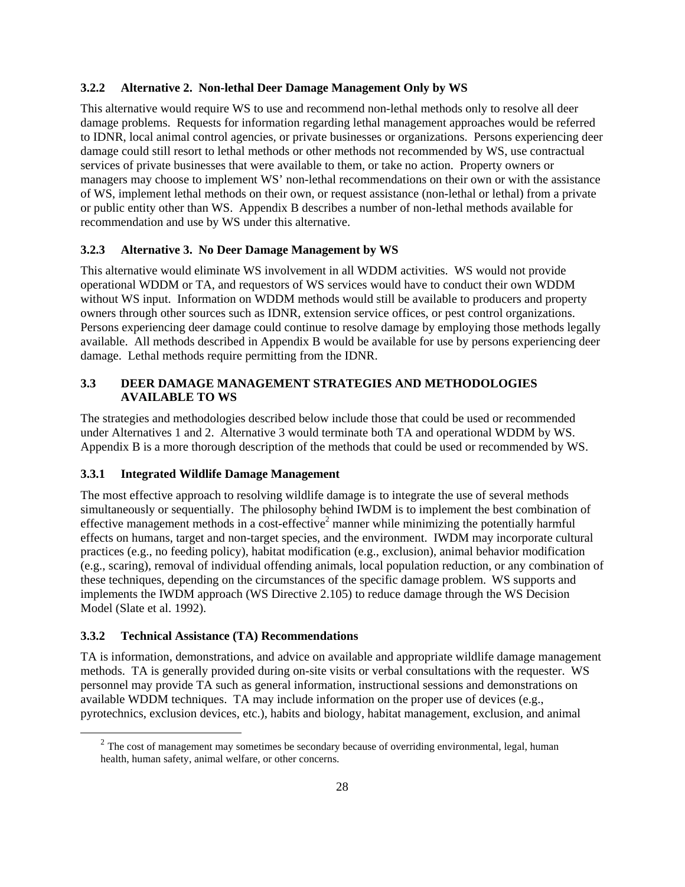### 3.2.2 Alternative 2. Non-lethal Deer Damage Management Only by WS

This alternative would require WS to use and recommend non-lethal methods only to resolve all deer damage problems. Requests for information regarding lethal management approaches would be referred to IDNR, local animal control agencies, or private businesses or organizations. Persons experiencing deer damage could still resort to lethal methods or other methods not recommended by WS, use contractual services of private businesses that were available to them, or take no action. Property owners or managers may choose to implement WS' non-lethal recommendations on their own or with the assistance of WS, implement lethal methods on their own, or request assistance (non-lethal or lethal) from a private or public entity other than WS. Appendix B describes a number of non-lethal methods available for recommendation and use by WS under this alternative.

### 3.2.3 Alternative 3. No Deer Damage Management by WS

This alternative would eliminate WS involvement in all WDDM activities. WS would not provide operational WDDM or TA, and requestors of WS services would have to conduct their own WDDM without WS input. Information on WDDM methods would still be available to producers and property owners through other sources such as IDNR, extension service offices, or pest control organizations. Persons experiencing deer damage could continue to resolve damage by employing those methods legally available. All methods described in Appendix B would be available for use by persons experiencing deer damage. Lethal methods require permitting from the IDNR.

## 3.3 DEER DAMAGE MANAGEMENT STRATEGIES AND METHODOLOGIES AVAILABLE TO WS

The strategies and methodologies described below include those that could be used or recommended under Alternatives 1 and 2. Alternative 3 would terminate both TA and operational WDDM by WS. Appendix B is a more thorough description of the methods that could be used or recommended by WS.

### 3.3.1 Integrated Wildlife Damage Management

The most effective approach to resolving wildlife damage is to integrate the use of several methods simultaneously or sequentially. The philosophy behind IWDM is to implement the best combination of effective management methods in a cost-effective[2] manner while minimizing the potentially harmful effects on humans, target and non-target species, and the environment. IWDM may incorporate cultural practices (e.g., no feeding policy), habitat modification (e.g., exclusion), animal behavior modification (e.g., scaring), removal of individual offending animals, local population reduction, or any combination of these techniques, depending on the circumstances of the specific damage problem. WS supports and implements the IWDM approach (WS Directive 2.105) to reduce damage through the WS Decision Model (Slate et al. 1992).

### 3.3.2 Technical Assistance (TA) Recommendations

TA is information, demonstrations, and advice on available and appropriate wildlife damage management methods. TA is generally provided during on-site visits or verbal consultations with the requester. WS personnel may provide TA such as general information, instructional sessions and demonstrations on available WDDM techniques. TA may include information on the proper use of devices (e.g., pyrotechnics, exclusion devices, etc.), habits and biology, habitat management, exclusion, and animal

[2] The cost of management may sometimes be secondary because of overriding environmental, legal, human health, human safety, animal welfare, or other concerns.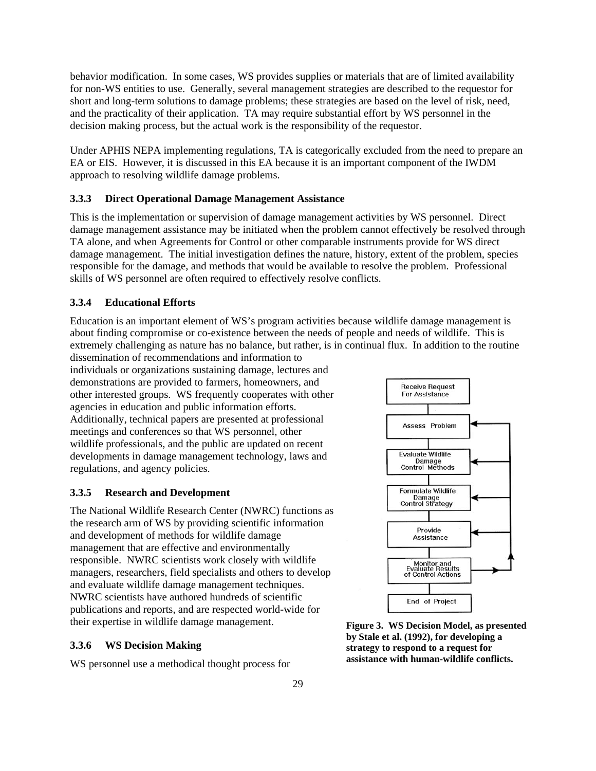behavior modification. In some cases, WS provides supplies or materials that are of limited availability for non-WS entities to use. Generally, several management strategies are described to the requestor for short and long-term solutions to damage problems; these strategies are based on the level of risk, need, and the practicality of their application. TA may require substantial effort by WS personnel in the decision making process, but the actual work is the responsibility of the requestor.

Under APHIS NEPA implementing regulations, TA is categorically excluded from the need to prepare an EA or EIS. However, it is discussed in this EA because it is an important component of the IWDM approach to resolving wildlife damage problems.

### 3.3.3 Direct Operational Damage Management Assistance

This is the implementation or supervision of damage management activities by WS personnel. Direct damage management assistance may be initiated when the problem cannot effectively be resolved through TA alone, and when Agreements for Control or other comparable instruments provide for WS direct damage management. The initial investigation defines the nature, history, extent of the problem, species responsible for the damage, and methods that would be available to resolve the problem. Professional skills of WS personnel are often required to effectively resolve conflicts.

### 3.3.4 Educational Efforts

Education is an important element of WS's program activities because wildlife damage management is about finding compromise or co-existence between the needs of people and needs of wildlife. This is extremely challenging as nature has no balance, but rather, is in continual flux. In addition to the routine dissemination of recommendations and information to individuals or organizations sustaining damage, lectures and demonstrations are provided to farmers, homeowners, and other interested groups. WS frequently cooperates with other agencies in education and public information efforts. Additionally, technical papers are presented at professional meetings and conferences so that WS personnel, other wildlife professionals, and the public are updated on recent developments in damage management technology, laws and regulations, and agency policies.

### 3.3.5 Research and Development

The National Wildlife Research Center (NWRC) functions as the research arm of WS by providing scientific information and development of methods for wildlife damage management that are effective and environmentally responsible. NWRC scientists work closely with wildlife managers, researchers, field specialists and others to develop and evaluate wildlife damage management techniques. NWRC scientists have authored hundreds of scientific publications and reports, and are respected world-wide for their expertise in wildlife damage management.

Receive Request For Assistance → Assess Problem → Evaluate Wildlife Damage Control Methods → Formulate Wildlife Damage Control Strategy → Provide Assistance → Monitor and Evaluate Results of Control Actions → End of Project

**Figure 3. WS Decision Model, as presented by Stale et al. (1992), for developing a strategy to respond to a request for assistance with human-wildlife conflicts.**

### 3.3.6 WS Decision Making

WS personnel use a methodical thought process for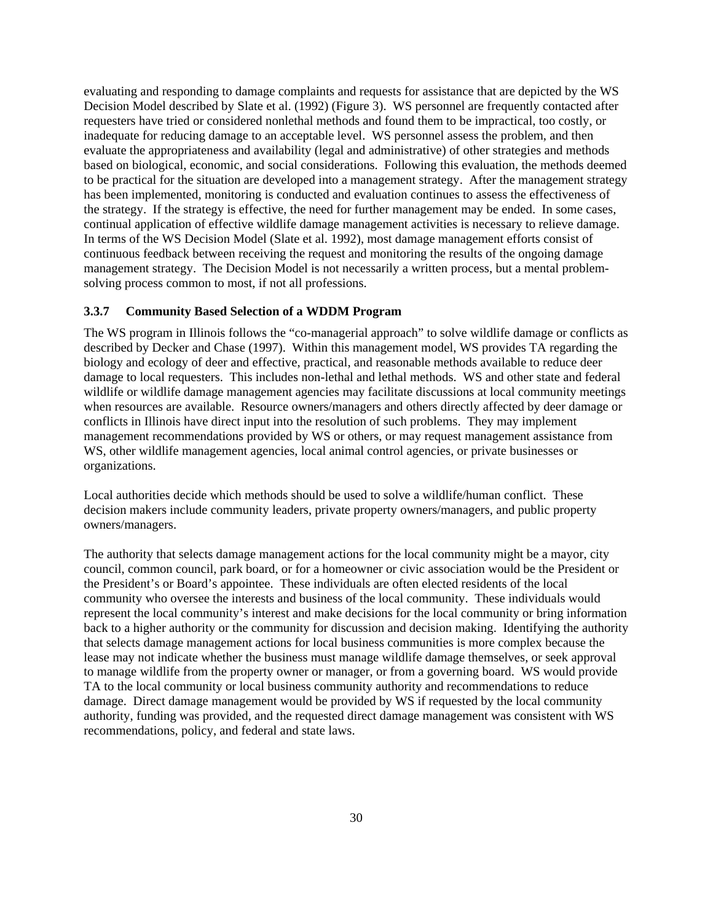evaluating and responding to damage complaints and requests for assistance that are depicted by the WS Decision Model described by Slate et al. (1992) (Figure 3). WS personnel are frequently contacted after requesters have tried or considered nonlethal methods and found them to be impractical, too costly, or inadequate for reducing damage to an acceptable level. WS personnel assess the problem, and then evaluate the appropriateness and availability (legal and administrative) of other strategies and methods based on biological, economic, and social considerations. Following this evaluation, the methods deemed to be practical for the situation are developed into a management strategy. After the management strategy has been implemented, monitoring is conducted and evaluation continues to assess the effectiveness of the strategy. If the strategy is effective, the need for further management may be ended. In some cases, continual application of effective wildlife damage management activities is necessary to relieve damage. In terms of the WS Decision Model (Slate et al. 1992), most damage management efforts consist of continuous feedback between receiving the request and monitoring the results of the ongoing damage management strategy. The Decision Model is not necessarily a written process, but a mental problem-solving process common to most, if not all professions.

### 3.3.7 Community Based Selection of a WDDM Program

The WS program in Illinois follows the "co-managerial approach" to solve wildlife damage or conflicts as described by Decker and Chase (1997). Within this management model, WS provides TA regarding the biology and ecology of deer and effective, practical, and reasonable methods available to reduce deer damage to local requesters. This includes non-lethal and lethal methods. WS and other state and federal wildlife or wildlife damage management agencies may facilitate discussions at local community meetings when resources are available. Resource owners/managers and others directly affected by deer damage or conflicts in Illinois have direct input into the resolution of such problems. They may implement management recommendations provided by WS or others, or may request management assistance from WS, other wildlife management agencies, local animal control agencies, or private businesses or organizations.

Local authorities decide which methods should be used to solve a wildlife/human conflict. These decision makers include community leaders, private property owners/managers, and public property owners/managers.

The authority that selects damage management actions for the local community might be a mayor, city council, common council, park board, or for a homeowner or civic association would be the President or the President's or Board's appointee. These individuals are often elected residents of the local community who oversee the interests and business of the local community. These individuals would represent the local community's interest and make decisions for the local community or bring information back to a higher authority or the community for discussion and decision making. Identifying the authority that selects damage management actions for local business communities is more complex because the lease may not indicate whether the business must manage wildlife damage themselves, or seek approval to manage wildlife from the property owner or manager, or from a governing board. WS would provide TA to the local community or local business community authority and recommendations to reduce damage. Direct damage management would be provided by WS if requested by the local community authority, funding was provided, and the requested direct damage management was consistent with WS recommendations, policy, and federal and state laws.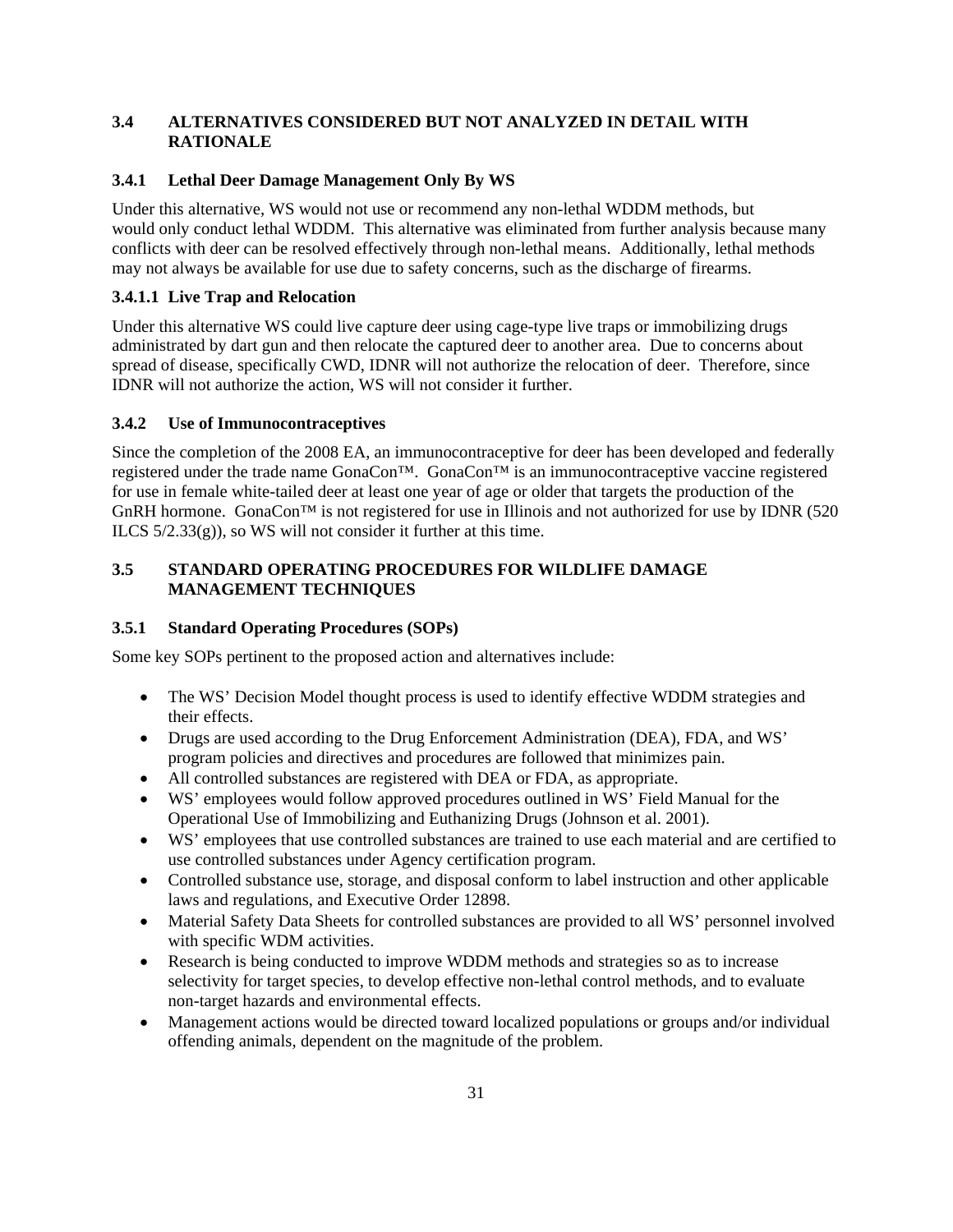## 3.4 ALTERNATIVES CONSIDERED BUT NOT ANALYZED IN DETAIL WITH RATIONALE

### 3.4.1 Lethal Deer Damage Management Only By WS

Under this alternative, WS would not use or recommend any non-lethal WDDM methods, but would only conduct lethal WDDM. This alternative was eliminated from further analysis because many conflicts with deer can be resolved effectively through non-lethal means. Additionally, lethal methods may not always be available for use due to safety concerns, such as the discharge of firearms.

#### 3.4.1.1 Live Trap and Relocation

Under this alternative WS could live capture deer using cage-type live traps or immobilizing drugs administrated by dart gun and then relocate the captured deer to another area. Due to concerns about spread of disease, specifically CWD, IDNR will not authorize the relocation of deer. Therefore, since IDNR will not authorize the action, WS will not consider it further.

### 3.4.2 Use of Immunocontraceptives

Since the completion of the 2008 EA, an immunocontraceptive for deer has been developed and federally registered under the trade name GonaCon™. GonaCon™ is an immunocontraceptive vaccine registered for use in female white-tailed deer at least one year of age or older that targets the production of the GnRH hormone. GonaCon™ is not registered for use in Illinois and not authorized for use by IDNR (520 ILCS 5/2.33(g)), so WS will not consider it further at this time.

## 3.5 STANDARD OPERATING PROCEDURES FOR WILDLIFE DAMAGE MANAGEMENT TECHNIQUES

### 3.5.1 Standard Operating Procedures (SOPs)

Some key SOPs pertinent to the proposed action and alternatives include:

- The WS' Decision Model thought process is used to identify effective WDDM strategies and their effects.
- Drugs are used according to the Drug Enforcement Administration (DEA), FDA, and WS' program policies and directives and procedures are followed that minimizes pain.
- All controlled substances are registered with DEA or FDA, as appropriate.
- WS' employees would follow approved procedures outlined in WS' Field Manual for the Operational Use of Immobilizing and Euthanizing Drugs (Johnson et al. 2001).
- WS' employees that use controlled substances are trained to use each material and are certified to use controlled substances under Agency certification program.
- Controlled substance use, storage, and disposal conform to label instruction and other applicable laws and regulations, and Executive Order 12898.
- Material Safety Data Sheets for controlled substances are provided to all WS' personnel involved with specific WDM activities.
- Research is being conducted to improve WDDM methods and strategies so as to increase selectivity for target species, to develop effective non-lethal control methods, and to evaluate non-target hazards and environmental effects.
- Management actions would be directed toward localized populations or groups and/or individual offending animals, dependent on the magnitude of the problem.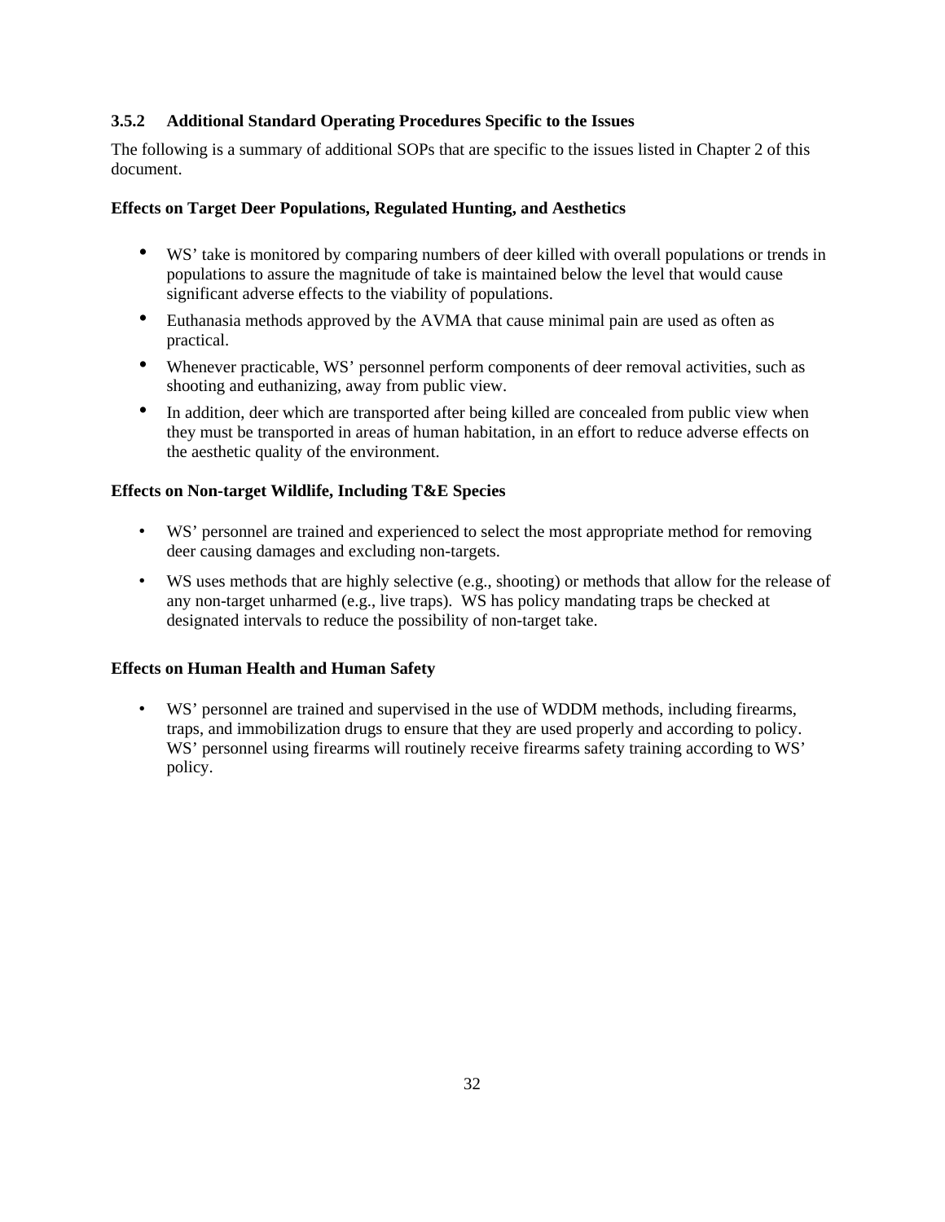### 3.5.2 Additional Standard Operating Procedures Specific to the Issues

The following is a summary of additional SOPs that are specific to the issues listed in Chapter 2 of this document.

**Effects on Target Deer Populations, Regulated Hunting, and Aesthetics**

- WS' take is monitored by comparing numbers of deer killed with overall populations or trends in populations to assure the magnitude of take is maintained below the level that would cause significant adverse effects to the viability of populations.
- Euthanasia methods approved by the AVMA that cause minimal pain are used as often as practical.
- Whenever practicable, WS' personnel perform components of deer removal activities, such as shooting and euthanizing, away from public view.
- In addition, deer which are transported after being killed are concealed from public view when they must be transported in areas of human habitation, in an effort to reduce adverse effects on the aesthetic quality of the environment.

**Effects on Non-target Wildlife, Including T&E Species**

- WS' personnel are trained and experienced to select the most appropriate method for removing deer causing damages and excluding non-targets.
- WS uses methods that are highly selective (e.g., shooting) or methods that allow for the release of any non-target unharmed (e.g., live traps). WS has policy mandating traps be checked at designated intervals to reduce the possibility of non-target take.

**Effects on Human Health and Human Safety**

- WS' personnel are trained and supervised in the use of WDDM methods, including firearms, traps, and immobilization drugs to ensure that they are used properly and according to policy. WS' personnel using firearms will routinely receive firearms safety training according to WS' policy.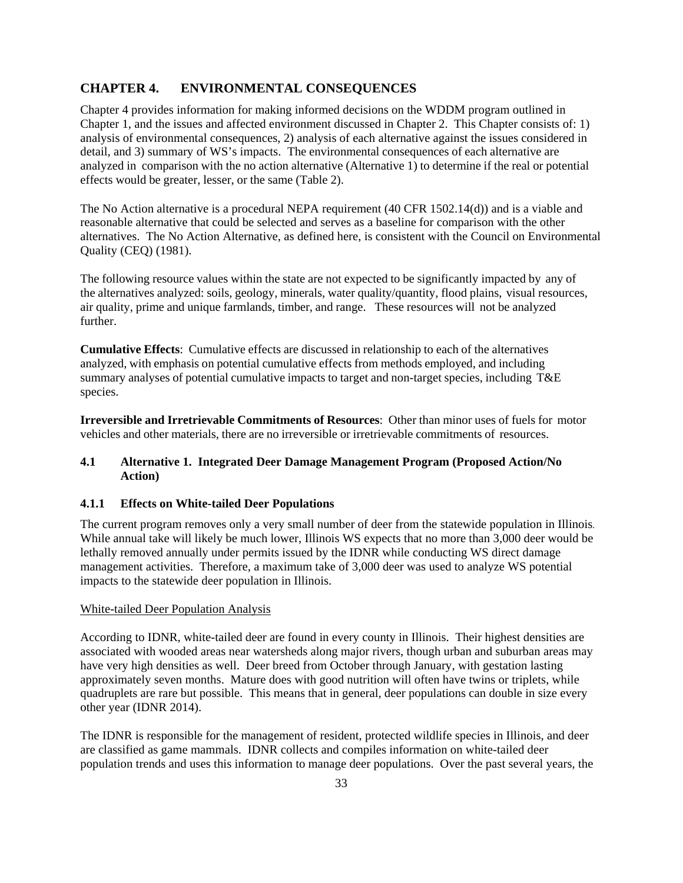# CHAPTER 4. ENVIRONMENTAL CONSEQUENCES

Chapter 4 provides information for making informed decisions on the WDDM program outlined in Chapter 1, and the issues and affected environment discussed in Chapter 2. This Chapter consists of: 1) analysis of environmental consequences, 2) analysis of each alternative against the issues considered in detail, and 3) summary of WS's impacts. The environmental consequences of each alternative are analyzed in comparison with the no action alternative (Alternative 1) to determine if the real or potential effects would be greater, lesser, or the same (Table 2).

The No Action alternative is a procedural NEPA requirement (40 CFR 1502.14(d)) and is a viable and reasonable alternative that could be selected and serves as a baseline for comparison with the other alternatives. The No Action Alternative, as defined here, is consistent with the Council on Environmental Quality (CEQ) (1981).

The following resource values within the state are not expected to be significantly impacted by any of the alternatives analyzed: soils, geology, minerals, water quality/quantity, flood plains, visual resources, air quality, prime and unique farmlands, timber, and range. These resources will not be analyzed further.

**Cumulative Effects**: Cumulative effects are discussed in relationship to each of the alternatives analyzed, with emphasis on potential cumulative effects from methods employed, and including summary analyses of potential cumulative impacts to target and non-target species, including T&E species.

**Irreversible and Irretrievable Commitments of Resources**: Other than minor uses of fuels for motor vehicles and other materials, there are no irreversible or irretrievable commitments of resources.

## 4.1 Alternative 1. Integrated Deer Damage Management Program (Proposed Action/No Action)

### 4.1.1 Effects on White-tailed Deer Populations

The current program removes only a very small number of deer from the statewide population in Illinois. While annual take will likely be much lower, Illinois WS expects that no more than 3,000 deer would be lethally removed annually under permits issued by the IDNR while conducting WS direct damage management activities. Therefore, a maximum take of 3,000 deer was used to analyze WS potential impacts to the statewide deer population in Illinois.

<u>White-tailed Deer Population Analysis</u>

According to IDNR, white-tailed deer are found in every county in Illinois. Their highest densities are associated with wooded areas near watersheds along major rivers, though urban and suburban areas may have very high densities as well. Deer breed from October through January, with gestation lasting approximately seven months. Mature does with good nutrition will often have twins or triplets, while quadruplets are rare but possible. This means that in general, deer populations can double in size every other year (IDNR 2014).

The IDNR is responsible for the management of resident, protected wildlife species in Illinois, and deer are classified as game mammals. IDNR collects and compiles information on white-tailed deer population trends and uses this information to manage deer populations. Over the past several years, the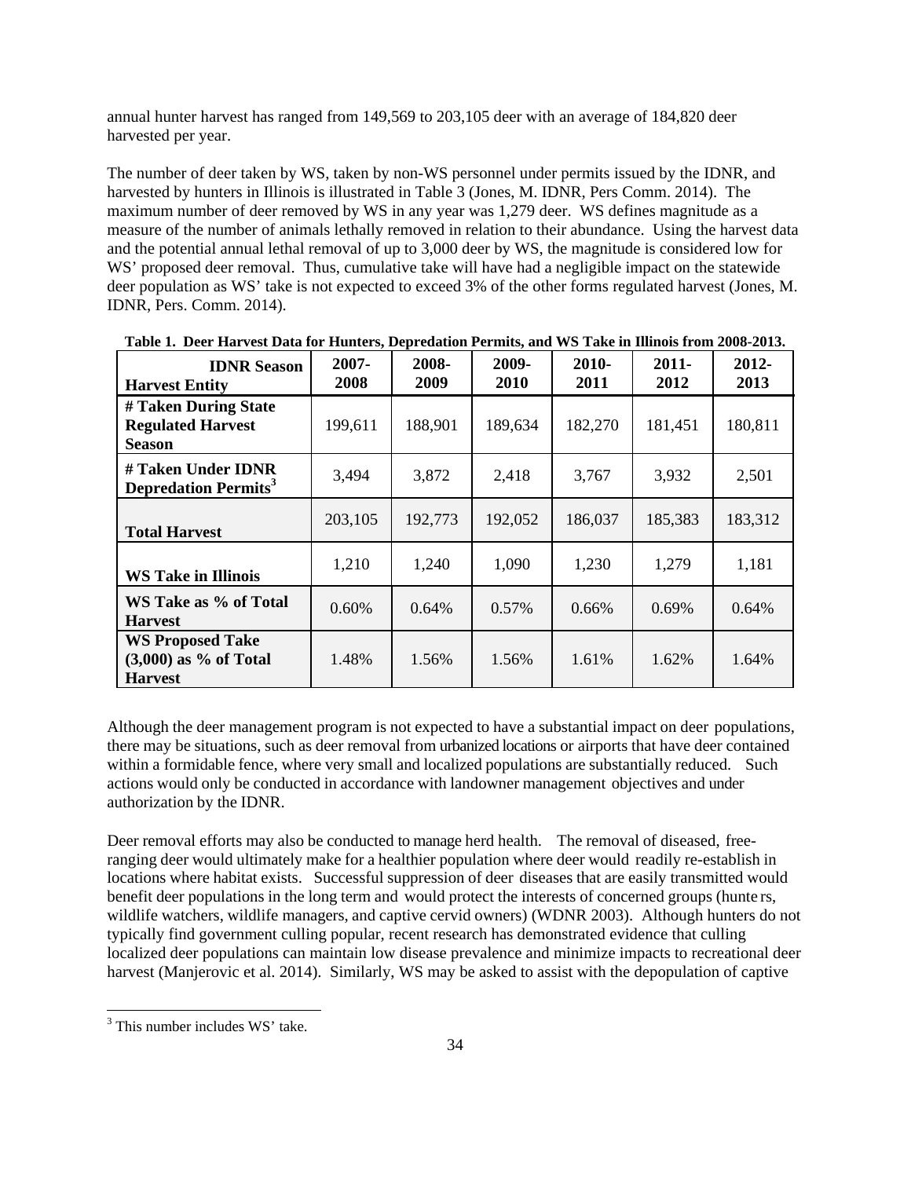annual hunter harvest has ranged from 149,569 to 203,105 deer with an average of 184,820 deer harvested per year.

The number of deer taken by WS, taken by non-WS personnel under permits issued by the IDNR, and harvested by hunters in Illinois is illustrated in Table 3 (Jones, M. IDNR, Pers Comm. 2014). The maximum number of deer removed by WS in any year was 1,279 deer. WS defines magnitude as a measure of the number of animals lethally removed in relation to their abundance. Using the harvest data and the potential annual lethal removal of up to 3,000 deer by WS, the magnitude is considered low for WS' proposed deer removal. Thus, cumulative take will have had a negligible impact on the statewide deer population as WS' take is not expected to exceed 3% of the other forms regulated harvest (Jones, M. IDNR, Pers. Comm. 2014).

**Table 1. Deer Harvest Data for Hunters, Depredation Permits, and WS Take in Illinois from 2008-2013.**

| IDNR Season / Harvest Entity | 2007-2008 | 2008-2009 | 2009-2010 | 2010-2011 | 2011-2012 | 2012-2013 |
|---|---|---|---|---|---|---|
| **# Taken During State Regulated Harvest Season** | 199,611 | 188,901 | 189,634 | 182,270 | 181,451 | 180,811 |
| **# Taken Under IDNR Depredation Permits[3]** | 3,494 | 3,872 | 2,418 | 3,767 | 3,932 | 2,501 |
| **Total Harvest** | 203,105 | 192,773 | 192,052 | 186,037 | 185,383 | 183,312 |
| **WS Take in Illinois** | 1,210 | 1,240 | 1,090 | 1,230 | 1,279 | 1,181 |
| **WS Take as % of Total Harvest** | 0.60% | 0.64% | 0.57% | 0.66% | 0.69% | 0.64% |
| **WS Proposed Take (3,000) as % of Total Harvest** | 1.48% | 1.56% | 1.56% | 1.61% | 1.62% | 1.64% |

Although the deer management program is not expected to have a substantial impact on deer populations, there may be situations, such as deer removal from urbanized locations or airports that have deer contained within a formidable fence, where very small and localized populations are substantially reduced. Such actions would only be conducted in accordance with landowner management objectives and under authorization by the IDNR.

Deer removal efforts may also be conducted to manage herd health. The removal of diseased, free-ranging deer would ultimately make for a healthier population where deer would readily re-establish in locations where habitat exists. Successful suppression of deer diseases that are easily transmitted would benefit deer populations in the long term and would protect the interests of concerned groups (hunters, wildlife watchers, wildlife managers, and captive cervid owners) (WDNR 2003). Although hunters do not typically find government culling popular, recent research has demonstrated evidence that culling localized deer populations can maintain low disease prevalence and minimize impacts to recreational deer harvest (Manjerovic et al. 2014). Similarly, WS may be asked to assist with the depopulation of captive

[3] This number includes WS' take.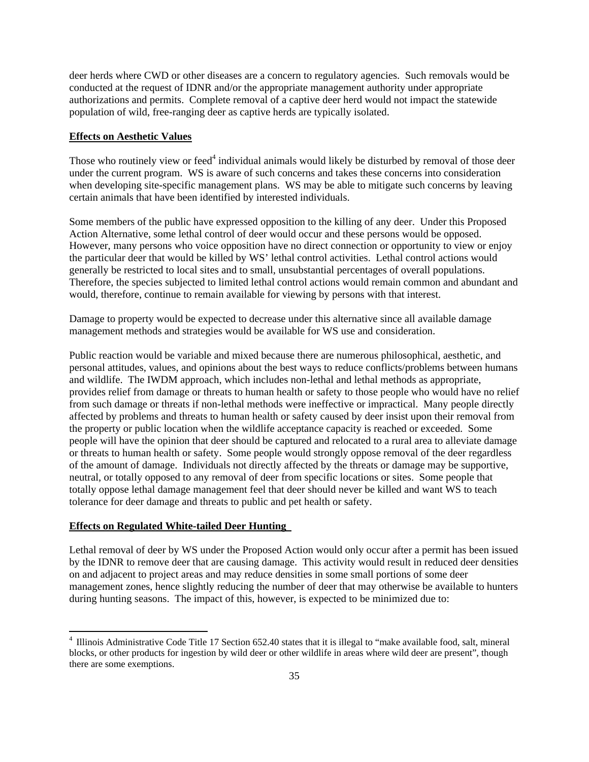deer herds where CWD or other diseases are a concern to regulatory agencies. Such removals would be conducted at the request of IDNR and/or the appropriate management authority under appropriate authorizations and permits. Complete removal of a captive deer herd would not impact the statewide population of wild, free-ranging deer as captive herds are typically isolated.

**Effects on Aesthetic Values**

Those who routinely view or feed[4] individual animals would likely be disturbed by removal of those deer under the current program. WS is aware of such concerns and takes these concerns into consideration when developing site-specific management plans. WS may be able to mitigate such concerns by leaving certain animals that have been identified by interested individuals.

Some members of the public have expressed opposition to the killing of any deer. Under this Proposed Action Alternative, some lethal control of deer would occur and these persons would be opposed. However, many persons who voice opposition have no direct connection or opportunity to view or enjoy the particular deer that would be killed by WS' lethal control activities. Lethal control actions would generally be restricted to local sites and to small, unsubstantial percentages of overall populations. Therefore, the species subjected to limited lethal control actions would remain common and abundant and would, therefore, continue to remain available for viewing by persons with that interest.

Damage to property would be expected to decrease under this alternative since all available damage management methods and strategies would be available for WS use and consideration.

Public reaction would be variable and mixed because there are numerous philosophical, aesthetic, and personal attitudes, values, and opinions about the best ways to reduce conflicts/problems between humans and wildlife. The IWDM approach, which includes non-lethal and lethal methods as appropriate, provides relief from damage or threats to human health or safety to those people who would have no relief from such damage or threats if non-lethal methods were ineffective or impractical. Many people directly affected by problems and threats to human health or safety caused by deer insist upon their removal from the property or public location when the wildlife acceptance capacity is reached or exceeded. Some people will have the opinion that deer should be captured and relocated to a rural area to alleviate damage or threats to human health or safety. Some people would strongly oppose removal of the deer regardless of the amount of damage. Individuals not directly affected by the threats or damage may be supportive, neutral, or totally opposed to any removal of deer from specific locations or sites. Some people that totally oppose lethal damage management feel that deer should never be killed and want WS to teach tolerance for deer damage and threats to public and pet health or safety.

**Effects on Regulated White-tailed Deer Hunting**

Lethal removal of deer by WS under the Proposed Action would only occur after a permit has been issued by the IDNR to remove deer that are causing damage. This activity would result in reduced deer densities on and adjacent to project areas and may reduce densities in some small portions of some deer management zones, hence slightly reducing the number of deer that may otherwise be available to hunters during hunting seasons. The impact of this, however, is expected to be minimized due to:

[4] Illinois Administrative Code Title 17 Section 652.40 states that it is illegal to "make available food, salt, mineral blocks, or other products for ingestion by wild deer or other wildlife in areas where wild deer are present", though there are some exemptions.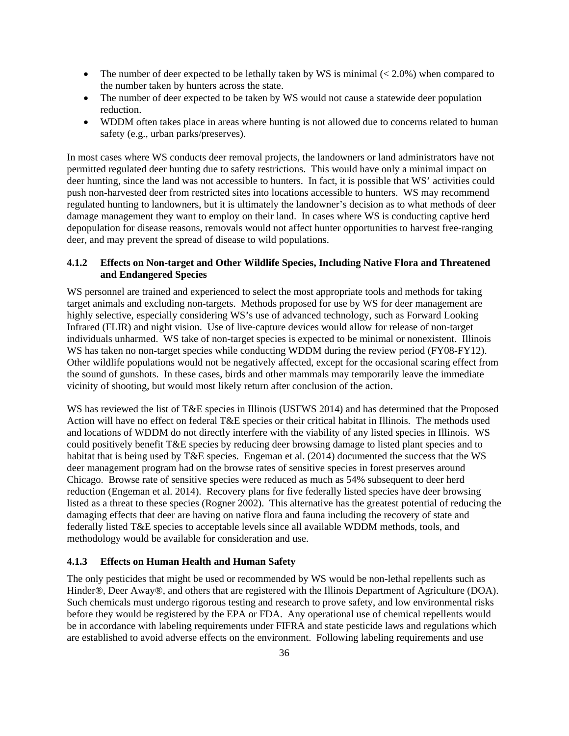- The number of deer expected to be lethally taken by WS is minimal (< 2.0%) when compared to the number taken by hunters across the state.
- The number of deer expected to be taken by WS would not cause a statewide deer population reduction.
- WDDM often takes place in areas where hunting is not allowed due to concerns related to human safety (e.g., urban parks/preserves).

In most cases where WS conducts deer removal projects, the landowners or land administrators have not permitted regulated deer hunting due to safety restrictions. This would have only a minimal impact on deer hunting, since the land was not accessible to hunters. In fact, it is possible that WS' activities could push non-harvested deer from restricted sites into locations accessible to hunters. WS may recommend regulated hunting to landowners, but it is ultimately the landowner's decision as to what methods of deer damage management they want to employ on their land. In cases where WS is conducting captive herd depopulation for disease reasons, removals would not affect hunter opportunities to harvest free-ranging deer, and may prevent the spread of disease to wild populations.

### 4.1.2 Effects on Non-target and Other Wildlife Species, Including Native Flora and Threatened and Endangered Species

WS personnel are trained and experienced to select the most appropriate tools and methods for taking target animals and excluding non-targets. Methods proposed for use by WS for deer management are highly selective, especially considering WS's use of advanced technology, such as Forward Looking Infrared (FLIR) and night vision. Use of live-capture devices would allow for release of non-target individuals unharmed. WS take of non-target species is expected to be minimal or nonexistent. Illinois WS has taken no non-target species while conducting WDDM during the review period (FY08-FY12). Other wildlife populations would not be negatively affected, except for the occasional scaring effect from the sound of gunshots. In these cases, birds and other mammals may temporarily leave the immediate vicinity of shooting, but would most likely return after conclusion of the action.

WS has reviewed the list of T&E species in Illinois (USFWS 2014) and has determined that the Proposed Action will have no effect on federal T&E species or their critical habitat in Illinois. The methods used and locations of WDDM do not directly interfere with the viability of any listed species in Illinois. WS could positively benefit T&E species by reducing deer browsing damage to listed plant species and to habitat that is being used by T&E species. Engeman et al. (2014) documented the success that the WS deer management program had on the browse rates of sensitive species in forest preserves around Chicago. Browse rate of sensitive species were reduced as much as 54% subsequent to deer herd reduction (Engeman et al. 2014). Recovery plans for five federally listed species have deer browsing listed as a threat to these species (Rogner 2002). This alternative has the greatest potential of reducing the damaging effects that deer are having on native flora and fauna including the recovery of state and federally listed T&E species to acceptable levels since all available WDDM methods, tools, and methodology would be available for consideration and use.

### 4.1.3 Effects on Human Health and Human Safety

The only pesticides that might be used or recommended by WS would be non-lethal repellents such as Hinder®, Deer Away®, and others that are registered with the Illinois Department of Agriculture (DOA). Such chemicals must undergo rigorous testing and research to prove safety, and low environmental risks before they would be registered by the EPA or FDA. Any operational use of chemical repellents would be in accordance with labeling requirements under FIFRA and state pesticide laws and regulations which are established to avoid adverse effects on the environment. Following labeling requirements and use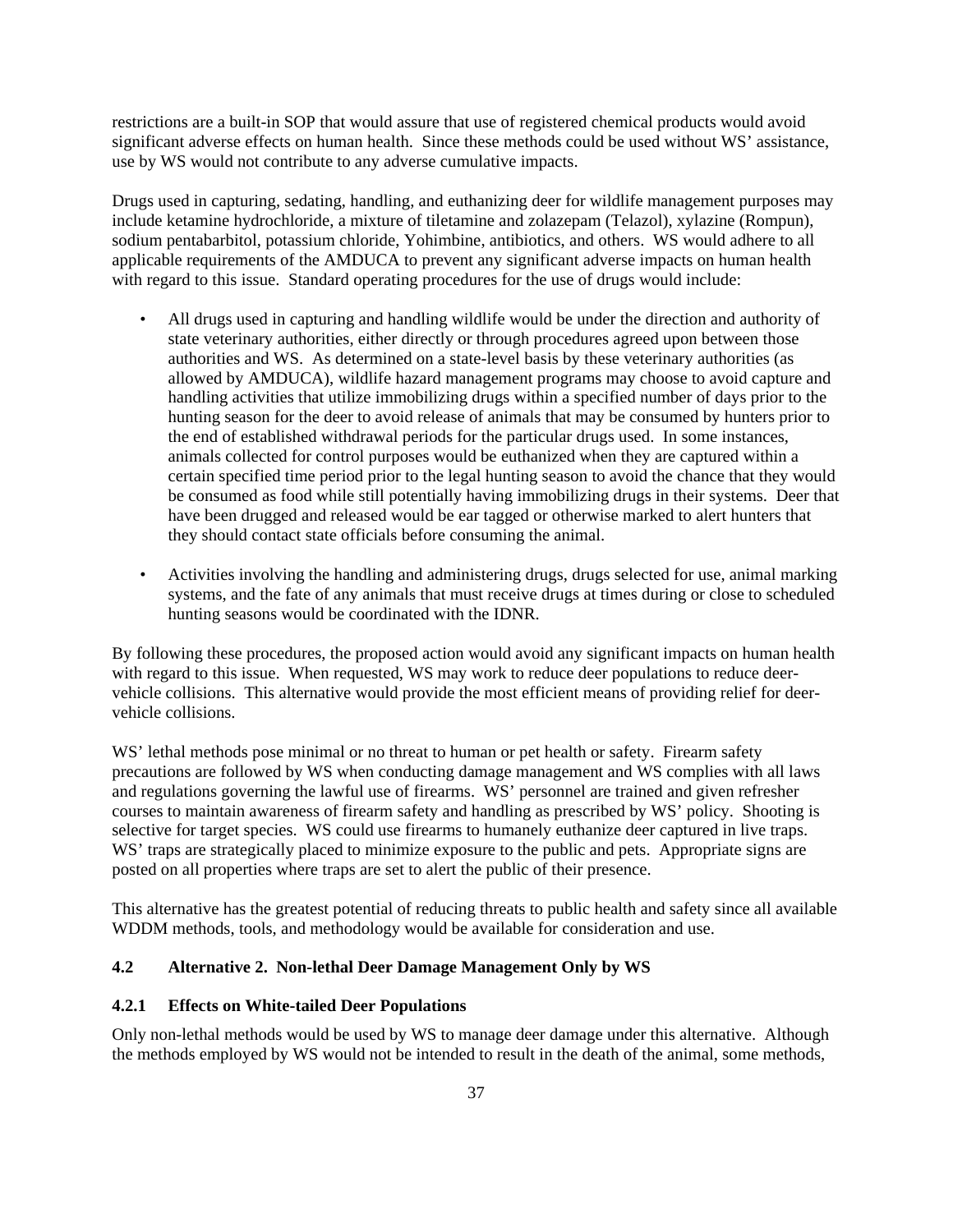restrictions are a built-in SOP that would assure that use of registered chemical products would avoid significant adverse effects on human health. Since these methods could be used without WS' assistance, use by WS would not contribute to any adverse cumulative impacts.

Drugs used in capturing, sedating, handling, and euthanizing deer for wildlife management purposes may include ketamine hydrochloride, a mixture of tiletamine and zolazepam (Telazol), xylazine (Rompun), sodium pentabarbitol, potassium chloride, Yohimbine, antibiotics, and others. WS would adhere to all applicable requirements of the AMDUCA to prevent any significant adverse impacts on human health with regard to this issue. Standard operating procedures for the use of drugs would include:

- All drugs used in capturing and handling wildlife would be under the direction and authority of state veterinary authorities, either directly or through procedures agreed upon between those authorities and WS. As determined on a state-level basis by these veterinary authorities (as allowed by AMDUCA), wildlife hazard management programs may choose to avoid capture and handling activities that utilize immobilizing drugs within a specified number of days prior to the hunting season for the deer to avoid release of animals that may be consumed by hunters prior to the end of established withdrawal periods for the particular drugs used. In some instances, animals collected for control purposes would be euthanized when they are captured within a certain specified time period prior to the legal hunting season to avoid the chance that they would be consumed as food while still potentially having immobilizing drugs in their systems. Deer that have been drugged and released would be ear tagged or otherwise marked to alert hunters that they should contact state officials before consuming the animal.

- Activities involving the handling and administering drugs, drugs selected for use, animal marking systems, and the fate of any animals that must receive drugs at times during or close to scheduled hunting seasons would be coordinated with the IDNR.

By following these procedures, the proposed action would avoid any significant impacts on human health with regard to this issue. When requested, WS may work to reduce deer populations to reduce deer-vehicle collisions. This alternative would provide the most efficient means of providing relief for deer-vehicle collisions.

WS' lethal methods pose minimal or no threat to human or pet health or safety. Firearm safety precautions are followed by WS when conducting damage management and WS complies with all laws and regulations governing the lawful use of firearms. WS' personnel are trained and given refresher courses to maintain awareness of firearm safety and handling as prescribed by WS' policy. Shooting is selective for target species. WS could use firearms to humanely euthanize deer captured in live traps. WS' traps are strategically placed to minimize exposure to the public and pets. Appropriate signs are posted on all properties where traps are set to alert the public of their presence.

This alternative has the greatest potential of reducing threats to public health and safety since all available WDDM methods, tools, and methodology would be available for consideration and use.

## 4.2 Alternative 2. Non-lethal Deer Damage Management Only by WS

### 4.2.1 Effects on White-tailed Deer Populations

Only non-lethal methods would be used by WS to manage deer damage under this alternative. Although the methods employed by WS would not be intended to result in the death of the animal, some methods,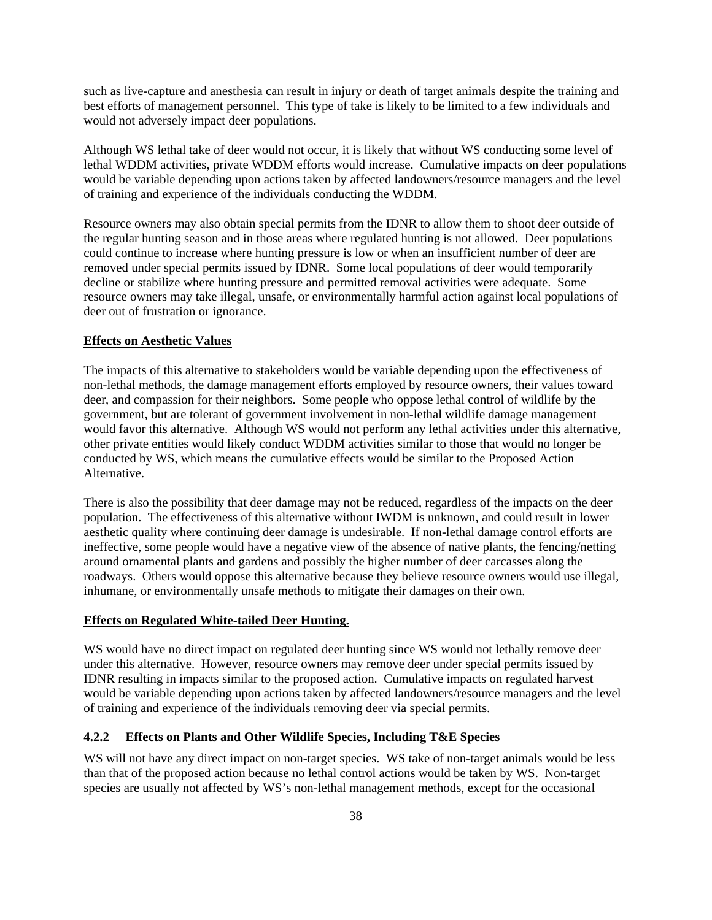such as live-capture and anesthesia can result in injury or death of target animals despite the training and best efforts of management personnel. This type of take is likely to be limited to a few individuals and would not adversely impact deer populations.

Although WS lethal take of deer would not occur, it is likely that without WS conducting some level of lethal WDDM activities, private WDDM efforts would increase. Cumulative impacts on deer populations would be variable depending upon actions taken by affected landowners/resource managers and the level of training and experience of the individuals conducting the WDDM.

Resource owners may also obtain special permits from the IDNR to allow them to shoot deer outside of the regular hunting season and in those areas where regulated hunting is not allowed. Deer populations could continue to increase where hunting pressure is low or when an insufficient number of deer are removed under special permits issued by IDNR. Some local populations of deer would temporarily decline or stabilize where hunting pressure and permitted removal activities were adequate. Some resource owners may take illegal, unsafe, or environmentally harmful action against local populations of deer out of frustration or ignorance.

**Effects on Aesthetic Values**

The impacts of this alternative to stakeholders would be variable depending upon the effectiveness of non-lethal methods, the damage management efforts employed by resource owners, their values toward deer, and compassion for their neighbors. Some people who oppose lethal control of wildlife by the government, but are tolerant of government involvement in non-lethal wildlife damage management would favor this alternative. Although WS would not perform any lethal activities under this alternative, other private entities would likely conduct WDDM activities similar to those that would no longer be conducted by WS, which means the cumulative effects would be similar to the Proposed Action Alternative.

There is also the possibility that deer damage may not be reduced, regardless of the impacts on the deer population. The effectiveness of this alternative without IWDM is unknown, and could result in lower aesthetic quality where continuing deer damage is undesirable. If non-lethal damage control efforts are ineffective, some people would have a negative view of the absence of native plants, the fencing/netting around ornamental plants and gardens and possibly the higher number of deer carcasses along the roadways. Others would oppose this alternative because they believe resource owners would use illegal, inhumane, or environmentally unsafe methods to mitigate their damages on their own.

**Effects on Regulated White-tailed Deer Hunting.**

WS would have no direct impact on regulated deer hunting since WS would not lethally remove deer under this alternative. However, resource owners may remove deer under special permits issued by IDNR resulting in impacts similar to the proposed action. Cumulative impacts on regulated harvest would be variable depending upon actions taken by affected landowners/resource managers and the level of training and experience of the individuals removing deer via special permits.

### 4.2.2 Effects on Plants and Other Wildlife Species, Including T&E Species

WS will not have any direct impact on non-target species. WS take of non-target animals would be less than that of the proposed action because no lethal control actions would be taken by WS. Non-target species are usually not affected by WS's non-lethal management methods, except for the occasional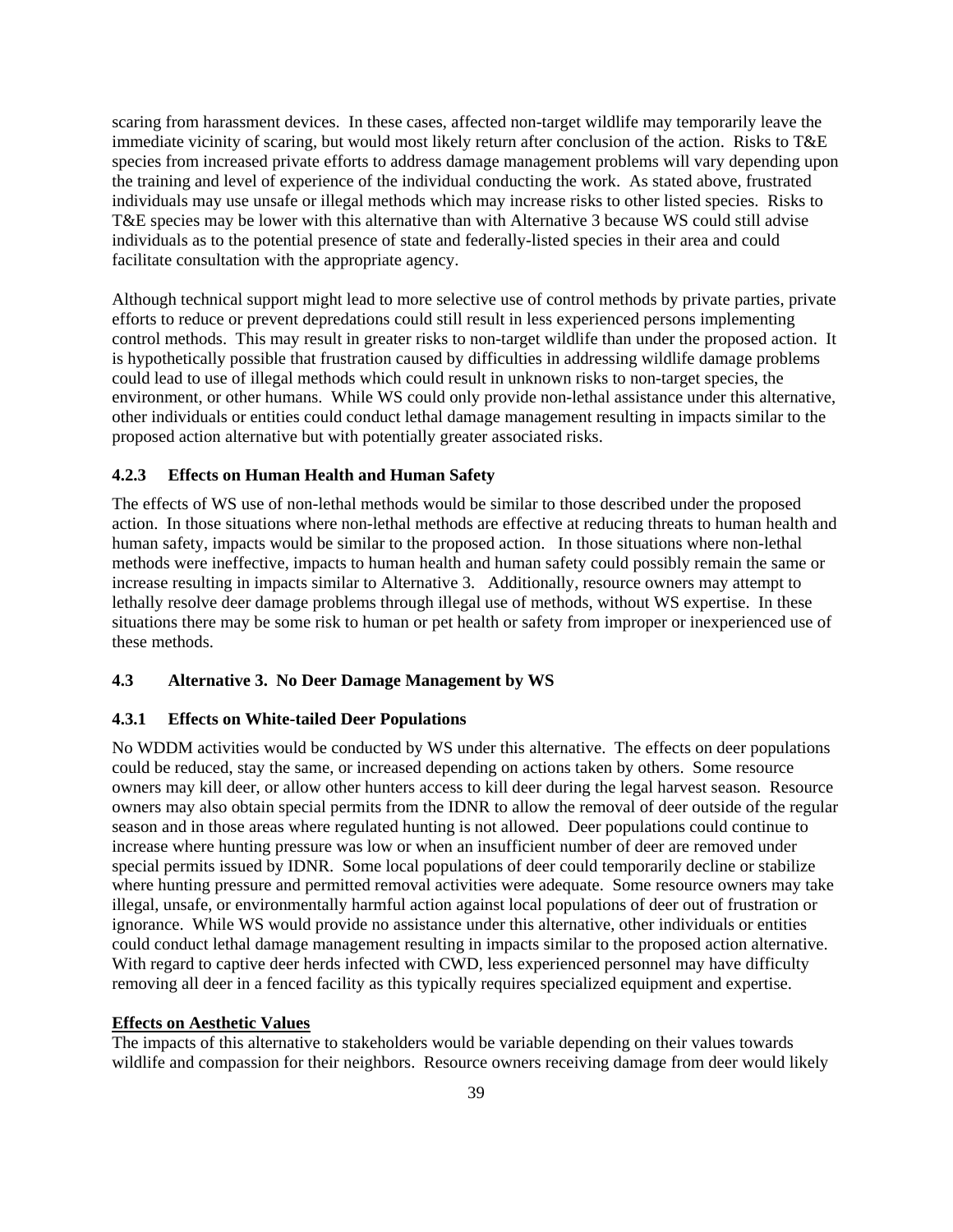scaring from harassment devices. In these cases, affected non-target wildlife may temporarily leave the immediate vicinity of scaring, but would most likely return after conclusion of the action. Risks to T&E species from increased private efforts to address damage management problems will vary depending upon the training and level of experience of the individual conducting the work. As stated above, frustrated individuals may use unsafe or illegal methods which may increase risks to other listed species. Risks to T&E species may be lower with this alternative than with Alternative 3 because WS could still advise individuals as to the potential presence of state and federally-listed species in their area and could facilitate consultation with the appropriate agency.

Although technical support might lead to more selective use of control methods by private parties, private efforts to reduce or prevent depredations could still result in less experienced persons implementing control methods. This may result in greater risks to non-target wildlife than under the proposed action. It is hypothetically possible that frustration caused by difficulties in addressing wildlife damage problems could lead to use of illegal methods which could result in unknown risks to non-target species, the environment, or other humans. While WS could only provide non-lethal assistance under this alternative, other individuals or entities could conduct lethal damage management resulting in impacts similar to the proposed action alternative but with potentially greater associated risks.

### 4.2.3 Effects on Human Health and Human Safety

The effects of WS use of non-lethal methods would be similar to those described under the proposed action. In those situations where non-lethal methods are effective at reducing threats to human health and human safety, impacts would be similar to the proposed action. In those situations where non-lethal methods were ineffective, impacts to human health and human safety could possibly remain the same or increase resulting in impacts similar to Alternative 3. Additionally, resource owners may attempt to lethally resolve deer damage problems through illegal use of methods, without WS expertise. In these situations there may be some risk to human or pet health or safety from improper or inexperienced use of these methods.

## 4.3 Alternative 3. No Deer Damage Management by WS

### 4.3.1 Effects on White-tailed Deer Populations

No WDDM activities would be conducted by WS under this alternative. The effects on deer populations could be reduced, stay the same, or increased depending on actions taken by others. Some resource owners may kill deer, or allow other hunters access to kill deer during the legal harvest season. Resource owners may also obtain special permits from the IDNR to allow the removal of deer outside of the regular season and in those areas where regulated hunting is not allowed. Deer populations could continue to increase where hunting pressure was low or when an insufficient number of deer are removed under special permits issued by IDNR. Some local populations of deer could temporarily decline or stabilize where hunting pressure and permitted removal activities were adequate. Some resource owners may take illegal, unsafe, or environmentally harmful action against local populations of deer out of frustration or ignorance. While WS would provide no assistance under this alternative, other individuals or entities could conduct lethal damage management resulting in impacts similar to the proposed action alternative. With regard to captive deer herds infected with CWD, less experienced personnel may have difficulty removing all deer in a fenced facility as this typically requires specialized equipment and expertise.

**Effects on Aesthetic Values**

The impacts of this alternative to stakeholders would be variable depending on their values towards wildlife and compassion for their neighbors. Resource owners receiving damage from deer would likely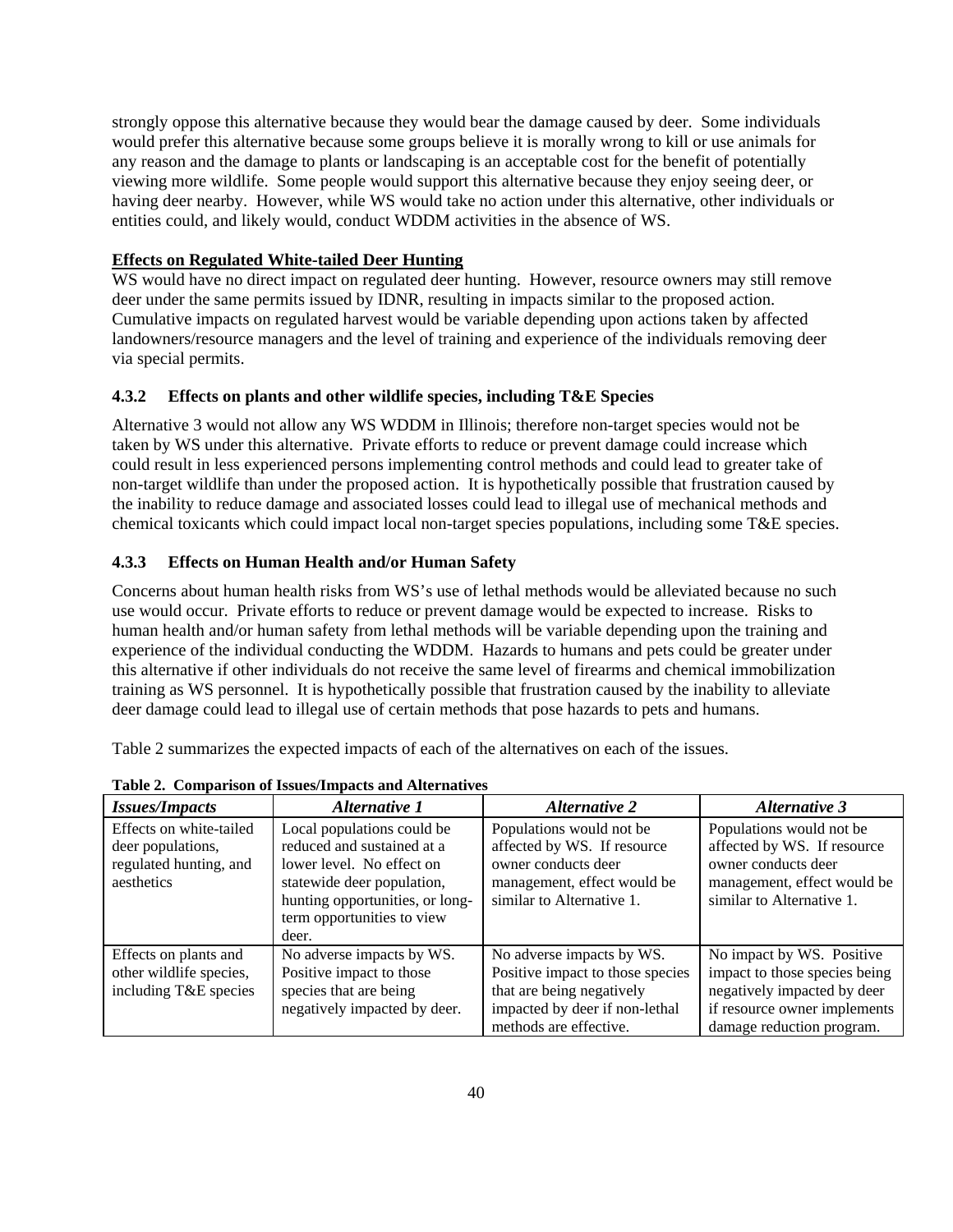strongly oppose this alternative because they would bear the damage caused by deer. Some individuals would prefer this alternative because some groups believe it is morally wrong to kill or use animals for any reason and the damage to plants or landscaping is an acceptable cost for the benefit of potentially viewing more wildlife. Some people would support this alternative because they enjoy seeing deer, or having deer nearby. However, while WS would take no action under this alternative, other individuals or entities could, and likely would, conduct WDDM activities in the absence of WS.

**Effects on Regulated White-tailed Deer Hunting**

WS would have no direct impact on regulated deer hunting. However, resource owners may still remove deer under the same permits issued by IDNR, resulting in impacts similar to the proposed action. Cumulative impacts on regulated harvest would be variable depending upon actions taken by affected landowners/resource managers and the level of training and experience of the individuals removing deer via special permits.

### 4.3.2 Effects on plants and other wildlife species, including T&E Species

Alternative 3 would not allow any WS WDDM in Illinois; therefore non-target species would not be taken by WS under this alternative. Private efforts to reduce or prevent damage could increase which could result in less experienced persons implementing control methods and could lead to greater take of non-target wildlife than under the proposed action. It is hypothetically possible that frustration caused by the inability to reduce damage and associated losses could lead to illegal use of mechanical methods and chemical toxicants which could impact local non-target species populations, including some T&E species.

### 4.3.3 Effects on Human Health and/or Human Safety

Concerns about human health risks from WS's use of lethal methods would be alleviated because no such use would occur. Private efforts to reduce or prevent damage would be expected to increase. Risks to human health and/or human safety from lethal methods will be variable depending upon the training and experience of the individual conducting the WDDM. Hazards to humans and pets could be greater under this alternative if other individuals do not receive the same level of firearms and chemical immobilization training as WS personnel. It is hypothetically possible that frustration caused by the inability to alleviate deer damage could lead to illegal use of certain methods that pose hazards to pets and humans.

Table 2 summarizes the expected impacts of each of the alternatives on each of the issues.

**Table 2. Comparison of Issues/Impacts and Alternatives**

| *Issues/Impacts* | *Alternative 1* | *Alternative 2* | *Alternative 3* |
|---|---|---|---|
| Effects on white-tailed deer populations, regulated hunting, and aesthetics | Local populations could be reduced and sustained at a lower level. No effect on statewide deer population, hunting opportunities, or long-term opportunities to view deer. | Populations would not be affected by WS. If resource owner conducts deer management, effect would be similar to Alternative 1. | Populations would not be affected by WS. If resource owner conducts deer management, effect would be similar to Alternative 1. |
| Effects on plants and other wildlife species, including T&E species | No adverse impacts by WS. Positive impact to those species that are being negatively impacted by deer. | No adverse impacts by WS. Positive impact to those species that are being negatively impacted by deer if non-lethal methods are effective. | No impact by WS. Positive impact to those species being negatively impacted by deer if resource owner implements damage reduction program. |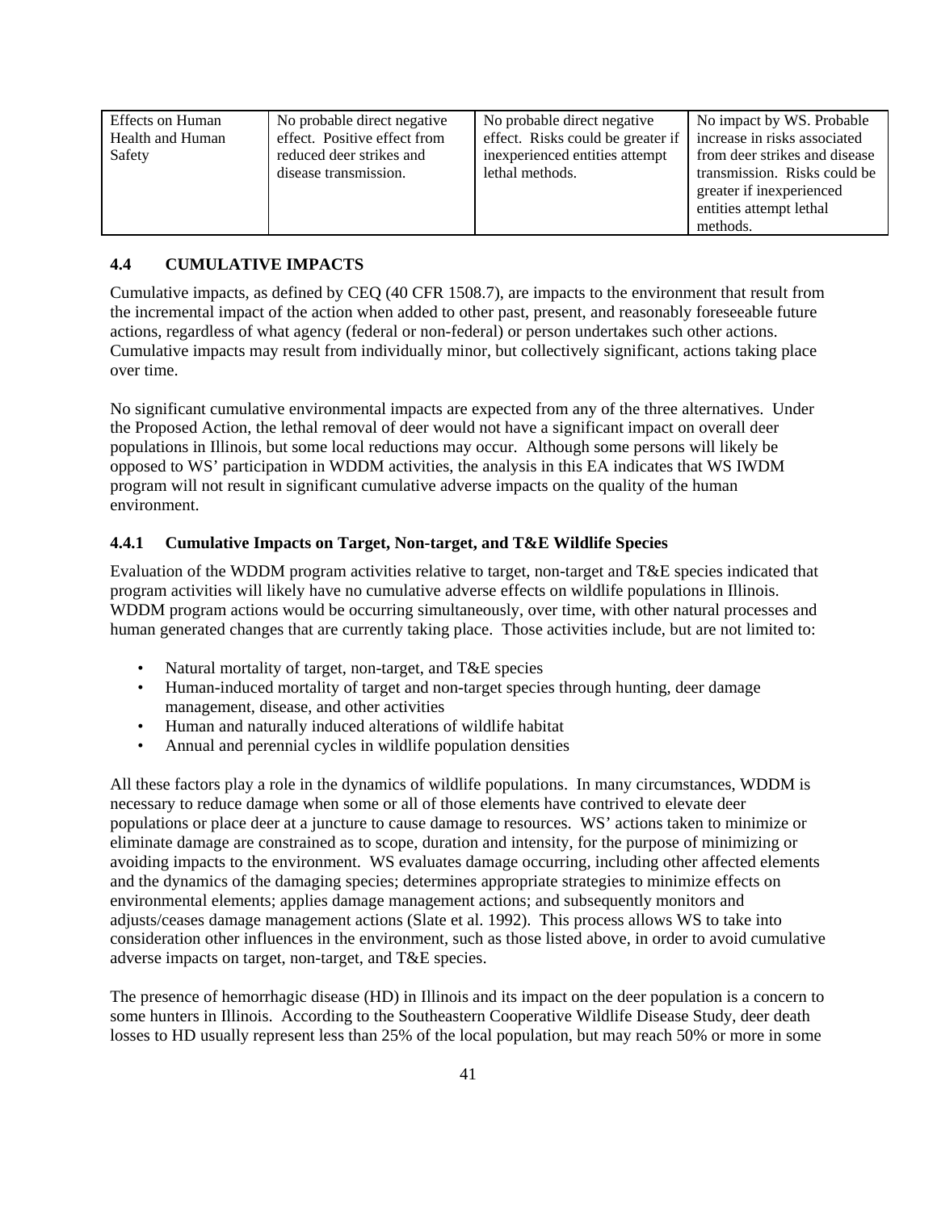| Effects on Human Health and Human Safety | No probable direct negative effect. Positive effect from reduced deer strikes and disease transmission. | No probable direct negative effect. Risks could be greater if inexperienced entities attempt lethal methods. | No impact by WS. Probable increase in risks associated from deer strikes and disease transmission. Risks could be greater if inexperienced entities attempt lethal methods. |
|---|---|---|---|

### 4.4 CUMULATIVE IMPACTS

Cumulative impacts, as defined by CEQ (40 CFR 1508.7), are impacts to the environment that result from the incremental impact of the action when added to other past, present, and reasonably foreseeable future actions, regardless of what agency (federal or non-federal) or person undertakes such other actions. Cumulative impacts may result from individually minor, but collectively significant, actions taking place over time.

No significant cumulative environmental impacts are expected from any of the three alternatives. Under the Proposed Action, the lethal removal of deer would not have a significant impact on overall deer populations in Illinois, but some local reductions may occur. Although some persons will likely be opposed to WS' participation in WDDM activities, the analysis in this EA indicates that WS IWDM program will not result in significant cumulative adverse impacts on the quality of the human environment.

#### 4.4.1 Cumulative Impacts on Target, Non-target, and T&E Wildlife Species

Evaluation of the WDDM program activities relative to target, non-target and T&E species indicated that program activities will likely have no cumulative adverse effects on wildlife populations in Illinois. WDDM program actions would be occurring simultaneously, over time, with other natural processes and human generated changes that are currently taking place. Those activities include, but are not limited to:

- Natural mortality of target, non-target, and T&E species
- Human-induced mortality of target and non-target species through hunting, deer damage management, disease, and other activities
- Human and naturally induced alterations of wildlife habitat
- Annual and perennial cycles in wildlife population densities

All these factors play a role in the dynamics of wildlife populations. In many circumstances, WDDM is necessary to reduce damage when some or all of those elements have contrived to elevate deer populations or place deer at a juncture to cause damage to resources. WS' actions taken to minimize or eliminate damage are constrained as to scope, duration and intensity, for the purpose of minimizing or avoiding impacts to the environment. WS evaluates damage occurring, including other affected elements and the dynamics of the damaging species; determines appropriate strategies to minimize effects on environmental elements; applies damage management actions; and subsequently monitors and adjusts/ceases damage management actions (Slate et al. 1992). This process allows WS to take into consideration other influences in the environment, such as those listed above, in order to avoid cumulative adverse impacts on target, non-target, and T&E species.

The presence of hemorrhagic disease (HD) in Illinois and its impact on the deer population is a concern to some hunters in Illinois. According to the Southeastern Cooperative Wildlife Disease Study, deer death losses to HD usually represent less than 25% of the local population, but may reach 50% or more in some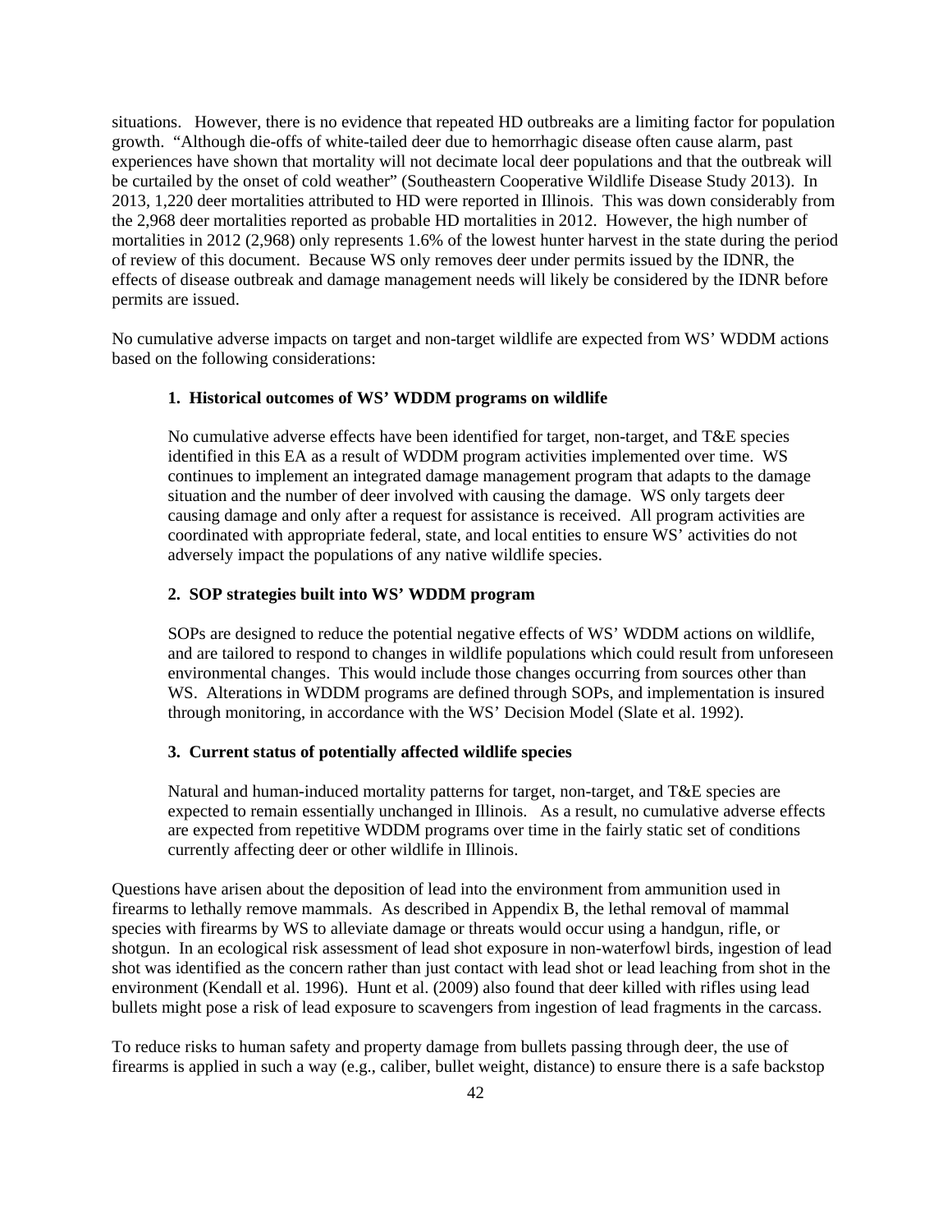situations. However, there is no evidence that repeated HD outbreaks are a limiting factor for population growth. "Although die-offs of white-tailed deer due to hemorrhagic disease often cause alarm, past experiences have shown that mortality will not decimate local deer populations and that the outbreak will be curtailed by the onset of cold weather" (Southeastern Cooperative Wildlife Disease Study 2013). In 2013, 1,220 deer mortalities attributed to HD were reported in Illinois. This was down considerably from the 2,968 deer mortalities reported as probable HD mortalities in 2012. However, the high number of mortalities in 2012 (2,968) only represents 1.6% of the lowest hunter harvest in the state during the period of review of this document. Because WS only removes deer under permits issued by the IDNR, the effects of disease outbreak and damage management needs will likely be considered by the IDNR before permits are issued.

No cumulative adverse impacts on target and non-target wildlife are expected from WS' WDDM actions based on the following considerations:

**1. Historical outcomes of WS' WDDM programs on wildlife**

No cumulative adverse effects have been identified for target, non-target, and T&E species identified in this EA as a result of WDDM program activities implemented over time. WS continues to implement an integrated damage management program that adapts to the damage situation and the number of deer involved with causing the damage. WS only targets deer causing damage and only after a request for assistance is received. All program activities are coordinated with appropriate federal, state, and local entities to ensure WS' activities do not adversely impact the populations of any native wildlife species.

**2. SOP strategies built into WS' WDDM program**

SOPs are designed to reduce the potential negative effects of WS' WDDM actions on wildlife, and are tailored to respond to changes in wildlife populations which could result from unforeseen environmental changes. This would include those changes occurring from sources other than WS. Alterations in WDDM programs are defined through SOPs, and implementation is insured through monitoring, in accordance with the WS' Decision Model (Slate et al. 1992).

**3. Current status of potentially affected wildlife species**

Natural and human-induced mortality patterns for target, non-target, and T&E species are expected to remain essentially unchanged in Illinois. As a result, no cumulative adverse effects are expected from repetitive WDDM programs over time in the fairly static set of conditions currently affecting deer or other wildlife in Illinois.

Questions have arisen about the deposition of lead into the environment from ammunition used in firearms to lethally remove mammals. As described in Appendix B, the lethal removal of mammal species with firearms by WS to alleviate damage or threats would occur using a handgun, rifle, or shotgun. In an ecological risk assessment of lead shot exposure in non-waterfowl birds, ingestion of lead shot was identified as the concern rather than just contact with lead shot or lead leaching from shot in the environment (Kendall et al. 1996). Hunt et al. (2009) also found that deer killed with rifles using lead bullets might pose a risk of lead exposure to scavengers from ingestion of lead fragments in the carcass.

To reduce risks to human safety and property damage from bullets passing through deer, the use of firearms is applied in such a way (e.g., caliber, bullet weight, distance) to ensure there is a safe backstop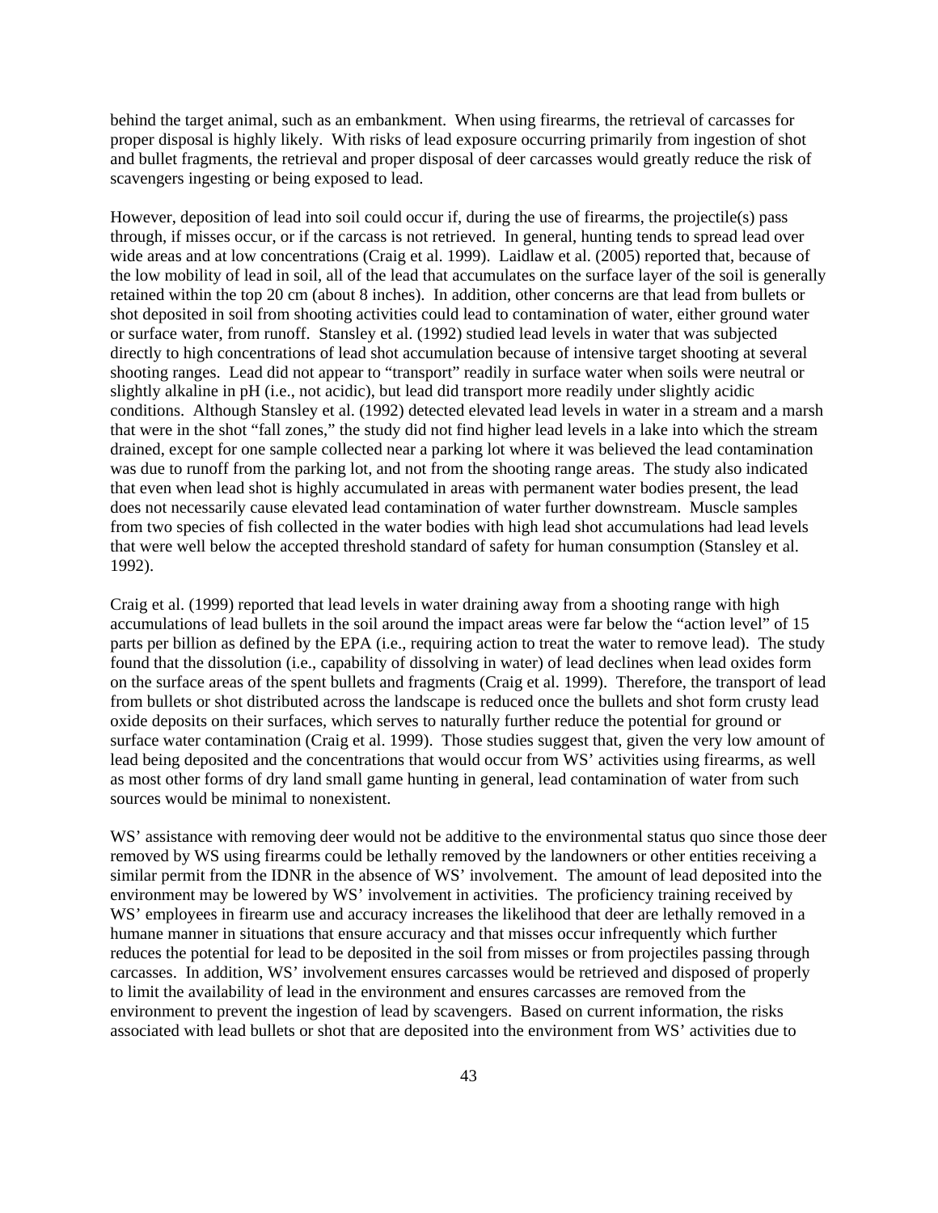behind the target animal, such as an embankment. When using firearms, the retrieval of carcasses for proper disposal is highly likely. With risks of lead exposure occurring primarily from ingestion of shot and bullet fragments, the retrieval and proper disposal of deer carcasses would greatly reduce the risk of scavengers ingesting or being exposed to lead.

However, deposition of lead into soil could occur if, during the use of firearms, the projectile(s) pass through, if misses occur, or if the carcass is not retrieved. In general, hunting tends to spread lead over wide areas and at low concentrations (Craig et al. 1999). Laidlaw et al. (2005) reported that, because of the low mobility of lead in soil, all of the lead that accumulates on the surface layer of the soil is generally retained within the top 20 cm (about 8 inches). In addition, other concerns are that lead from bullets or shot deposited in soil from shooting activities could lead to contamination of water, either ground water or surface water, from runoff. Stansley et al. (1992) studied lead levels in water that was subjected directly to high concentrations of lead shot accumulation because of intensive target shooting at several shooting ranges. Lead did not appear to "transport" readily in surface water when soils were neutral or slightly alkaline in pH (i.e., not acidic), but lead did transport more readily under slightly acidic conditions. Although Stansley et al. (1992) detected elevated lead levels in water in a stream and a marsh that were in the shot "fall zones," the study did not find higher lead levels in a lake into which the stream drained, except for one sample collected near a parking lot where it was believed the lead contamination was due to runoff from the parking lot, and not from the shooting range areas. The study also indicated that even when lead shot is highly accumulated in areas with permanent water bodies present, the lead does not necessarily cause elevated lead contamination of water further downstream. Muscle samples from two species of fish collected in the water bodies with high lead shot accumulations had lead levels that were well below the accepted threshold standard of safety for human consumption (Stansley et al. 1992).

Craig et al. (1999) reported that lead levels in water draining away from a shooting range with high accumulations of lead bullets in the soil around the impact areas were far below the "action level" of 15 parts per billion as defined by the EPA (i.e., requiring action to treat the water to remove lead). The study found that the dissolution (i.e., capability of dissolving in water) of lead declines when lead oxides form on the surface areas of the spent bullets and fragments (Craig et al. 1999). Therefore, the transport of lead from bullets or shot distributed across the landscape is reduced once the bullets and shot form crusty lead oxide deposits on their surfaces, which serves to naturally further reduce the potential for ground or surface water contamination (Craig et al. 1999). Those studies suggest that, given the very low amount of lead being deposited and the concentrations that would occur from WS' activities using firearms, as well as most other forms of dry land small game hunting in general, lead contamination of water from such sources would be minimal to nonexistent.

WS' assistance with removing deer would not be additive to the environmental status quo since those deer removed by WS using firearms could be lethally removed by the landowners or other entities receiving a similar permit from the IDNR in the absence of WS' involvement. The amount of lead deposited into the environment may be lowered by WS' involvement in activities. The proficiency training received by WS' employees in firearm use and accuracy increases the likelihood that deer are lethally removed in a humane manner in situations that ensure accuracy and that misses occur infrequently which further reduces the potential for lead to be deposited in the soil from misses or from projectiles passing through carcasses. In addition, WS' involvement ensures carcasses would be retrieved and disposed of properly to limit the availability of lead in the environment and ensures carcasses are removed from the environment to prevent the ingestion of lead by scavengers. Based on current information, the risks associated with lead bullets or shot that are deposited into the environment from WS' activities due to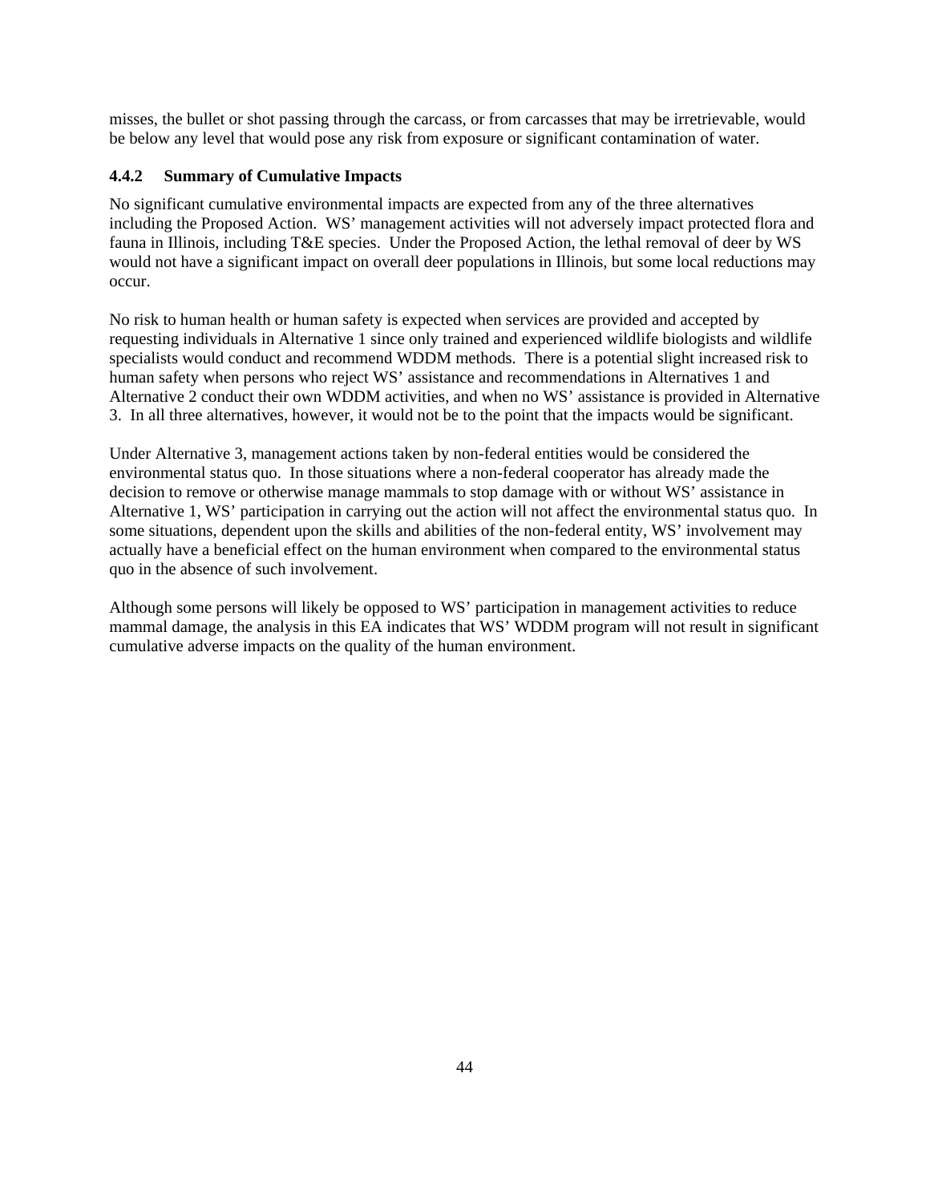misses, the bullet or shot passing through the carcass, or from carcasses that may be irretrievable, would be below any level that would pose any risk from exposure or significant contamination of water.

### 4.4.2 Summary of Cumulative Impacts

No significant cumulative environmental impacts are expected from any of the three alternatives including the Proposed Action. WS' management activities will not adversely impact protected flora and fauna in Illinois, including T&E species. Under the Proposed Action, the lethal removal of deer by WS would not have a significant impact on overall deer populations in Illinois, but some local reductions may occur.

No risk to human health or human safety is expected when services are provided and accepted by requesting individuals in Alternative 1 since only trained and experienced wildlife biologists and wildlife specialists would conduct and recommend WDDM methods. There is a potential slight increased risk to human safety when persons who reject WS' assistance and recommendations in Alternatives 1 and Alternative 2 conduct their own WDDM activities, and when no WS' assistance is provided in Alternative 3. In all three alternatives, however, it would not be to the point that the impacts would be significant.

Under Alternative 3, management actions taken by non-federal entities would be considered the environmental status quo. In those situations where a non-federal cooperator has already made the decision to remove or otherwise manage mammals to stop damage with or without WS' assistance in Alternative 1, WS' participation in carrying out the action will not affect the environmental status quo. In some situations, dependent upon the skills and abilities of the non-federal entity, WS' involvement may actually have a beneficial effect on the human environment when compared to the environmental status quo in the absence of such involvement.

Although some persons will likely be opposed to WS' participation in management activities to reduce mammal damage, the analysis in this EA indicates that WS' WDDM program will not result in significant cumulative adverse impacts on the quality of the human environment.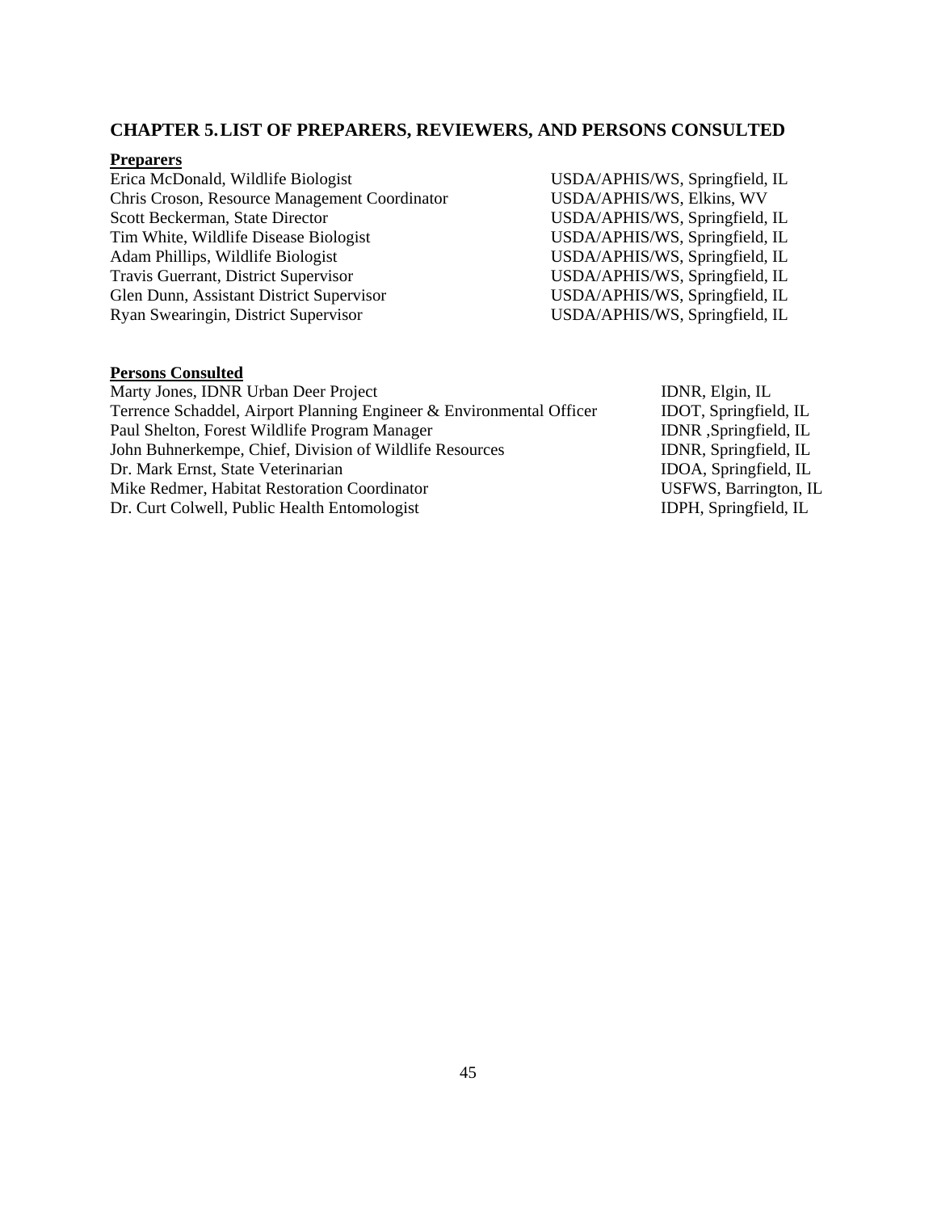## CHAPTER 5. LIST OF PREPARERS, REVIEWERS, AND PERSONS CONSULTED

**Preparers**

| | |
|---|---|
| Erica McDonald, Wildlife Biologist | USDA/APHIS/WS, Springfield, IL |
| Chris Croson, Resource Management Coordinator | USDA/APHIS/WS, Elkins, WV |
| Scott Beckerman, State Director | USDA/APHIS/WS, Springfield, IL |
| Tim White, Wildlife Disease Biologist | USDA/APHIS/WS, Springfield, IL |
| Adam Phillips, Wildlife Biologist | USDA/APHIS/WS, Springfield, IL |
| Travis Guerrant, District Supervisor | USDA/APHIS/WS, Springfield, IL |
| Glen Dunn, Assistant District Supervisor | USDA/APHIS/WS, Springfield, IL |
| Ryan Swearingin, District Supervisor | USDA/APHIS/WS, Springfield, IL |

**Persons Consulted**

| | |
|---|---|
| Marty Jones, IDNR Urban Deer Project | IDNR, Elgin, IL |
| Terrence Schaddel, Airport Planning Engineer & Environmental Officer | IDOT, Springfield, IL |
| Paul Shelton, Forest Wildlife Program Manager | IDNR ,Springfield, IL |
| John Buhnerkempe, Chief, Division of Wildlife Resources | IDNR, Springfield, IL |
| Dr. Mark Ernst, State Veterinarian | IDOA, Springfield, IL |
| Mike Redmer, Habitat Restoration Coordinator | USFWS, Barrington, IL |
| Dr. Curt Colwell, Public Health Entomologist | IDPH, Springfield, IL |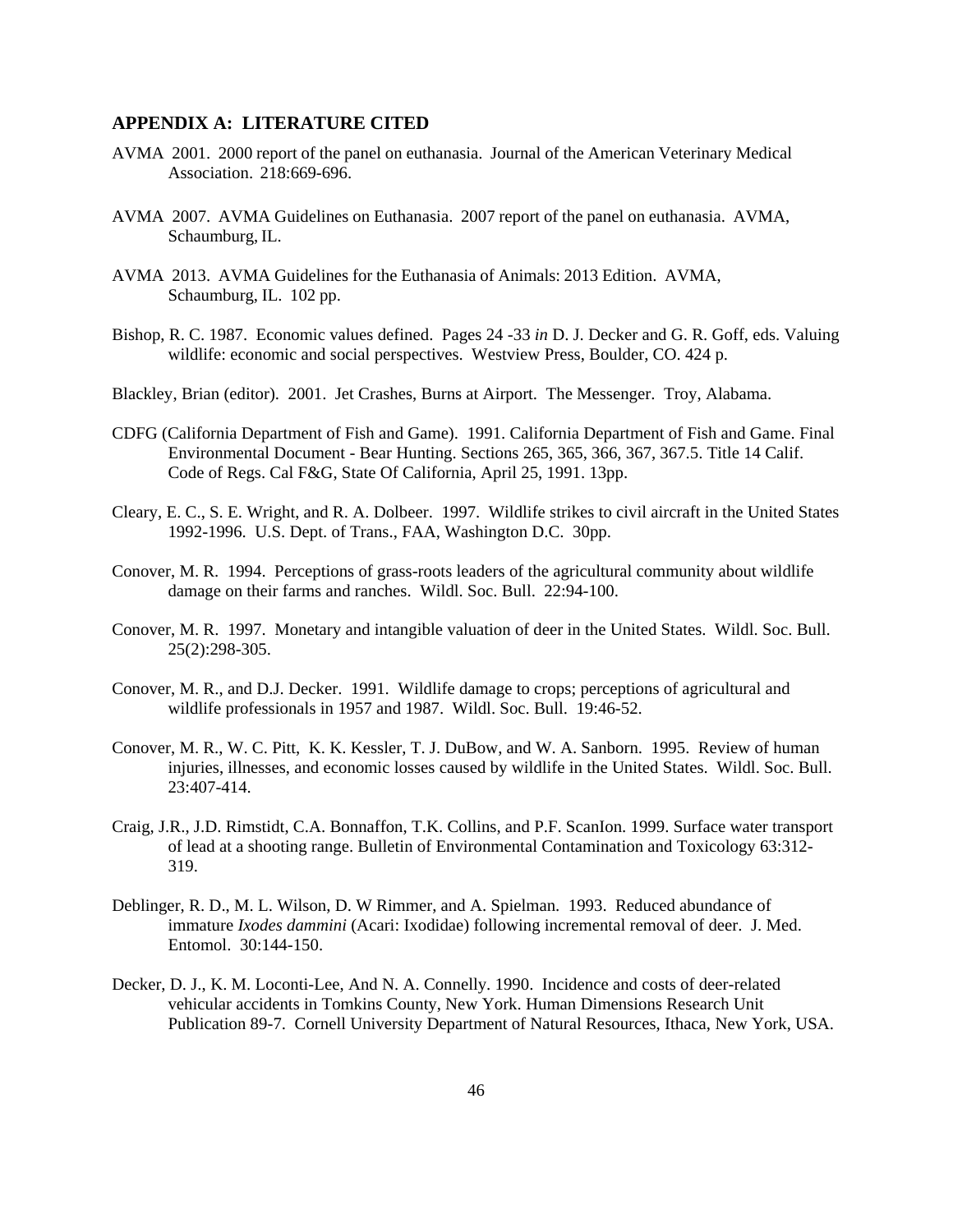## APPENDIX A: LITERATURE CITED

AVMA 2001. 2000 report of the panel on euthanasia. Journal of the American Veterinary Medical Association. 218:669-696.

AVMA 2007. AVMA Guidelines on Euthanasia. 2007 report of the panel on euthanasia. AVMA, Schaumburg, IL.

AVMA 2013. AVMA Guidelines for the Euthanasia of Animals: 2013 Edition. AVMA, Schaumburg, IL. 102 pp.

Bishop, R. C. 1987. Economic values defined. Pages 24 -33 *in* D. J. Decker and G. R. Goff, eds. Valuing wildlife: economic and social perspectives. Westview Press, Boulder, CO. 424 p.

Blackley, Brian (editor). 2001. Jet Crashes, Burns at Airport. The Messenger. Troy, Alabama.

CDFG (California Department of Fish and Game). 1991. California Department of Fish and Game. Final Environmental Document - Bear Hunting. Sections 265, 365, 366, 367, 367.5. Title 14 Calif. Code of Regs. Cal F&G, State Of California, April 25, 1991. 13pp.

Cleary, E. C., S. E. Wright, and R. A. Dolbeer. 1997. Wildlife strikes to civil aircraft in the United States 1992-1996. U.S. Dept. of Trans., FAA, Washington D.C. 30pp.

Conover, M. R. 1994. Perceptions of grass-roots leaders of the agricultural community about wildlife damage on their farms and ranches. Wildl. Soc. Bull. 22:94-100.

Conover, M. R. 1997. Monetary and intangible valuation of deer in the United States. Wildl. Soc. Bull. 25(2):298-305.

Conover, M. R., and D.J. Decker. 1991. Wildlife damage to crops; perceptions of agricultural and wildlife professionals in 1957 and 1987. Wildl. Soc. Bull. 19:46-52.

Conover, M. R., W. C. Pitt, K. K. Kessler, T. J. DuBow, and W. A. Sanborn. 1995. Review of human injuries, illnesses, and economic losses caused by wildlife in the United States. Wildl. Soc. Bull. 23:407-414.

Craig, J.R., J.D. Rimstidt, C.A. Bonnaffon, T.K. Collins, and P.F. ScanIon. 1999. Surface water transport of lead at a shooting range. Bulletin of Environmental Contamination and Toxicology 63:312-319.

Deblinger, R. D., M. L. Wilson, D. W Rimmer, and A. Spielman. 1993. Reduced abundance of immature *Ixodes dammini* (Acari: Ixodidae) following incremental removal of deer. J. Med. Entomol. 30:144-150.

Decker, D. J., K. M. Loconti-Lee, And N. A. Connelly. 1990. Incidence and costs of deer-related vehicular accidents in Tomkins County, New York. Human Dimensions Research Unit Publication 89-7. Cornell University Department of Natural Resources, Ithaca, New York, USA.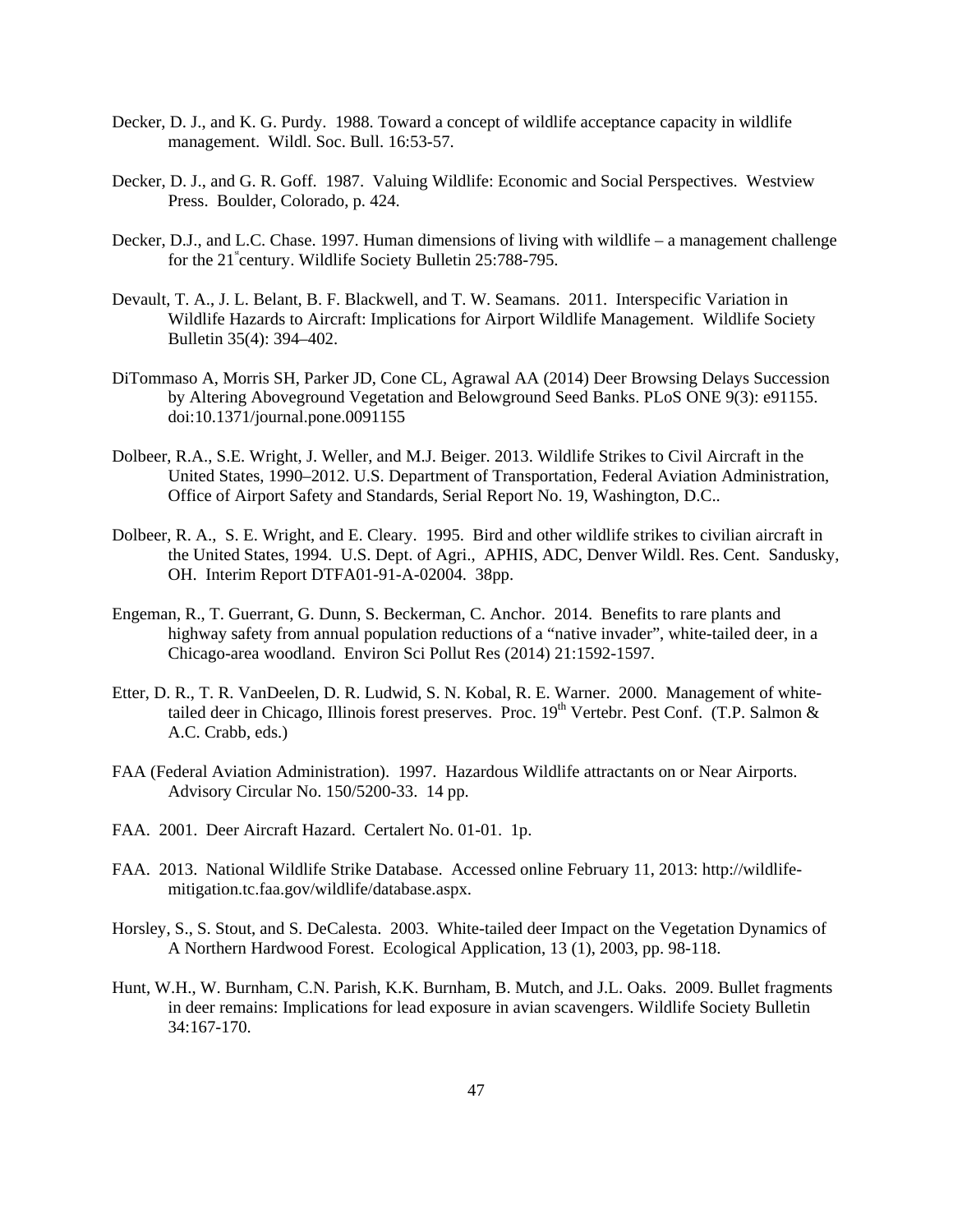Decker, D. J., and K. G. Purdy. 1988. Toward a concept of wildlife acceptance capacity in wildlife management. Wildl. Soc. Bull. 16:53-57.

Decker, D. J., and G. R. Goff. 1987. Valuing Wildlife: Economic and Social Perspectives. Westview Press. Boulder, Colorado, p. 424.

Decker, D.J., and L.C. Chase. 1997. Human dimensions of living with wildlife – a management challenge for the 21st century. Wildlife Society Bulletin 25:788-795.

Devault, T. A., J. L. Belant, B. F. Blackwell, and T. W. Seamans. 2011. Interspecific Variation in Wildlife Hazards to Aircraft: Implications for Airport Wildlife Management. Wildlife Society Bulletin 35(4): 394–402.

DiTommaso A, Morris SH, Parker JD, Cone CL, Agrawal AA (2014) Deer Browsing Delays Succession by Altering Aboveground Vegetation and Belowground Seed Banks. PLoS ONE 9(3): e91155. doi:10.1371/journal.pone.0091155

Dolbeer, R.A., S.E. Wright, J. Weller, and M.J. Beiger. 2013. Wildlife Strikes to Civil Aircraft in the United States, 1990–2012. U.S. Department of Transportation, Federal Aviation Administration, Office of Airport Safety and Standards, Serial Report No. 19, Washington, D.C..

Dolbeer, R. A., S. E. Wright, and E. Cleary. 1995. Bird and other wildlife strikes to civilian aircraft in the United States, 1994. U.S. Dept. of Agri., APHIS, ADC, Denver Wildl. Res. Cent. Sandusky, OH. Interim Report DTFA01-91-A-02004. 38pp.

Engeman, R., T. Guerrant, G. Dunn, S. Beckerman, C. Anchor. 2014. Benefits to rare plants and highway safety from annual population reductions of a "native invader", white-tailed deer, in a Chicago-area woodland. Environ Sci Pollut Res (2014) 21:1592-1597.

Etter, D. R., T. R. VanDeelen, D. R. Ludwid, S. N. Kobal, R. E. Warner. 2000. Management of white-tailed deer in Chicago, Illinois forest preserves. Proc. 19th Vertebr. Pest Conf. (T.P. Salmon & A.C. Crabb, eds.)

FAA (Federal Aviation Administration). 1997. Hazardous Wildlife attractants on or Near Airports. Advisory Circular No. 150/5200-33. 14 pp.

FAA. 2001. Deer Aircraft Hazard. Certalert No. 01-01. 1p.

FAA. 2013. National Wildlife Strike Database. Accessed online February 11, 2013: http://wildlife-mitigation.tc.faa.gov/wildlife/database.aspx.

Horsley, S., S. Stout, and S. DeCalesta. 2003. White-tailed deer Impact on the Vegetation Dynamics of A Northern Hardwood Forest. Ecological Application, 13 (1), 2003, pp. 98-118.

Hunt, W.H., W. Burnham, C.N. Parish, K.K. Burnham, B. Mutch, and J.L. Oaks. 2009. Bullet fragments in deer remains: Implications for lead exposure in avian scavengers. Wildlife Society Bulletin 34:167-170.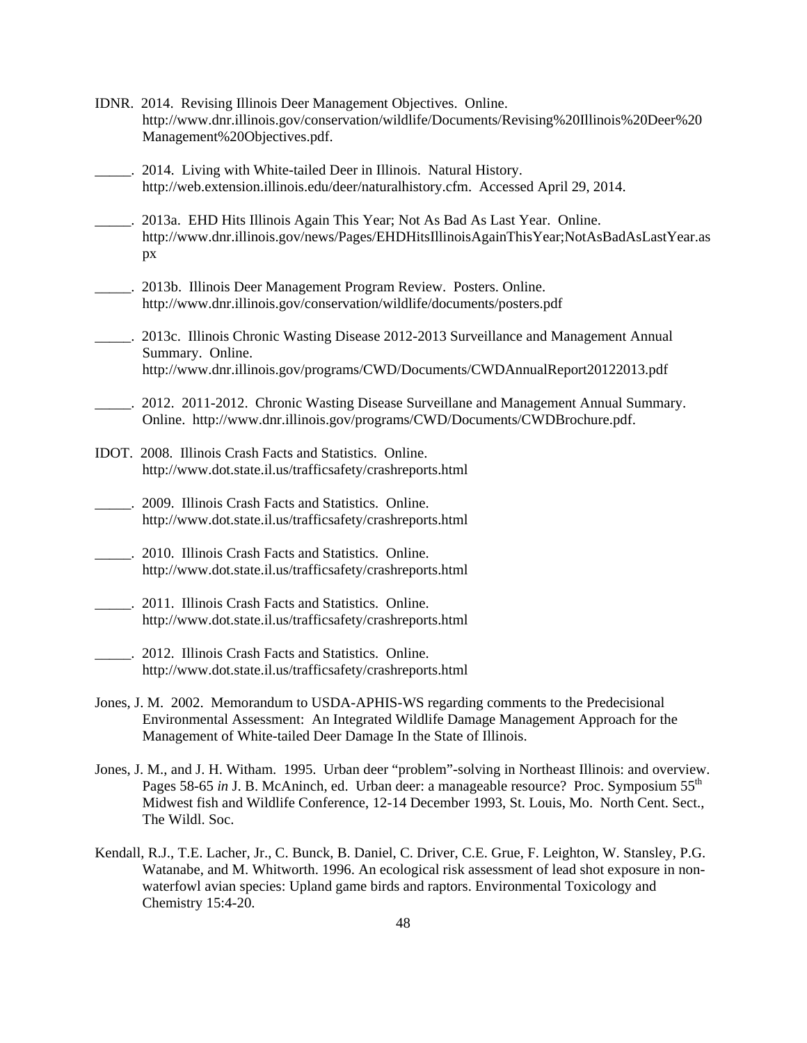IDNR. 2014. Revising Illinois Deer Management Objectives. Online. http://www.dnr.illinois.gov/conservation/wildlife/Documents/Revising%20Illinois%20Deer%20Management%20Objectives.pdf.

_____. 2014. Living with White-tailed Deer in Illinois. Natural History. http://web.extension.illinois.edu/deer/naturalhistory.cfm. Accessed April 29, 2014.

_____. 2013a. EHD Hits Illinois Again This Year; Not As Bad As Last Year. Online. http://www.dnr.illinois.gov/news/Pages/EHDHitsIllinoisAgainThisYear;NotAsBadAsLastYear.aspx

_____. 2013b. Illinois Deer Management Program Review. Posters. Online. http://www.dnr.illinois.gov/conservation/wildlife/documents/posters.pdf

_____. 2013c. Illinois Chronic Wasting Disease 2012-2013 Surveillance and Management Annual Summary. Online. http://www.dnr.illinois.gov/programs/CWD/Documents/CWDAnnualReport20122013.pdf

_____. 2012. 2011-2012. Chronic Wasting Disease Surveillane and Management Annual Summary. Online. http://www.dnr.illinois.gov/programs/CWD/Documents/CWDBrochure.pdf.

IDOT. 2008. Illinois Crash Facts and Statistics. Online. http://www.dot.state.il.us/trafficsafety/crashreports.html

_____. 2009. Illinois Crash Facts and Statistics. Online. http://www.dot.state.il.us/trafficsafety/crashreports.html

_____. 2010. Illinois Crash Facts and Statistics. Online. http://www.dot.state.il.us/trafficsafety/crashreports.html

_____. 2011. Illinois Crash Facts and Statistics. Online. http://www.dot.state.il.us/trafficsafety/crashreports.html

_____. 2012. Illinois Crash Facts and Statistics. Online. http://www.dot.state.il.us/trafficsafety/crashreports.html

Jones, J. M. 2002. Memorandum to USDA-APHIS-WS regarding comments to the Predecisional Environmental Assessment: An Integrated Wildlife Damage Management Approach for the Management of White-tailed Deer Damage In the State of Illinois.

Jones, J. M., and J. H. Witham. 1995. Urban deer "problem"-solving in Northeast Illinois: and overview. Pages 58-65 *in* J. B. McAninch, ed. Urban deer: a manageable resource? Proc. Symposium 55th Midwest fish and Wildlife Conference, 12-14 December 1993, St. Louis, Mo. North Cent. Sect., The Wildl. Soc.

Kendall, R.J., T.E. Lacher, Jr., C. Bunck, B. Daniel, C. Driver, C.E. Grue, F. Leighton, W. Stansley, P.G. Watanabe, and M. Whitworth. 1996. An ecological risk assessment of lead shot exposure in non-waterfowl avian species: Upland game birds and raptors. Environmental Toxicology and Chemistry 15:4-20.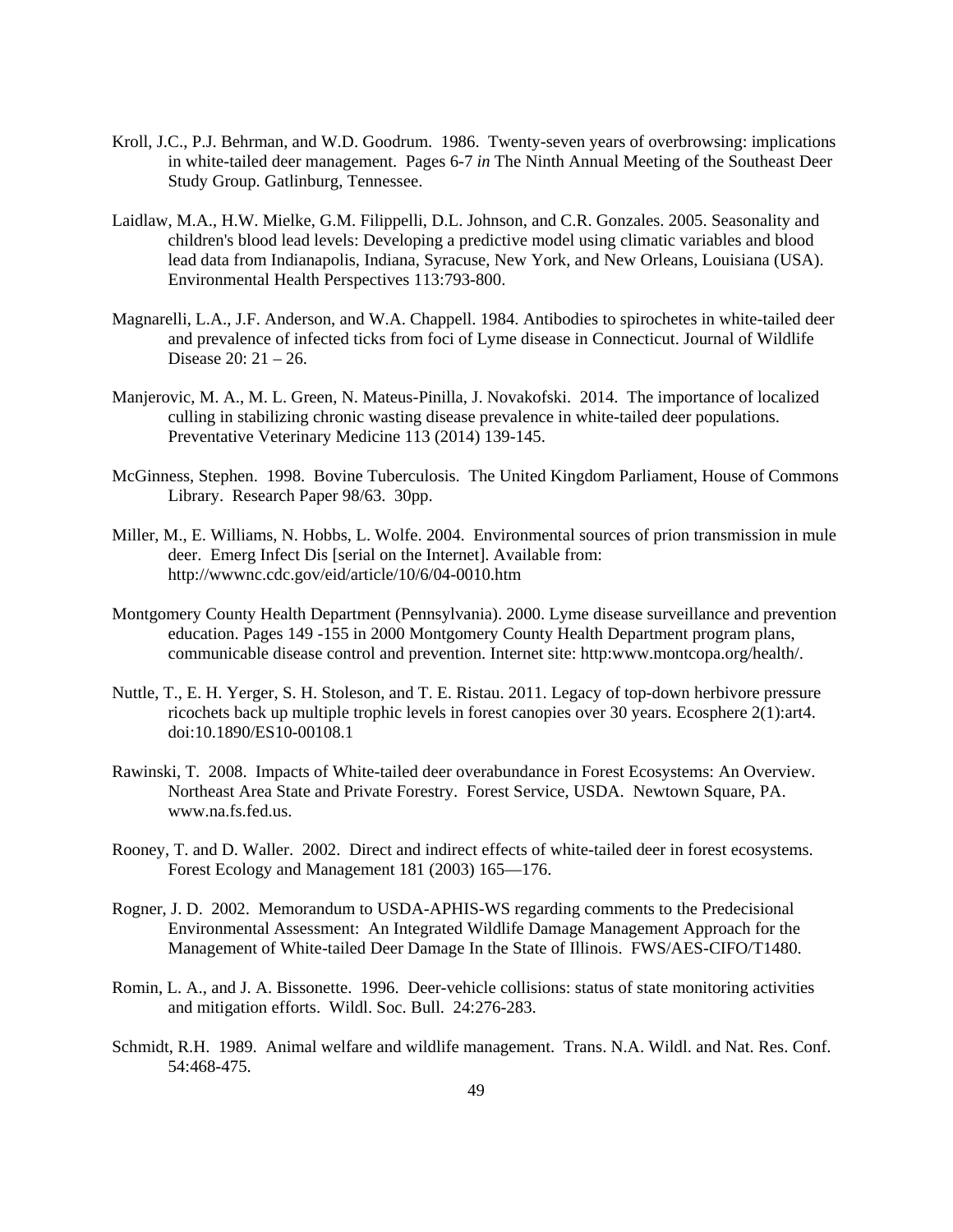Kroll, J.C., P.J. Behrman, and W.D. Goodrum. 1986. Twenty-seven years of overbrowsing: implications in white-tailed deer management. Pages 6-7 *in* The Ninth Annual Meeting of the Southeast Deer Study Group. Gatlinburg, Tennessee.

Laidlaw, M.A., H.W. Mielke, G.M. Filippelli, D.L. Johnson, and C.R. Gonzales. 2005. Seasonality and children's blood lead levels: Developing a predictive model using climatic variables and blood lead data from Indianapolis, Indiana, Syracuse, New York, and New Orleans, Louisiana (USA). Environmental Health Perspectives 113:793-800.

Magnarelli, L.A., J.F. Anderson, and W.A. Chappell. 1984. Antibodies to spirochetes in white-tailed deer and prevalence of infected ticks from foci of Lyme disease in Connecticut. Journal of Wildlife Disease 20: 21 – 26.

Manjerovic, M. A., M. L. Green, N. Mateus-Pinilla, J. Novakofski. 2014. The importance of localized culling in stabilizing chronic wasting disease prevalence in white-tailed deer populations. Preventative Veterinary Medicine 113 (2014) 139-145.

McGinness, Stephen. 1998. Bovine Tuberculosis. The United Kingdom Parliament, House of Commons Library. Research Paper 98/63. 30pp.

Miller, M., E. Williams, N. Hobbs, L. Wolfe. 2004. Environmental sources of prion transmission in mule deer. Emerg Infect Dis [serial on the Internet]. Available from: http://wwwnc.cdc.gov/eid/article/10/6/04-0010.htm

Montgomery County Health Department (Pennsylvania). 2000. Lyme disease surveillance and prevention education. Pages 149 -155 in 2000 Montgomery County Health Department program plans, communicable disease control and prevention. Internet site: http:www.montcopa.org/health/.

Nuttle, T., E. H. Yerger, S. H. Stoleson, and T. E. Ristau. 2011. Legacy of top-down herbivore pressure ricochets back up multiple trophic levels in forest canopies over 30 years. Ecosphere 2(1):art4. doi:10.1890/ES10-00108.1

Rawinski, T. 2008. Impacts of White-tailed deer overabundance in Forest Ecosystems: An Overview. Northeast Area State and Private Forestry. Forest Service, USDA. Newtown Square, PA. www.na.fs.fed.us.

Rooney, T. and D. Waller. 2002. Direct and indirect effects of white-tailed deer in forest ecosystems. Forest Ecology and Management 181 (2003) 165—176.

Rogner, J. D. 2002. Memorandum to USDA-APHIS-WS regarding comments to the Predecisional Environmental Assessment: An Integrated Wildlife Damage Management Approach for the Management of White-tailed Deer Damage In the State of Illinois. FWS/AES-CIFO/T1480.

Romin, L. A., and J. A. Bissonette. 1996. Deer-vehicle collisions: status of state monitoring activities and mitigation efforts. Wildl. Soc. Bull. 24:276-283.

Schmidt, R.H. 1989. Animal welfare and wildlife management. Trans. N.A. Wildl. and Nat. Res. Conf. 54:468-475.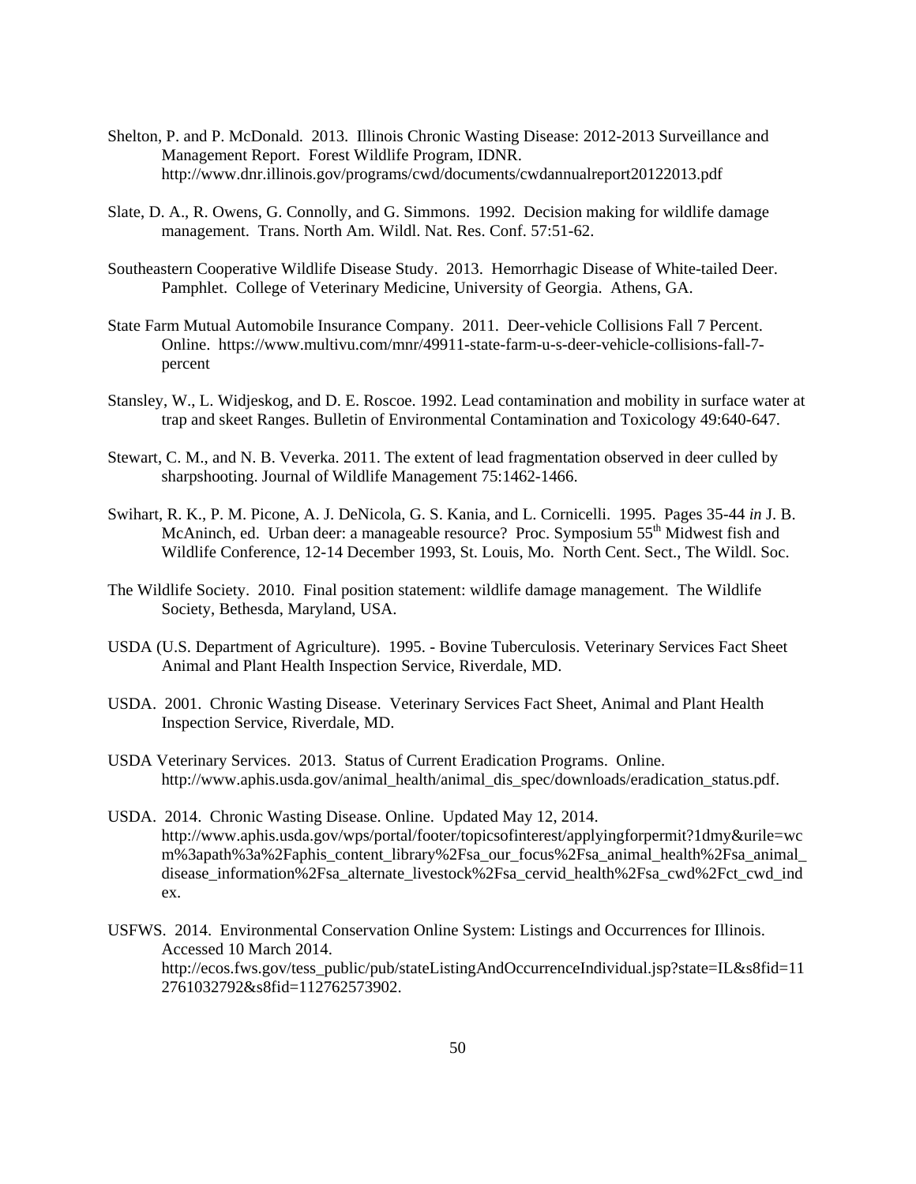Shelton, P. and P. McDonald. 2013. Illinois Chronic Wasting Disease: 2012-2013 Surveillance and Management Report. Forest Wildlife Program, IDNR. http://www.dnr.illinois.gov/programs/cwd/documents/cwdannualreport20122013.pdf

Slate, D. A., R. Owens, G. Connolly, and G. Simmons. 1992. Decision making for wildlife damage management. Trans. North Am. Wildl. Nat. Res. Conf. 57:51-62.

Southeastern Cooperative Wildlife Disease Study. 2013. Hemorrhagic Disease of White-tailed Deer. Pamphlet. College of Veterinary Medicine, University of Georgia. Athens, GA.

State Farm Mutual Automobile Insurance Company. 2011. Deer-vehicle Collisions Fall 7 Percent. Online. https://www.multivu.com/mnr/49911-state-farm-u-s-deer-vehicle-collisions-fall-7-percent

Stansley, W., L. Widjeskog, and D. E. Roscoe. 1992. Lead contamination and mobility in surface water at trap and skeet Ranges. Bulletin of Environmental Contamination and Toxicology 49:640-647.

Stewart, C. M., and N. B. Veverka. 2011. The extent of lead fragmentation observed in deer culled by sharpshooting. Journal of Wildlife Management 75:1462-1466.

Swihart, R. K., P. M. Picone, A. J. DeNicola, G. S. Kania, and L. Cornicelli. 1995. Pages 35-44 *in* J. B. McAninch, ed. Urban deer: a manageable resource? Proc. Symposium 55th Midwest fish and Wildlife Conference, 12-14 December 1993, St. Louis, Mo. North Cent. Sect., The Wildl. Soc.

The Wildlife Society. 2010. Final position statement: wildlife damage management. The Wildlife Society, Bethesda, Maryland, USA.

USDA (U.S. Department of Agriculture). 1995. - Bovine Tuberculosis. Veterinary Services Fact Sheet Animal and Plant Health Inspection Service, Riverdale, MD.

USDA. 2001. Chronic Wasting Disease. Veterinary Services Fact Sheet, Animal and Plant Health Inspection Service, Riverdale, MD.

USDA Veterinary Services. 2013. Status of Current Eradication Programs. Online. http://www.aphis.usda.gov/animal_health/animal_dis_spec/downloads/eradication_status.pdf.

USDA. 2014. Chronic Wasting Disease. Online. Updated May 12, 2014. http://www.aphis.usda.gov/wps/portal/footer/topicsofinterest/applyingforpermit?1dmy&urile=wcm%3apath%3a%2Faphis_content_library%2Fsa_our_focus%2Fsa_animal_health%2Fsa_animal_disease_information%2Fsa_alternate_livestock%2Fsa_cervid_health%2Fsa_cwd%2Fct_cwd_index.

USFWS. 2014. Environmental Conservation Online System: Listings and Occurrences for Illinois. Accessed 10 March 2014. http://ecos.fws.gov/tess_public/pub/stateListingAndOccurrenceIndividual.jsp?state=IL&s8fid=112761032792&s8fid=112762573902.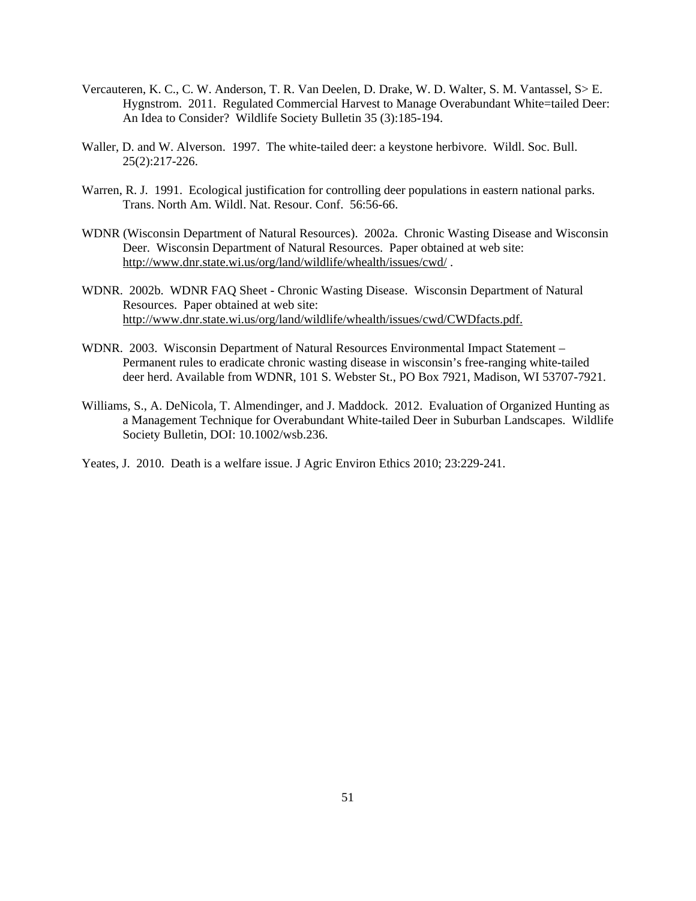Vercauteren, K. C., C. W. Anderson, T. R. Van Deelen, D. Drake, W. D. Walter, S. M. Vantassel, S> E. Hygnstrom. 2011. Regulated Commercial Harvest to Manage Overabundant White=tailed Deer: An Idea to Consider? Wildlife Society Bulletin 35 (3):185-194.

Waller, D. and W. Alverson. 1997. The white-tailed deer: a keystone herbivore. Wildl. Soc. Bull. 25(2):217-226.

Warren, R. J. 1991. Ecological justification for controlling deer populations in eastern national parks. Trans. North Am. Wildl. Nat. Resour. Conf. 56:56-66.

WDNR (Wisconsin Department of Natural Resources). 2002a. Chronic Wasting Disease and Wisconsin Deer. Wisconsin Department of Natural Resources. Paper obtained at web site: http://www.dnr.state.wi.us/org/land/wildlife/whealth/issues/cwd/ .

WDNR. 2002b. WDNR FAQ Sheet - Chronic Wasting Disease. Wisconsin Department of Natural Resources. Paper obtained at web site: http://www.dnr.state.wi.us/org/land/wildlife/whealth/issues/cwd/CWDfacts.pdf.

WDNR. 2003. Wisconsin Department of Natural Resources Environmental Impact Statement – Permanent rules to eradicate chronic wasting disease in wisconsin's free-ranging white-tailed deer herd. Available from WDNR, 101 S. Webster St., PO Box 7921, Madison, WI 53707-7921.

Williams, S., A. DeNicola, T. Almendinger, and J. Maddock. 2012. Evaluation of Organized Hunting as a Management Technique for Overabundant White-tailed Deer in Suburban Landscapes. Wildlife Society Bulletin, DOI: 10.1002/wsb.236.

Yeates, J. 2010. Death is a welfare issue. J Agric Environ Ethics 2010; 23:229-241.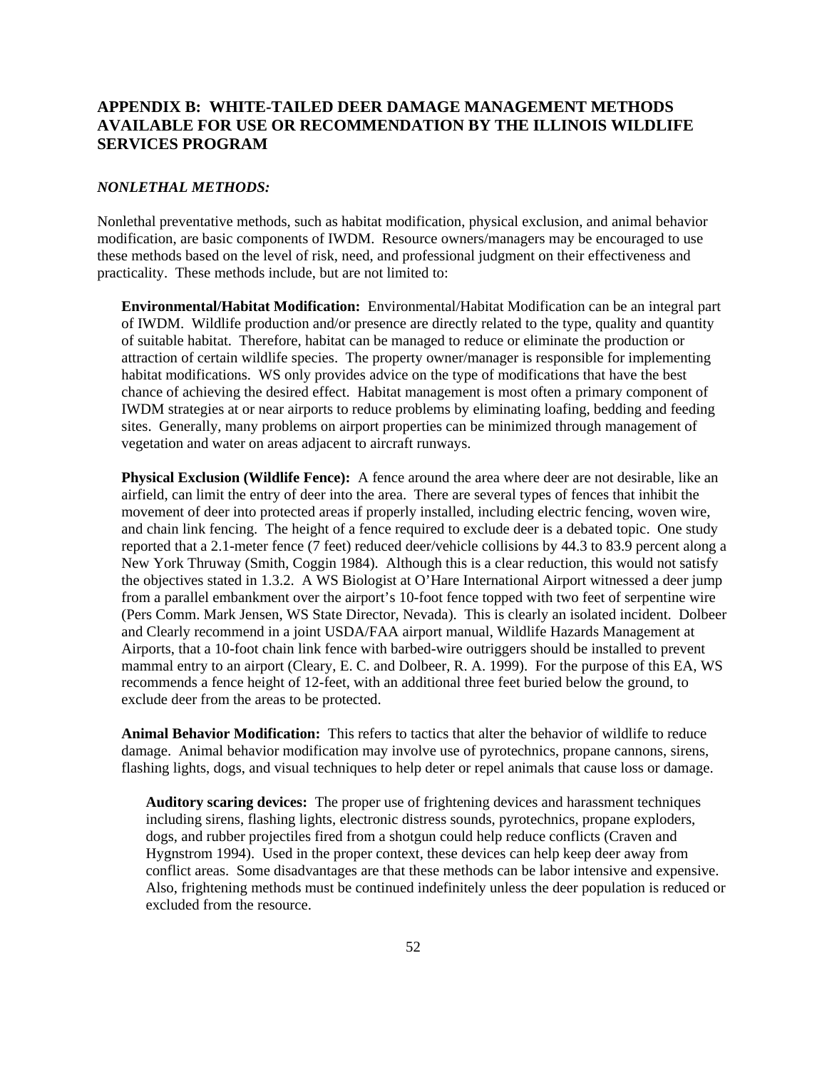## APPENDIX B: WHITE-TAILED DEER DAMAGE MANAGEMENT METHODS AVAILABLE FOR USE OR RECOMMENDATION BY THE ILLINOIS WILDLIFE SERVICES PROGRAM

### *NONLETHAL METHODS:*

Nonlethal preventative methods, such as habitat modification, physical exclusion, and animal behavior modification, are basic components of IWDM. Resource owners/managers may be encouraged to use these methods based on the level of risk, need, and professional judgment on their effectiveness and practicality. These methods include, but are not limited to:

**Environmental/Habitat Modification:** Environmental/Habitat Modification can be an integral part of IWDM. Wildlife production and/or presence are directly related to the type, quality and quantity of suitable habitat. Therefore, habitat can be managed to reduce or eliminate the production or attraction of certain wildlife species. The property owner/manager is responsible for implementing habitat modifications. WS only provides advice on the type of modifications that have the best chance of achieving the desired effect. Habitat management is most often a primary component of IWDM strategies at or near airports to reduce problems by eliminating loafing, bedding and feeding sites. Generally, many problems on airport properties can be minimized through management of vegetation and water on areas adjacent to aircraft runways.

**Physical Exclusion (Wildlife Fence):** A fence around the area where deer are not desirable, like an airfield, can limit the entry of deer into the area. There are several types of fences that inhibit the movement of deer into protected areas if properly installed, including electric fencing, woven wire, and chain link fencing. The height of a fence required to exclude deer is a debated topic. One study reported that a 2.1-meter fence (7 feet) reduced deer/vehicle collisions by 44.3 to 83.9 percent along a New York Thruway (Smith, Coggin 1984). Although this is a clear reduction, this would not satisfy the objectives stated in 1.3.2. A WS Biologist at O'Hare International Airport witnessed a deer jump from a parallel embankment over the airport's 10-foot fence topped with two feet of serpentine wire (Pers Comm. Mark Jensen, WS State Director, Nevada). This is clearly an isolated incident. Dolbeer and Clearly recommend in a joint USDA/FAA airport manual, Wildlife Hazards Management at Airports, that a 10-foot chain link fence with barbed-wire outriggers should be installed to prevent mammal entry to an airport (Cleary, E. C. and Dolbeer, R. A. 1999). For the purpose of this EA, WS recommends a fence height of 12-feet, with an additional three feet buried below the ground, to exclude deer from the areas to be protected.

**Animal Behavior Modification:** This refers to tactics that alter the behavior of wildlife to reduce damage. Animal behavior modification may involve use of pyrotechnics, propane cannons, sirens, flashing lights, dogs, and visual techniques to help deter or repel animals that cause loss or damage.

**Auditory scaring devices:** The proper use of frightening devices and harassment techniques including sirens, flashing lights, electronic distress sounds, pyrotechnics, propane exploders, dogs, and rubber projectiles fired from a shotgun could help reduce conflicts (Craven and Hygnstrom 1994). Used in the proper context, these devices can help keep deer away from conflict areas. Some disadvantages are that these methods can be labor intensive and expensive. Also, frightening methods must be continued indefinitely unless the deer population is reduced or excluded from the resource.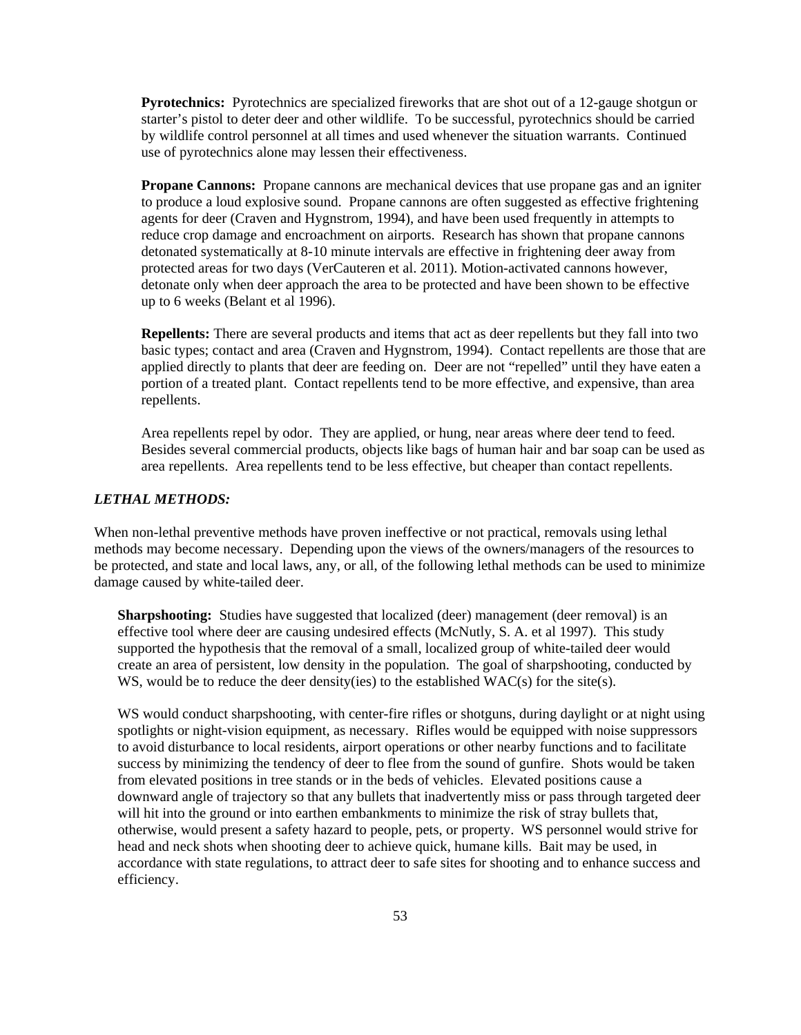**Pyrotechnics:** Pyrotechnics are specialized fireworks that are shot out of a 12-gauge shotgun or starter's pistol to deter deer and other wildlife. To be successful, pyrotechnics should be carried by wildlife control personnel at all times and used whenever the situation warrants. Continued use of pyrotechnics alone may lessen their effectiveness.

**Propane Cannons:** Propane cannons are mechanical devices that use propane gas and an igniter to produce a loud explosive sound. Propane cannons are often suggested as effective frightening agents for deer (Craven and Hygnstrom, 1994), and have been used frequently in attempts to reduce crop damage and encroachment on airports. Research has shown that propane cannons detonated systematically at 8-10 minute intervals are effective in frightening deer away from protected areas for two days (VerCauteren et al. 2011). Motion-activated cannons however, detonate only when deer approach the area to be protected and have been shown to be effective up to 6 weeks (Belant et al 1996).

**Repellents:** There are several products and items that act as deer repellents but they fall into two basic types; contact and area (Craven and Hygnstrom, 1994). Contact repellents are those that are applied directly to plants that deer are feeding on. Deer are not "repelled" until they have eaten a portion of a treated plant. Contact repellents tend to be more effective, and expensive, than area repellents.

Area repellents repel by odor. They are applied, or hung, near areas where deer tend to feed. Besides several commercial products, objects like bags of human hair and bar soap can be used as area repellents. Area repellents tend to be less effective, but cheaper than contact repellents.

***LETHAL METHODS:***

When non-lethal preventive methods have proven ineffective or not practical, removals using lethal methods may become necessary. Depending upon the views of the owners/managers of the resources to be protected, and state and local laws, any, or all, of the following lethal methods can be used to minimize damage caused by white-tailed deer.

**Sharpshooting:** Studies have suggested that localized (deer) management (deer removal) is an effective tool where deer are causing undesired effects (McNutly, S. A. et al 1997). This study supported the hypothesis that the removal of a small, localized group of white-tailed deer would create an area of persistent, low density in the population. The goal of sharpshooting, conducted by WS, would be to reduce the deer density(ies) to the established WAC(s) for the site(s).

WS would conduct sharpshooting, with center-fire rifles or shotguns, during daylight or at night using spotlights or night-vision equipment, as necessary. Rifles would be equipped with noise suppressors to avoid disturbance to local residents, airport operations or other nearby functions and to facilitate success by minimizing the tendency of deer to flee from the sound of gunfire. Shots would be taken from elevated positions in tree stands or in the beds of vehicles. Elevated positions cause a downward angle of trajectory so that any bullets that inadvertently miss or pass through targeted deer will hit into the ground or into earthen embankments to minimize the risk of stray bullets that, otherwise, would present a safety hazard to people, pets, or property. WS personnel would strive for head and neck shots when shooting deer to achieve quick, humane kills. Bait may be used, in accordance with state regulations, to attract deer to safe sites for shooting and to enhance success and efficiency.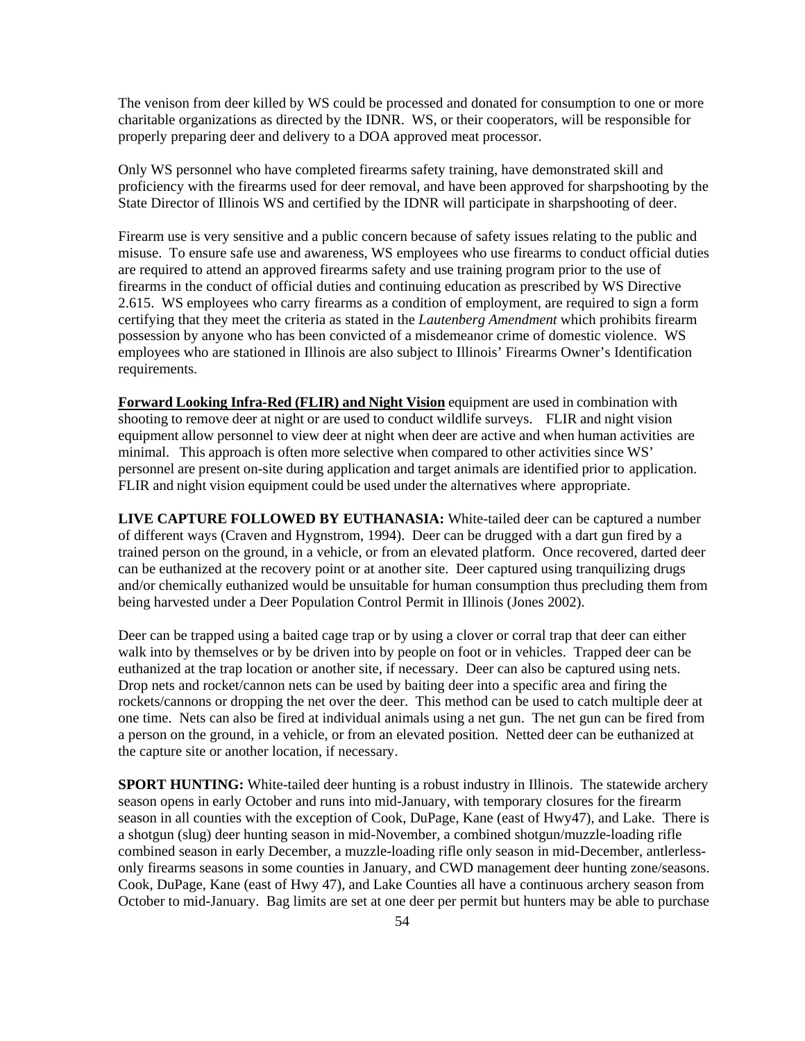The venison from deer killed by WS could be processed and donated for consumption to one or more charitable organizations as directed by the IDNR. WS, or their cooperators, will be responsible for properly preparing deer and delivery to a DOA approved meat processor.

Only WS personnel who have completed firearms safety training, have demonstrated skill and proficiency with the firearms used for deer removal, and have been approved for sharpshooting by the State Director of Illinois WS and certified by the IDNR will participate in sharpshooting of deer.

Firearm use is very sensitive and a public concern because of safety issues relating to the public and misuse. To ensure safe use and awareness, WS employees who use firearms to conduct official duties are required to attend an approved firearms safety and use training program prior to the use of firearms in the conduct of official duties and continuing education as prescribed by WS Directive 2.615. WS employees who carry firearms as a condition of employment, are required to sign a form certifying that they meet the criteria as stated in the *Lautenberg Amendment* which prohibits firearm possession by anyone who has been convicted of a misdemeanor crime of domestic violence. WS employees who are stationed in Illinois are also subject to Illinois' Firearms Owner's Identification requirements.

**Forward Looking Infra-Red (FLIR) and Night Vision** equipment are used in combination with shooting to remove deer at night or are used to conduct wildlife surveys. FLIR and night vision equipment allow personnel to view deer at night when deer are active and when human activities are minimal. This approach is often more selective when compared to other activities since WS' personnel are present on-site during application and target animals are identified prior to application. FLIR and night vision equipment could be used under the alternatives where appropriate.

**LIVE CAPTURE FOLLOWED BY EUTHANASIA:** White-tailed deer can be captured a number of different ways (Craven and Hygnstrom, 1994). Deer can be drugged with a dart gun fired by a trained person on the ground, in a vehicle, or from an elevated platform. Once recovered, darted deer can be euthanized at the recovery point or at another site. Deer captured using tranquilizing drugs and/or chemically euthanized would be unsuitable for human consumption thus precluding them from being harvested under a Deer Population Control Permit in Illinois (Jones 2002).

Deer can be trapped using a baited cage trap or by using a clover or corral trap that deer can either walk into by themselves or by be driven into by people on foot or in vehicles. Trapped deer can be euthanized at the trap location or another site, if necessary. Deer can also be captured using nets. Drop nets and rocket/cannon nets can be used by baiting deer into a specific area and firing the rockets/cannons or dropping the net over the deer. This method can be used to catch multiple deer at one time. Nets can also be fired at individual animals using a net gun. The net gun can be fired from a person on the ground, in a vehicle, or from an elevated position. Netted deer can be euthanized at the capture site or another location, if necessary.

**SPORT HUNTING:** White-tailed deer hunting is a robust industry in Illinois. The statewide archery season opens in early October and runs into mid-January, with temporary closures for the firearm season in all counties with the exception of Cook, DuPage, Kane (east of Hwy47), and Lake. There is a shotgun (slug) deer hunting season in mid-November, a combined shotgun/muzzle-loading rifle combined season in early December, a muzzle-loading rifle only season in mid-December, antlerless-only firearms seasons in some counties in January, and CWD management deer hunting zone/seasons. Cook, DuPage, Kane (east of Hwy 47), and Lake Counties all have a continuous archery season from October to mid-January. Bag limits are set at one deer per permit but hunters may be able to purchase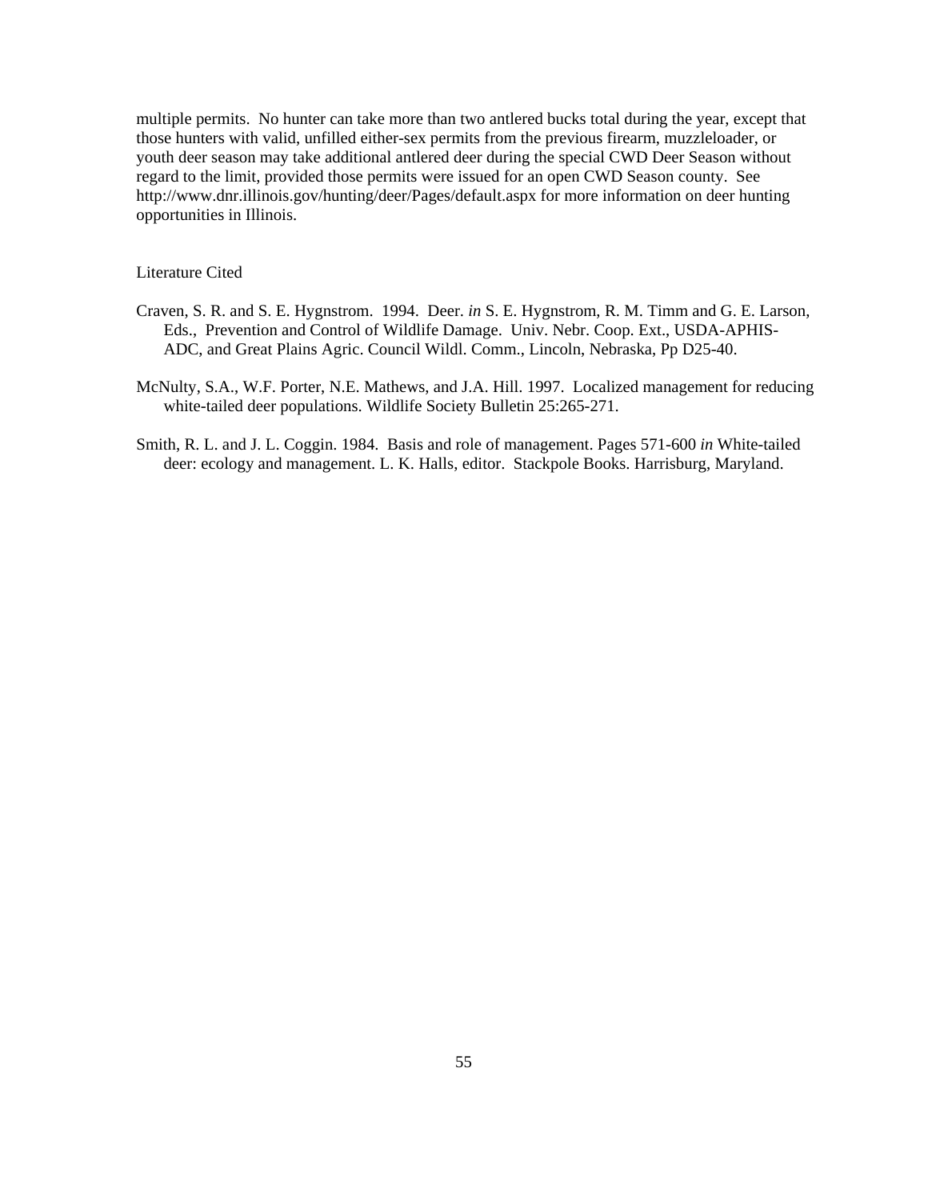multiple permits. No hunter can take more than two antlered bucks total during the year, except that those hunters with valid, unfilled either-sex permits from the previous firearm, muzzleloader, or youth deer season may take additional antlered deer during the special CWD Deer Season without regard to the limit, provided those permits were issued for an open CWD Season county. See http://www.dnr.illinois.gov/hunting/deer/Pages/default.aspx for more information on deer hunting opportunities in Illinois.

## Literature Cited

Craven, S. R. and S. E. Hygnstrom. 1994. Deer. *in* S. E. Hygnstrom, R. M. Timm and G. E. Larson, Eds., Prevention and Control of Wildlife Damage. Univ. Nebr. Coop. Ext., USDA-APHIS-ADC, and Great Plains Agric. Council Wildl. Comm., Lincoln, Nebraska, Pp D25-40.

McNulty, S.A., W.F. Porter, N.E. Mathews, and J.A. Hill. 1997. Localized management for reducing white-tailed deer populations. Wildlife Society Bulletin 25:265-271.

Smith, R. L. and J. L. Coggin. 1984. Basis and role of management. Pages 571-600 *in* White-tailed deer: ecology and management. L. K. Halls, editor. Stackpole Books. Harrisburg, Maryland.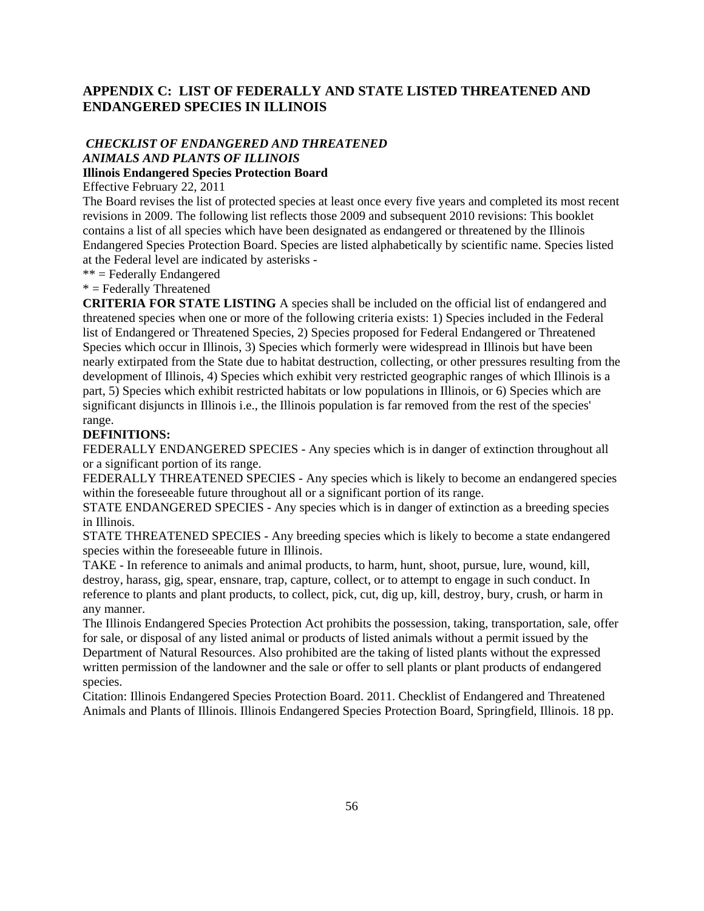## APPENDIX C: LIST OF FEDERALLY AND STATE LISTED THREATENED AND ENDANGERED SPECIES IN ILLINOIS

***CHECKLIST OF ENDANGERED AND THREATENED ANIMALS AND PLANTS OF ILLINOIS***

**Illinois Endangered Species Protection Board**

Effective February 22, 2011

The Board revises the list of protected species at least once every five years and completed its most recent revisions in 2009. The following list reflects those 2009 and subsequent 2010 revisions: This booklet contains a list of all species which have been designated as endangered or threatened by the Illinois Endangered Species Protection Board. Species are listed alphabetically by scientific name. Species listed at the Federal level are indicated by asterisks -

** = Federally Endangered

* = Federally Threatened

**CRITERIA FOR STATE LISTING** A species shall be included on the official list of endangered and threatened species when one or more of the following criteria exists: 1) Species included in the Federal list of Endangered or Threatened Species, 2) Species proposed for Federal Endangered or Threatened Species which occur in Illinois, 3) Species which formerly were widespread in Illinois but have been nearly extirpated from the State due to habitat destruction, collecting, or other pressures resulting from the development of Illinois, 4) Species which exhibit very restricted geographic ranges of which Illinois is a part, 5) Species which exhibit restricted habitats or low populations in Illinois, or 6) Species which are significant disjuncts in Illinois i.e., the Illinois population is far removed from the rest of the species' range.

**DEFINITIONS:**

FEDERALLY ENDANGERED SPECIES - Any species which is in danger of extinction throughout all or a significant portion of its range.

FEDERALLY THREATENED SPECIES - Any species which is likely to become an endangered species within the foreseeable future throughout all or a significant portion of its range.

STATE ENDANGERED SPECIES - Any species which is in danger of extinction as a breeding species in Illinois.

STATE THREATENED SPECIES - Any breeding species which is likely to become a state endangered species within the foreseeable future in Illinois.

TAKE - In reference to animals and animal products, to harm, hunt, shoot, pursue, lure, wound, kill, destroy, harass, gig, spear, ensnare, trap, capture, collect, or to attempt to engage in such conduct. In reference to plants and plant products, to collect, pick, cut, dig up, kill, destroy, bury, crush, or harm in any manner.

The Illinois Endangered Species Protection Act prohibits the possession, taking, transportation, sale, offer for sale, or disposal of any listed animal or products of listed animals without a permit issued by the Department of Natural Resources. Also prohibited are the taking of listed plants without the expressed written permission of the landowner and the sale or offer to sell plants or plant products of endangered species.

Citation: Illinois Endangered Species Protection Board. 2011. Checklist of Endangered and Threatened Animals and Plants of Illinois. Illinois Endangered Species Protection Board, Springfield, Illinois. 18 pp.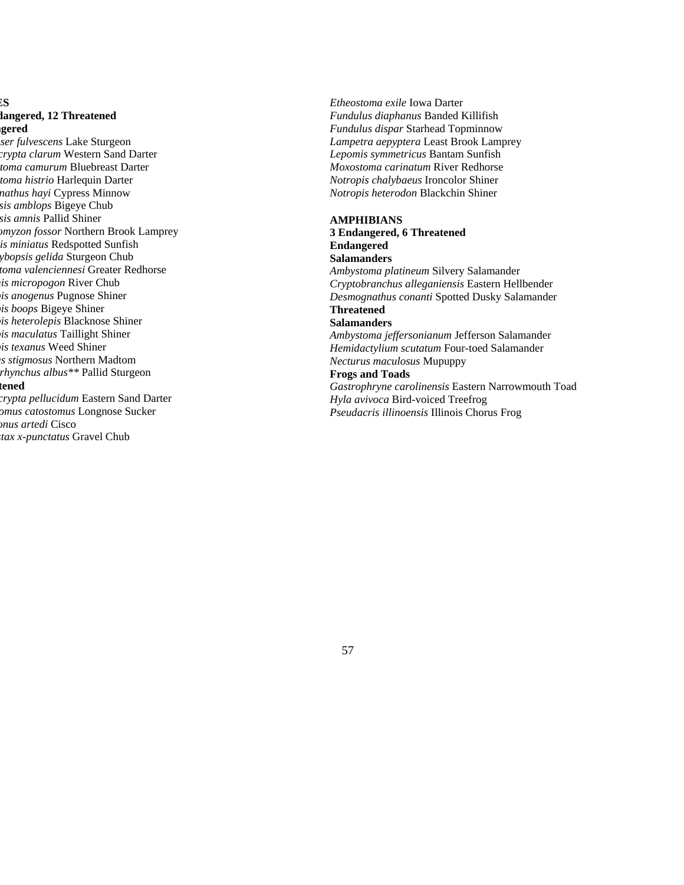ES

**dangered, 12 Threatened**

**gered**

*ser fulvescens* Lake Sturgeon
*crypta clarum* Western Sand Darter
*toma camurum* Bluebreast Darter
*toma histrio* Harlequin Darter
*nathus hayi* Cypress Minnow
*sis amblops* Bigeye Chub
*sis amnis* Pallid Shiner
*omyzon fossor* Northern Brook Lamprey
*is miniatus* Redspotted Sunfish
*ybopsis gelida* Sturgeon Chub
*toma valenciennesi* Greater Redhorse
*is micropogon* River Chub
*pis anogenus* Pugnose Shiner
*pis boops* Bigeye Shiner
*pis heterolepis* Blacknose Shiner
*pis maculatus* Taillight Shiner
*pis texanus* Weed Shiner
*s stigmosus* Northern Madtom
*rhynchus albus*** Pallid Sturgeon

**tened**

*crypta pellucidum* Eastern Sand Darter
*omus catostomus* Longnose Sucker
*onus artedi* Cisco
*tax x-punctatus* Gravel Chub
*Etheostoma exile* Iowa Darter
*Fundulus diaphanus* Banded Killifish
*Fundulus dispar* Starhead Topminnow
*Lampetra aepyptera* Least Brook Lamprey
*Lepomis symmetricus* Bantam Sunfish
*Moxostoma carinatum* River Redhorse
*Notropis chalybaeus* Ironcolor Shiner
*Notropis heterodon* Blackchin Shiner

**AMPHIBIANS**

**3 Endangered, 6 Threatened**

**Endangered**

**Salamanders**

*Ambystoma platineum* Silvery Salamander
*Cryptobranchus alleganiensis* Eastern Hellbender
*Desmognathus conanti* Spotted Dusky Salamander

**Threatened**

**Salamanders**

*Ambystoma jeffersonianum* Jefferson Salamander
*Hemidactylium scutatum* Four-toed Salamander
*Necturus maculosus* Mupuppy

**Frogs and Toads**

*Gastrophryne carolinensis* Eastern Narrowmouth Toad
*Hyla avivoca* Bird-voiced Treefrog
*Pseudacris illinoensis* Illinois Chorus Frog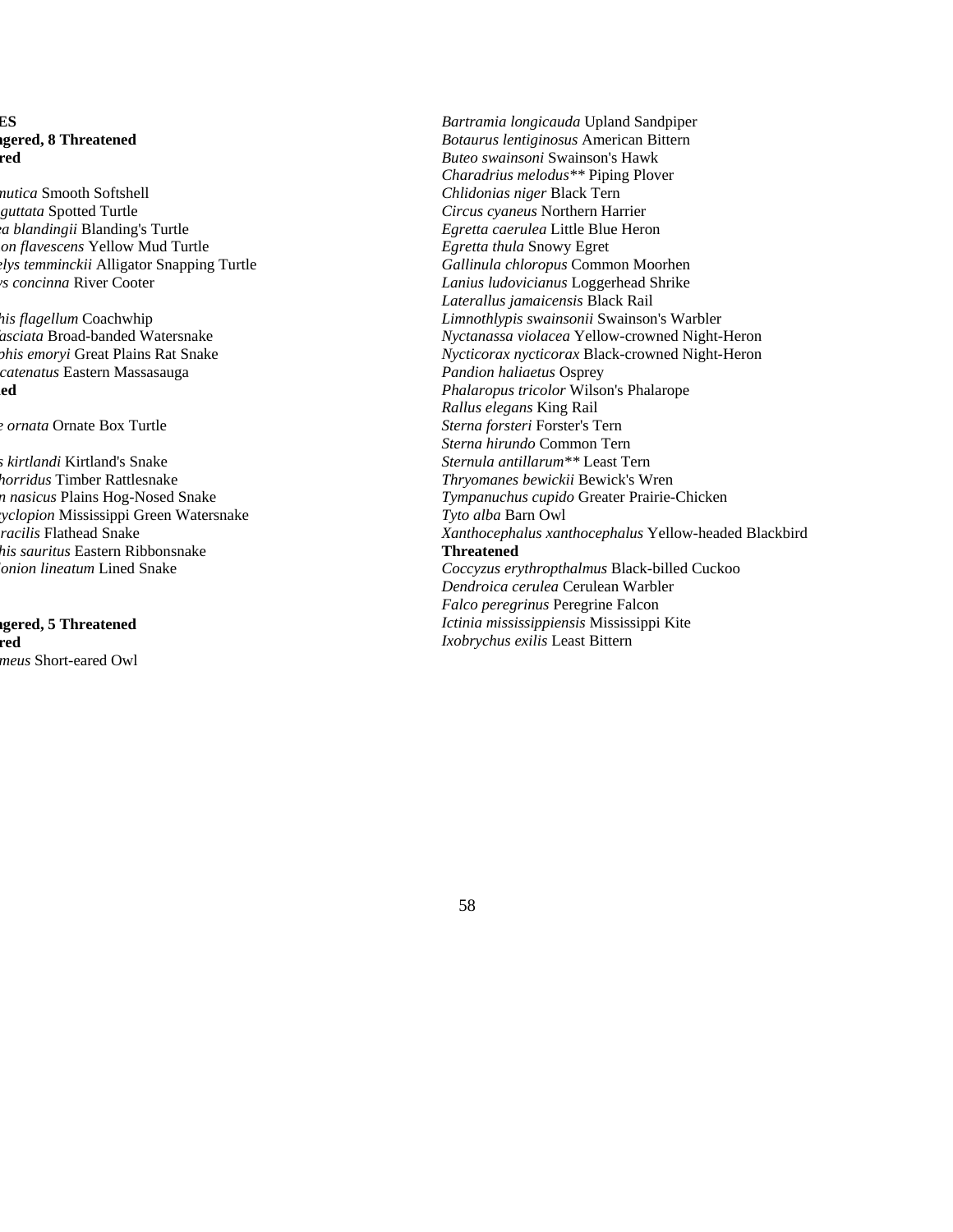**ES**
**gered, 8 Threatened**
**red**

*nutica* Smooth Softshell
*guttata* Spotted Turtle
*a blandingii* Blanding's Turtle
*on flavescens* Yellow Mud Turtle
*lys temminckii* Alligator Snapping Turtle
*s concinna* River Cooter

*his flagellum* Coachwhip
*asciata* Broad-banded Watersnake
*his emoryi* Great Plains Rat Snake
*catenatus* Eastern Massasauga
**ed**

*e ornata* Ornate Box Turtle

*s kirtlandi* Kirtland's Snake
*horridus* Timber Rattlesnake
*n nasicus* Plains Hog-Nosed Snake
*yclopion* Mississippi Green Watersnake
*racilis* Flathead Snake
*his sauritus* Eastern Ribbonsnake
*onion lineatum* Lined Snake

**gered, 5 Threatened**
**red**
*meus* Short-eared Owl

*Bartramia longicauda* Upland Sandpiper
*Botaurus lentiginosus* American Bittern
*Buteo swainsoni* Swainson's Hawk
*Charadrius melodus*** Piping Plover
*Chlidonias niger* Black Tern
*Circus cyaneus* Northern Harrier
*Egretta caerulea* Little Blue Heron
*Egretta thula* Snowy Egret
*Gallinula chloropus* Common Moorhen
*Lanius ludovicianus* Loggerhead Shrike
*Laterallus jamaicensis* Black Rail
*Limnothlypis swainsonii* Swainson's Warbler
*Nyctanassa violacea* Yellow-crowned Night-Heron
*Nycticorax nycticorax* Black-crowned Night-Heron
*Pandion haliaetus* Osprey
*Phalaropus tricolor* Wilson's Phalarope
*Rallus elegans* King Rail
*Sterna forsteri* Forster's Tern
*Sterna hirundo* Common Tern
*Sternula antillarum*** Least Tern
*Thryomanes bewickii* Bewick's Wren
*Tympanuchus cupido* Greater Prairie-Chicken
*Tyto alba* Barn Owl
*Xanthocephalus xanthocephalus* Yellow-headed Blackbird
**Threatened**
*Coccyzus erythropthalmus* Black-billed Cuckoo
*Dendroica cerulea* Cerulean Warbler
*Falco peregrinus* Peregrine Falcon
*Ictinia mississippiensis* Mississippi Kite
*Ixobrychus exilis* Least Bittern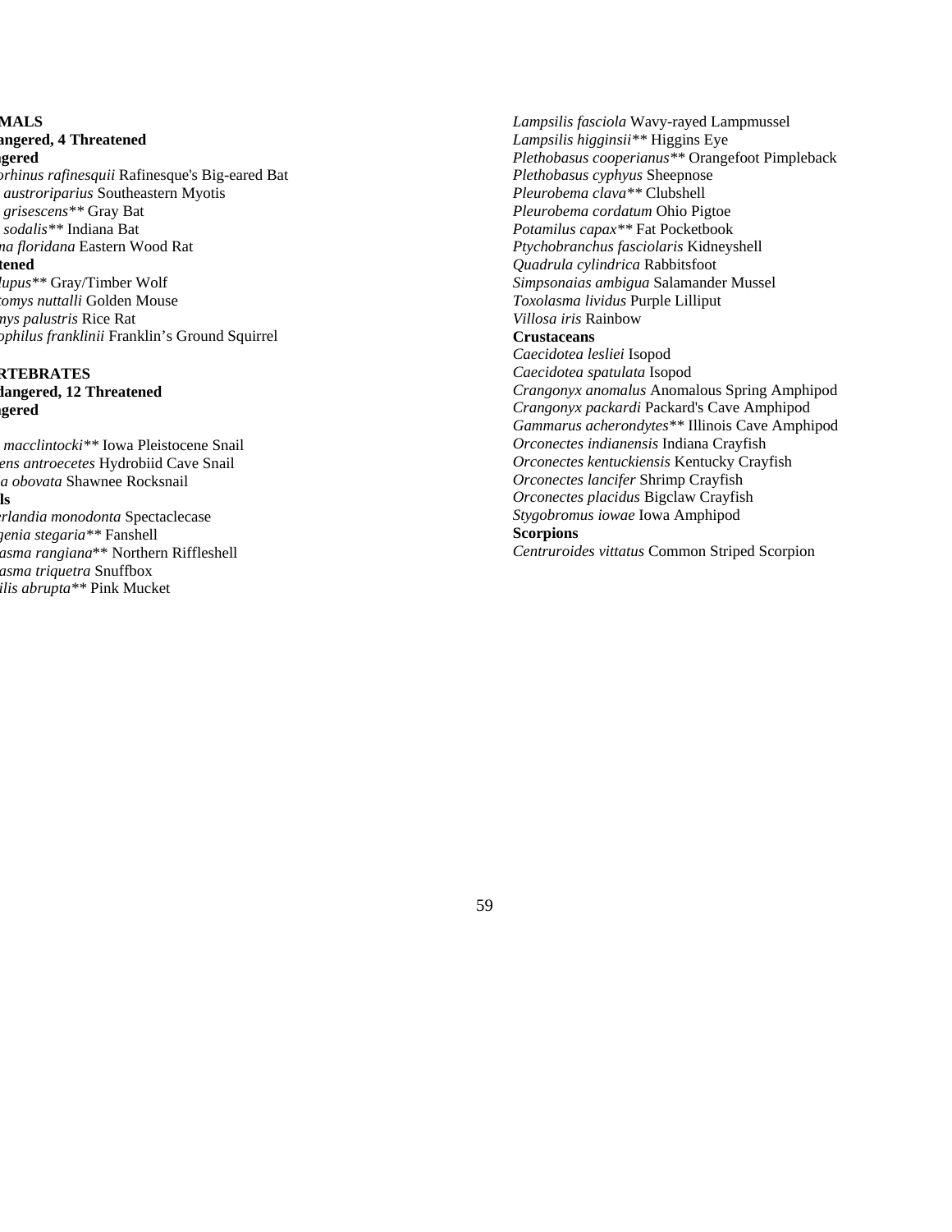**MALS**
**angered, 4 Threatened**
**gered**

*orhinus rafinesquii* Rafinesque's Big-eared Bat
*austroriparius* Southeastern Myotis
*grisescens*** Gray Bat
*sodalis*** Indiana Bat
*na floridana* Eastern Wood Rat

**tened**

*lupus*** Gray/Timber Wolf
*tomys nuttalli* Golden Mouse
*mys palustris* Rice Rat
*ophilus franklinii* Franklin's Ground Squirrel

**RTEBRATES**
**dangered, 12 Threatened**
**gered**

*macclintocki*** Iowa Pleistocene Snail
*ens antroecetes* Hydrobiid Cave Snail
*a obovata* Shawnee Rocksnail

**ls**

*erlandia monodonta* Spectaclecase
*genia stegaria*** Fanshell
*asma rangiana*** Northern Riffleshell
*asma triquetra* Snuffbox
*ilis abrupta*** Pink Mucket
*Lampsilis fasciola* Wavy-rayed Lampmussel
*Lampsilis higginsii*** Higgins Eye
*Plethobasus cooperianus*** Orangefoot Pimpleback
*Plethobasus cyphyus* Sheepnose
*Pleurobema clava*** Clubshell
*Pleurobema cordatum* Ohio Pigtoe
*Potamilus capax*** Fat Pocketbook
*Ptychobranchus fasciolaris* Kidneyshell
*Quadrula cylindrica* Rabbitsfoot
*Simpsonaias ambigua* Salamander Mussel
*Toxolasma lividus* Purple Lilliput
*Villosa iris* Rainbow

**Crustaceans**

*Caecidotea lesliei* Isopod
*Caecidotea spatulata* Isopod
*Crangonyx anomalus* Anomalous Spring Amphipod
*Crangonyx packardi* Packard's Cave Amphipod
*Gammarus acherondytes*** Illinois Cave Amphipod
*Orconectes indianensis* Indiana Crayfish
*Orconectes kentuckiensis* Kentucky Crayfish
*Orconectes lancifer* Shrimp Crayfish
*Orconectes placidus* Bigclaw Crayfish
*Stygobromus iowae* Iowa Amphipod

**Scorpions**

*Centruroides vittatus* Common Striped Scorpion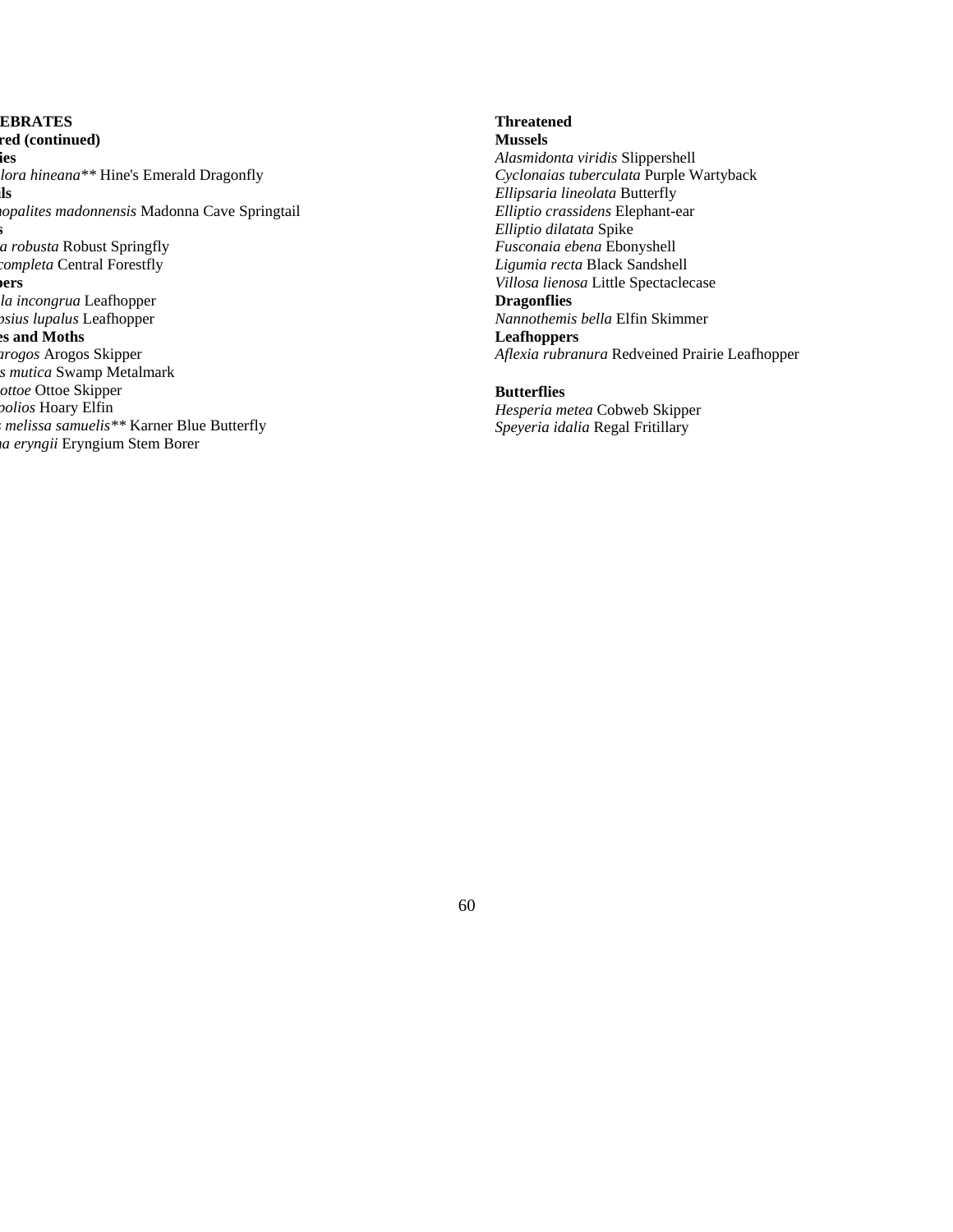**EBRATES**
**red (continued)**
**ies**
*lora hineana*** Hine's Emerald Dragonfly
**ls**
*nopalites madonnensis* Madonna Cave Springtail
**s**
*a robusta* Robust Springfly
*completa* Central Forestfly
**pers**
*la incongrua* Leafhopper
*psius lupalus* Leafhopper
**es and Moths**
*arogos* Arogos Skipper
*s mutica* Swamp Metalmark
*ottoe* Ottoe Skipper
*polios* Hoary Elfin
*melissa samuelis*** Karner Blue Butterfly
*na eryngii* Eryngium Stem Borer

**Threatened**
**Mussels**
*Alasmidonta viridis* Slippershell
*Cyclonaias tuberculata* Purple Wartyback
*Ellipsaria lineolata* Butterfly
*Elliptio crassidens* Elephant-ear
*Elliptio dilatata* Spike
*Fusconaia ebena* Ebonyshell
*Ligumia recta* Black Sandshell
*Villosa lienosa* Little Spectaclecase
**Dragonflies**
*Nannothemis bella* Elfin Skimmer
**Leafhoppers**
*Aflexia rubranura* Redveined Prairie Leafhopper

**Butterflies**
*Hesperia metea* Cobweb Skipper
*Speyeria idalia* Regal Fritillary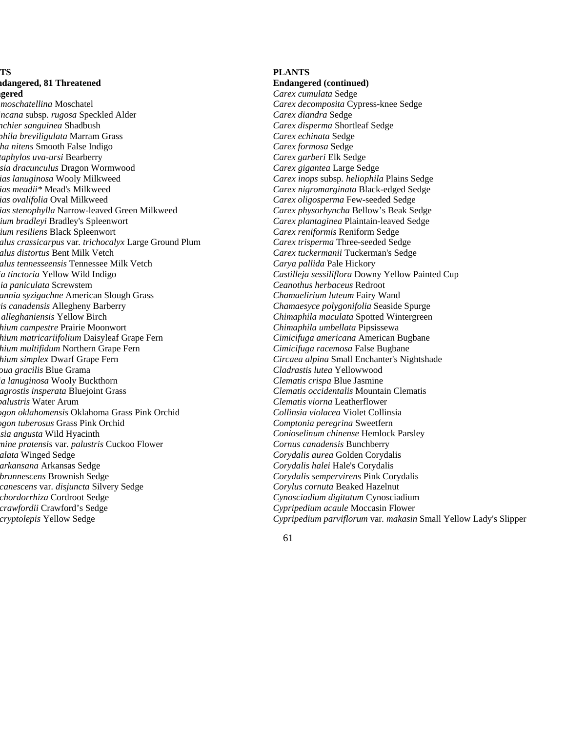**TS**

**ndangered, 81 Threatened**

**gered**

*moschatellina* Moschatel
*incana* subsp. *rugosa* Speckled Alder
*nchier sanguinea* Shadbush
*phila breviligulata* Marram Grass
*ha nitens* Smooth False Indigo
*taphylos uva-ursi* Bearberry
*sia dracunculus* Dragon Wormwood
*ias lanuginosa* Wooly Milkweed
*ias meadii** Mead's Milkweed
*ias ovalifolia* Oval Milkweed
*ias stenophylla* Narrow-leaved Green Milkweed
*ium bradleyi* Bradley's Spleenwort
*ium resiliens* Black Spleenwort
*alus crassicarpus* var. *trichocalyx* Large Ground Plum
*alus distortus* Bent Milk Vetch
*alus tennesseensis* Tennessee Milk Vetch
*a tinctoria* Yellow Wild Indigo
*ia paniculata* Screwstem
*annia syzigachne* American Slough Grass
*is canadensis* Allegheny Barberry
*alleghaniensis* Yellow Birch
*hium campestre* Prairie Moonwort
*hium matricariifolium* Daisyleaf Grape Fern
*hium multifidum* Northern Grape Fern
*hium simplex* Dwarf Grape Fern
*oua gracilis* Blue Grama
*a lanuginosa* Wooly Buckthorn
*agrostis insperata* Bluejoint Grass
*palustris* Water Arum
*gon oklahomensis* Oklahoma Grass Pink Orchid
*gon tuberosus* Grass Pink Orchid
*sia angusta* Wild Hyacinth
*mine pratensis* var. *palustris* Cuckoo Flower
*alata* Winged Sedge
*arkansana* Arkansas Sedge
*brunnescens* Brownish Sedge
*canescens* var. *disjuncta* Silvery Sedge
*chordorrhiza* Cordroot Sedge
*crawfordii* Crawford's Sedge
*cryptolepis* Yellow Sedge

**PLANTS**

**Endangered (continued)**

*Carex cumulata* Sedge
*Carex decomposita* Cypress-knee Sedge
*Carex diandra* Sedge
*Carex disperma* Shortleaf Sedge
*Carex echinata* Sedge
*Carex formosa* Sedge
*Carex garberi* Elk Sedge
*Carex gigantea* Large Sedge
*Carex inops* subsp. *heliophila* Plains Sedge
*Carex nigromarginata* Black-edged Sedge
*Carex oligosperma* Few-seeded Sedge
*Carex physorhyncha* Bellow's Beak Sedge
*Carex plantaginea* Plaintain-leaved Sedge
*Carex reniformis* Reniform Sedge
*Carex trisperma* Three-seeded Sedge
*Carex tuckermanii* Tuckerman's Sedge
*Carya pallida* Pale Hickory
*Castilleja sessiliflora* Downy Yellow Painted Cup
*Ceanothus herbaceus* Redroot
*Chamaelirium luteum* Fairy Wand
*Chamaesyce polygonifolia* Seaside Spurge
*Chimaphila maculata* Spotted Wintergreen
*Chimaphila umbellata* Pipsissewa
*Cimicifuga americana* American Bugbane
*Cimicifuga racemosa* False Bugbane
*Circaea alpina* Small Enchanter's Nightshade
*Cladrastis lutea* Yellowwood
*Clematis crispa* Blue Jasmine
*Clematis occidentalis* Mountain Clematis
*Clematis viorna* Leatherflower
*Collinsia violacea* Violet Collinsia
*Comptonia peregrina* Sweetfern
*Conioselinum chinense* Hemlock Parsley
*Cornus canadensis* Bunchberry
*Corydalis aurea* Golden Corydalis
*Corydalis halei* Hale's Corydalis
*Corydalis sempervirens* Pink Corydalis
*Corylus cornuta* Beaked Hazelnut
*Cynosciadium digitatum* Cynosciadium
*Cypripedium acaule* Moccasin Flower
*Cypripedium parviflorum* var. *makasin* Small Yellow Lady's Slipper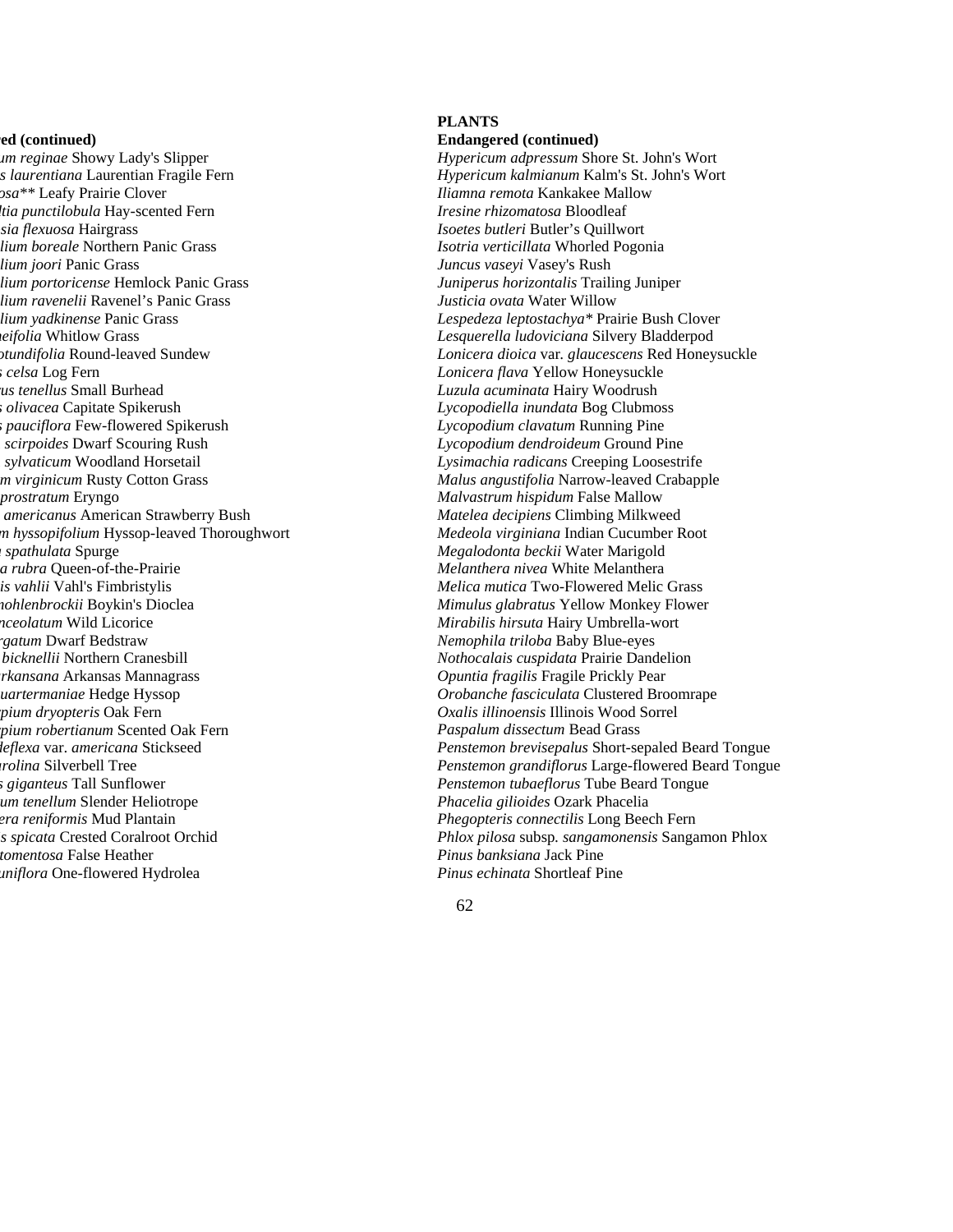**ed (continued)**

*um reginae* Showy Lady's Slipper
*s laurentiana* Laurentian Fragile Fern
*osa*** Leafy Prairie Clover
*ltia punctilobula* Hay-scented Fern
*sia flexuosa* Hairgrass
*lium boreale* Northern Panic Grass
*lium joori* Panic Grass
*lium portoricense* Hemlock Panic Grass
*lium ravenelii* Ravenel's Panic Grass
*lium yadkinense* Panic Grass
*neifolia* Whitlow Grass
*otundifolia* Round-leaved Sundew
*s celsa* Log Fern
*us tenellus* Small Burhead
*s olivacea* Capitate Spikerush
*s pauciflora* Few-flowered Spikerush
*scirpoides* Dwarf Scouring Rush
*sylvaticum* Woodland Horsetail
*m virginicum* Rusty Cotton Grass
*prostratum* Eryngo
*americanus* American Strawberry Bush
*m hyssopifolium* Hyssop-leaved Thoroughwort
*spathulata* Spurge
*a rubra* Queen-of-the-Prairie
*is vahlii* Vahl's Fimbristylis
*nohlenbrockii* Boykin's Dioclea
*nceolatum* Wild Licorice
*rgatum* Dwarf Bedstraw
*bicknellii* Northern Cranesbill
*rkansana* Arkansas Mannagrass
*uartermaniae* Hedge Hyssop
*pium dryopteris* Oak Fern
*pium robertianum* Scented Oak Fern
*deflexa* var. *americana* Stickseed
*rolina* Silverbell Tree
*s giganteus* Tall Sunflower
*um tenellum* Slender Heliotrope
*era reniformis* Mud Plantain
*s spicata* Crested Coralroot Orchid
*tomentosa* False Heather
*uniflora* One-flowered Hydrolea

**PLANTS**

**Endangered (continued)**

*Hypericum adpressum* Shore St. John's Wort
*Hypericum kalmianum* Kalm's St. John's Wort
*Iliamna remota* Kankakee Mallow
*Iresine rhizomatosa* Bloodleaf
*Isoetes butleri* Butler's Quillwort
*Isotria verticillata* Whorled Pogonia
*Juncus vaseyi* Vasey's Rush
*Juniperus horizontalis* Trailing Juniper
*Justicia ovata* Water Willow
*Lespedeza leptostachya** Prairie Bush Clover
*Lesquerella ludoviciana* Silvery Bladderpod
*Lonicera dioica* var. *glaucescens* Red Honeysuckle
*Lonicera flava* Yellow Honeysuckle
*Luzula acuminata* Hairy Woodrush
*Lycopodiella inundata* Bog Clubmoss
*Lycopodium clavatum* Running Pine
*Lycopodium dendroideum* Ground Pine
*Lysimachia radicans* Creeping Loosestrife
*Malus angustifolia* Narrow-leaved Crabapple
*Malvastrum hispidum* False Mallow
*Matelea decipiens* Climbing Milkweed
*Medeola virginiana* Indian Cucumber Root
*Megalodonta beckii* Water Marigold
*Melanthera nivea* White Melanthera
*Melica mutica* Two-Flowered Melic Grass
*Mimulus glabratus* Yellow Monkey Flower
*Mirabilis hirsuta* Hairy Umbrella-wort
*Nemophila triloba* Baby Blue-eyes
*Nothocalais cuspidata* Prairie Dandelion
*Opuntia fragilis* Fragile Prickly Pear
*Orobanche fasciculata* Clustered Broomrape
*Oxalis illinoensis* Illinois Wood Sorrel
*Paspalum dissectum* Bead Grass
*Penstemon brevisepalus* Short-sepaled Beard Tongue
*Penstemon grandiflorus* Large-flowered Beard Tongue
*Penstemon tubaeflorus* Tube Beard Tongue
*Phacelia gilioides* Ozark Phacelia
*Phegopteris connectilis* Long Beech Fern
*Phlox pilosa* subsp. *sangamonensis* Sangamon Phlox
*Pinus banksiana* Jack Pine
*Pinus echinata* Shortleaf Pine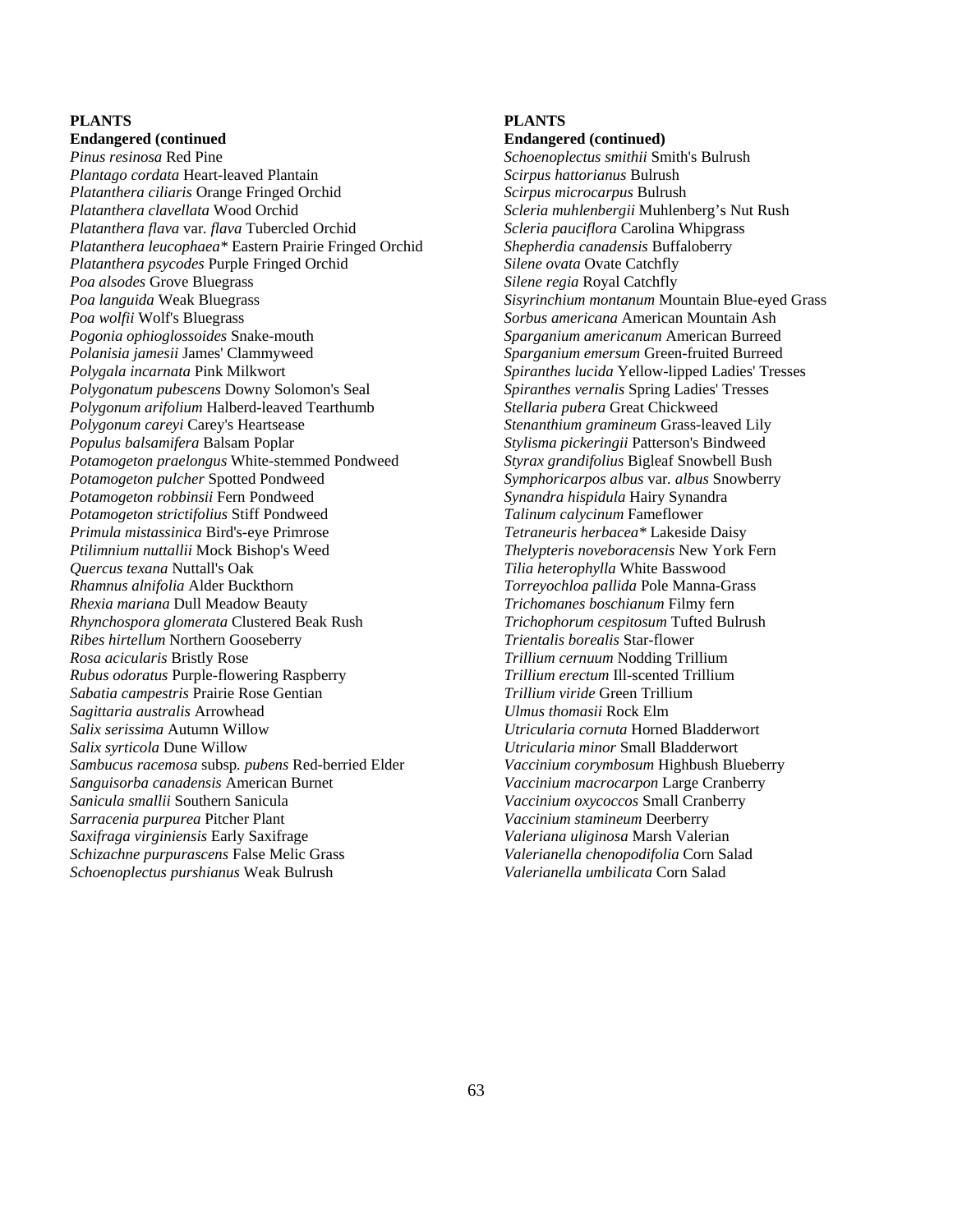**PLANTS**

**Endangered (continued**

*Pinus resinosa* Red Pine
*Plantago cordata* Heart-leaved Plantain
*Platanthera ciliaris* Orange Fringed Orchid
*Platanthera clavellata* Wood Orchid
*Platanthera flava* var. *flava* Tubercled Orchid
*Platanthera leucophaea** Eastern Prairie Fringed Orchid
*Platanthera psycodes* Purple Fringed Orchid
*Poa alsodes* Grove Bluegrass
*Poa languida* Weak Bluegrass
*Poa wolfii* Wolf's Bluegrass
*Pogonia ophioglossoides* Snake-mouth
*Polanisia jamesii* James' Clammyweed
*Polygala incarnata* Pink Milkwort
*Polygonatum pubescens* Downy Solomon's Seal
*Polygonum arifolium* Halberd-leaved Tearthumb
*Polygonum careyi* Carey's Heartsease
*Populus balsamifera* Balsam Poplar
*Potamogeton praelongus* White-stemmed Pondweed
*Potamogeton pulcher* Spotted Pondweed
*Potamogeton robbinsii* Fern Pondweed
*Potamogeton strictifolius* Stiff Pondweed
*Primula mistassinica* Bird's-eye Primrose
*Ptilimnium nuttallii* Mock Bishop's Weed
*Quercus texana* Nuttall's Oak
*Rhamnus alnifolia* Alder Buckthorn
*Rhexia mariana* Dull Meadow Beauty
*Rhynchospora glomerata* Clustered Beak Rush
*Ribes hirtellum* Northern Gooseberry
*Rosa acicularis* Bristly Rose
*Rubus odoratus* Purple-flowering Raspberry
*Sabatia campestris* Prairie Rose Gentian
*Sagittaria australis* Arrowhead
*Salix serissima* Autumn Willow
*Salix syrticola* Dune Willow
*Sambucus racemosa* subsp. *pubens* Red-berried Elder
*Sanguisorba canadensis* American Burnet
*Sanicula smallii* Southern Sanicula
*Sarracenia purpurea* Pitcher Plant
*Saxifraga virginiensis* Early Saxifrage
*Schizachne purpurascens* False Melic Grass
*Schoenoplectus purshianus* Weak Bulrush

**PLANTS**

**Endangered (continued)**

*Schoenoplectus smithii* Smith's Bulrush
*Scirpus hattorianus* Bulrush
*Scirpus microcarpus* Bulrush
*Scleria muhlenbergii* Muhlenberg's Nut Rush
*Scleria pauciflora* Carolina Whipgrass
*Shepherdia canadensis* Buffaloberry
*Silene ovata* Ovate Catchfly
*Silene regia* Royal Catchfly
*Sisyrinchium montanum* Mountain Blue-eyed Grass
*Sorbus americana* American Mountain Ash
*Sparganium americanum* American Burreed
*Sparganium emersum* Green-fruited Burreed
*Spiranthes lucida* Yellow-lipped Ladies' Tresses
*Spiranthes vernalis* Spring Ladies' Tresses
*Stellaria pubera* Great Chickweed
*Stenanthium gramineum* Grass-leaved Lily
*Stylisma pickeringii* Patterson's Bindweed
*Styrax grandifolius* Bigleaf Snowbell Bush
*Symphoricarpos albus* var. *albus* Snowberry
*Synandra hispidula* Hairy Synandra
*Talinum calycinum* Fameflower
*Tetraneuris herbacea** Lakeside Daisy
*Thelypteris noveboracensis* New York Fern
*Tilia heterophylla* White Basswood
*Torreyochloa pallida* Pole Manna-Grass
*Trichomanes boschianum* Filmy fern
*Trichophorum cespitosum* Tufted Bulrush
*Trientalis borealis* Star-flower
*Trillium cernuum* Nodding Trillium
*Trillium erectum* Ill-scented Trillium
*Trillium viride* Green Trillium
*Ulmus thomasii* Rock Elm
*Utricularia cornuta* Horned Bladderwort
*Utricularia minor* Small Bladderwort
*Vaccinium corymbosum* Highbush Blueberry
*Vaccinium macrocarpon* Large Cranberry
*Vaccinium oxycoccos* Small Cranberry
*Vaccinium stamineum* Deerberry
*Valeriana uliginosa* Marsh Valerian
*Valerianella chenopodifolia* Corn Salad
*Valerianella umbilicata* Corn Salad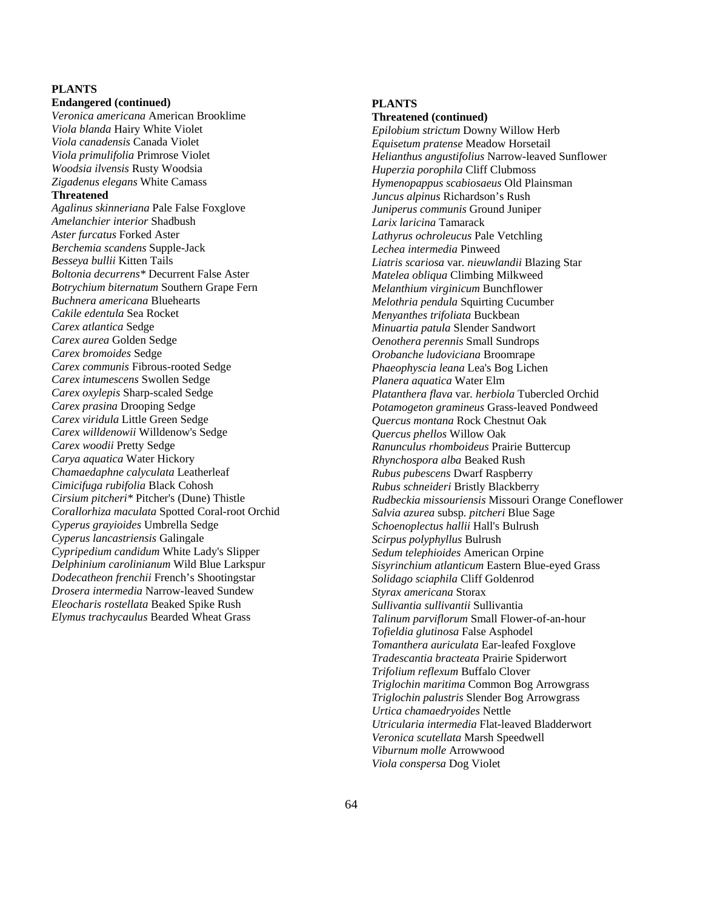**PLANTS**

**Endangered (continued)**

*Veronica americana* American Brooklime
*Viola blanda* Hairy White Violet
*Viola canadensis* Canada Violet
*Viola primulifolia* Primrose Violet
*Woodsia ilvensis* Rusty Woodsia
*Zigadenus elegans* White Camass

**Threatened**

*Agalinus skinneriana* Pale False Foxglove
*Amelanchier interior* Shadbush
*Aster furcatus* Forked Aster
*Berchemia scandens* Supple-Jack
*Besseya bullii* Kitten Tails
*Boltonia decurrens** Decurrent False Aster
*Botrychium biternatum* Southern Grape Fern
*Buchnera americana* Bluehearts
*Cakile edentula* Sea Rocket
*Carex atlantica* Sedge
*Carex aurea* Golden Sedge
*Carex bromoides* Sedge
*Carex communis* Fibrous-rooted Sedge
*Carex intumescens* Swollen Sedge
*Carex oxylepis* Sharp-scaled Sedge
*Carex prasina* Drooping Sedge
*Carex viridula* Little Green Sedge
*Carex willdenowii* Willdenow's Sedge
*Carex woodii* Pretty Sedge
*Carya aquatica* Water Hickory
*Chamaedaphne calyculata* Leatherleaf
*Cimicifuga rubifolia* Black Cohosh
*Cirsium pitcheri** Pitcher's (Dune) Thistle
*Corallorhiza maculata* Spotted Coral-root Orchid
*Cyperus grayioides* Umbrella Sedge
*Cyperus lancastriensis* Galingale
*Cypripedium candidum* White Lady's Slipper
*Delphinium carolinianum* Wild Blue Larkspur
*Dodecatheon frenchii* French's Shootingstar
*Drosera intermedia* Narrow-leaved Sundew
*Eleocharis rostellata* Beaked Spike Rush
*Elymus trachycaulus* Bearded Wheat Grass

**PLANTS**

**Threatened (continued)**

*Epilobium strictum* Downy Willow Herb
*Equisetum pratense* Meadow Horsetail
*Helianthus angustifolius* Narrow-leaved Sunflower
*Huperzia porophila* Cliff Clubmoss
*Hymenopappus scabiosaeus* Old Plainsman
*Juncus alpinus* Richardson's Rush
*Juniperus communis* Ground Juniper
*Larix laricina* Tamarack
*Lathyrus ochroleucus* Pale Vetchling
*Lechea intermedia* Pinweed
*Liatris scariosa* var. *nieuwlandii* Blazing Star
*Matelea obliqua* Climbing Milkweed
*Melanthium virginicum* Bunchflower
*Melothria pendula* Squirting Cucumber
*Menyanthes trifoliata* Buckbean
*Minuartia patula* Slender Sandwort
*Oenothera perennis* Small Sundrops
*Orobanche ludoviciana* Broomrape
*Phaeophyscia leana* Lea's Bog Lichen
*Planera aquatica* Water Elm
*Platanthera flava* var. *herbiola* Tubercled Orchid
*Potamogeton gramineus* Grass-leaved Pondweed
*Quercus montana* Rock Chestnut Oak
*Quercus phellos* Willow Oak
*Ranunculus rhomboideus* Prairie Buttercup
*Rhynchospora alba* Beaked Rush
*Rubus pubescens* Dwarf Raspberry
*Rubus schneideri* Bristly Blackberry
*Rudbeckia missouriensis* Missouri Orange Coneflower
*Salvia azurea* subsp. *pitcheri* Blue Sage
*Schoenoplectus hallii* Hall's Bulrush
*Scirpus polyphyllus* Bulrush
*Sedum telephioides* American Orpine
*Sisyrinchium atlanticum* Eastern Blue-eyed Grass
*Solidago sciaphila* Cliff Goldenrod
*Styrax americana* Storax
*Sullivantia sullivantii* Sullivantia
*Talinum parviflorum* Small Flower-of-an-hour
*Tofieldia glutinosa* False Asphodel
*Tomanthera auriculata* Ear-leafed Foxglove
*Tradescantia bracteata* Prairie Spiderwort
*Trifolium reflexum* Buffalo Clover
*Triglochin maritima* Common Bog Arrowgrass
*Triglochin palustris* Slender Bog Arrowgrass
*Urtica chamaedryoides* Nettle
*Utricularia intermedia* Flat-leaved Bladderwort
*Veronica scutellata* Marsh Speedwell
*Viburnum molle* Arrowwood
*Viola conspersa* Dog Violet